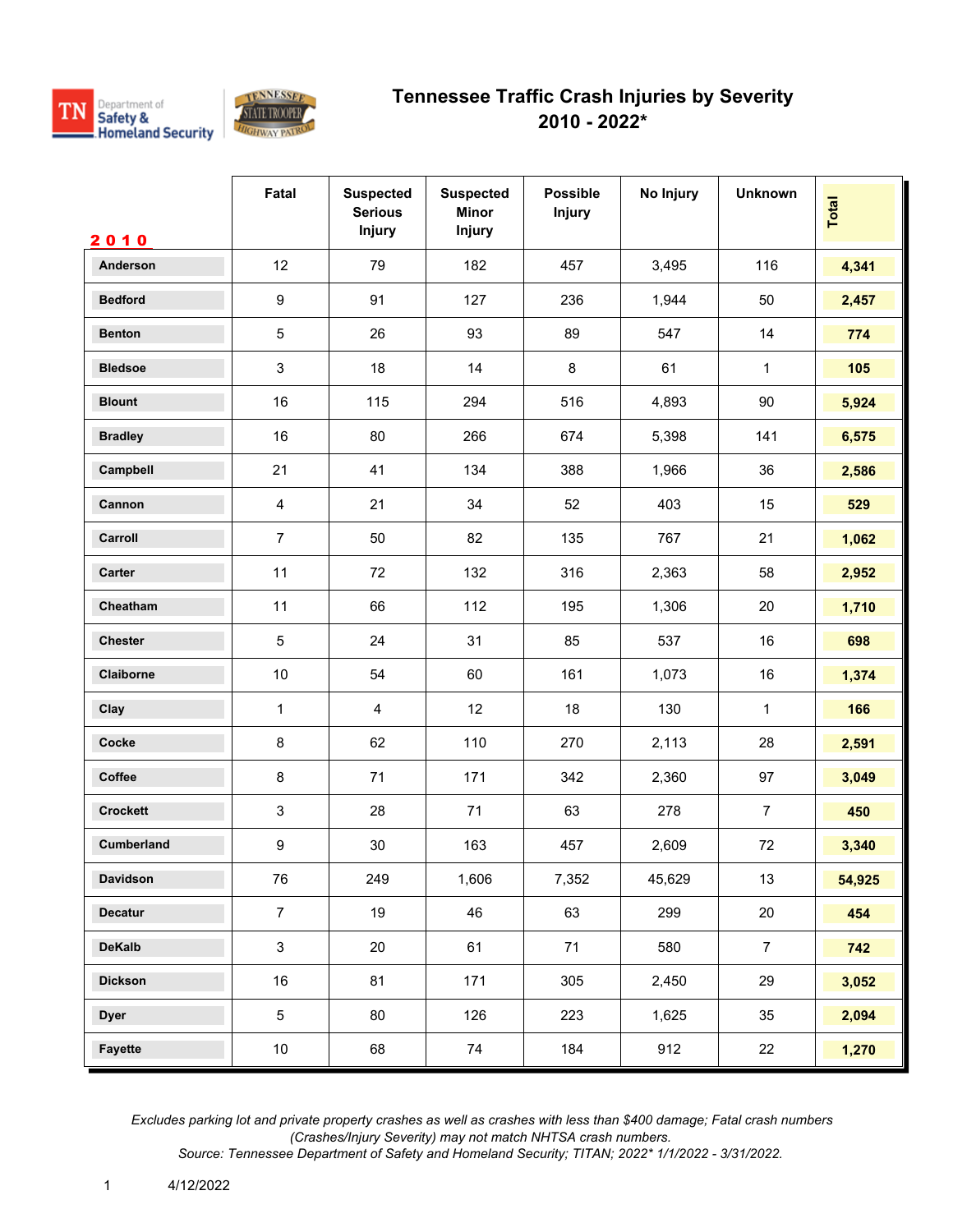# Tennessee Traffic Crash Injuries by Severity
## 2010 - 2022*

| 2010 | Fatal | Suspected Serious Injury | Suspected Minor Injury | Possible Injury | No Injury | Unknown | Total |
|---|---|---|---|---|---|---|---|
| Anderson | 12 | 79 | 182 | 457 | 3,495 | 116 | **4,341** |
| Bedford | 9 | 91 | 127 | 236 | 1,944 | 50 | **2,457** |
| Benton | 5 | 26 | 93 | 89 | 547 | 14 | **774** |
| Bledsoe | 3 | 18 | 14 | 8 | 61 | 1 | **105** |
| Blount | 16 | 115 | 294 | 516 | 4,893 | 90 | **5,924** |
| Bradley | 16 | 80 | 266 | 674 | 5,398 | 141 | **6,575** |
| Campbell | 21 | 41 | 134 | 388 | 1,966 | 36 | **2,586** |
| Cannon | 4 | 21 | 34 | 52 | 403 | 15 | **529** |
| Carroll | 7 | 50 | 82 | 135 | 767 | 21 | **1,062** |
| Carter | 11 | 72 | 132 | 316 | 2,363 | 58 | **2,952** |
| Cheatham | 11 | 66 | 112 | 195 | 1,306 | 20 | **1,710** |
| Chester | 5 | 24 | 31 | 85 | 537 | 16 | **698** |
| Claiborne | 10 | 54 | 60 | 161 | 1,073 | 16 | **1,374** |
| Clay | 1 | 4 | 12 | 18 | 130 | 1 | **166** |
| Cocke | 8 | 62 | 110 | 270 | 2,113 | 28 | **2,591** |
| Coffee | 8 | 71 | 171 | 342 | 2,360 | 97 | **3,049** |
| Crockett | 3 | 28 | 71 | 63 | 278 | 7 | **450** |
| Cumberland | 9 | 30 | 163 | 457 | 2,609 | 72 | **3,340** |
| Davidson | 76 | 249 | 1,606 | 7,352 | 45,629 | 13 | **54,925** |
| Decatur | 7 | 19 | 46 | 63 | 299 | 20 | **454** |
| DeKalb | 3 | 20 | 61 | 71 | 580 | 7 | **742** |
| Dickson | 16 | 81 | 171 | 305 | 2,450 | 29 | **3,052** |
| Dyer | 5 | 80 | 126 | 223 | 1,625 | 35 | **2,094** |
| Fayette | 10 | 68 | 74 | 184 | 912 | 22 | **1,270** |

*Excludes parking lot and private property crashes as well as crashes with less than $400 damage; Fatal crash numbers (Crashes/Injury Severity) may not match NHTSA crash numbers.*
*Source: Tennessee Department of Safety and Homeland Security; TITAN; 2022* 1/1/2022 - 3/31/2022.*

4/12/2022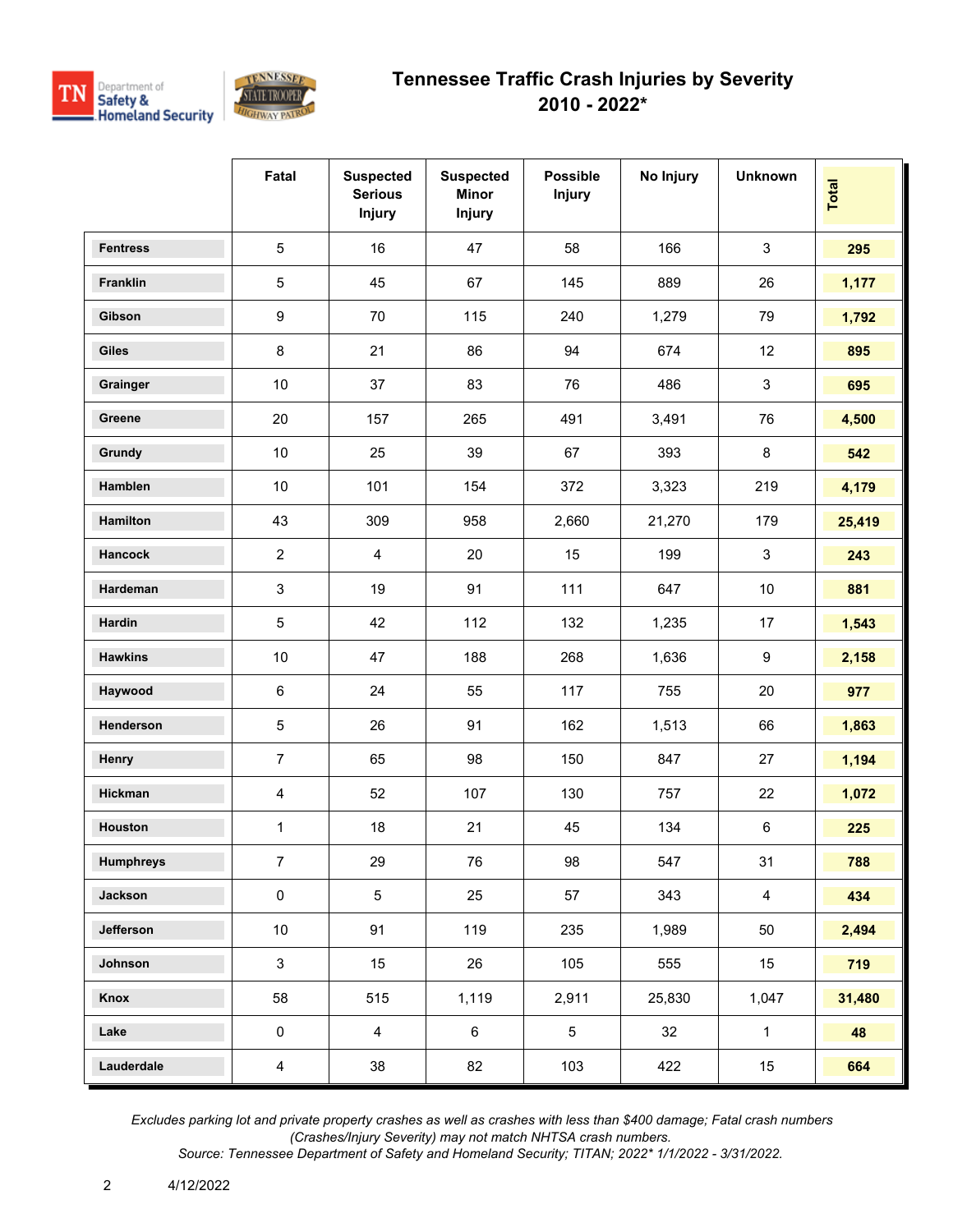# Tennessee Traffic Crash Injuries by Severity
## 2010 - 2022*

| | Fatal | Suspected Serious Injury | Suspected Minor Injury | Possible Injury | No Injury | Unknown | Total |
|---|---|---|---|---|---|---|---|
| **Fentress** | 5 | 16 | 47 | 58 | 166 | 3 | **295** |
| **Franklin** | 5 | 45 | 67 | 145 | 889 | 26 | **1,177** |
| **Gibson** | 9 | 70 | 115 | 240 | 1,279 | 79 | **1,792** |
| **Giles** | 8 | 21 | 86 | 94 | 674 | 12 | **895** |
| **Grainger** | 10 | 37 | 83 | 76 | 486 | 3 | **695** |
| **Greene** | 20 | 157 | 265 | 491 | 3,491 | 76 | **4,500** |
| **Grundy** | 10 | 25 | 39 | 67 | 393 | 8 | **542** |
| **Hamblen** | 10 | 101 | 154 | 372 | 3,323 | 219 | **4,179** |
| **Hamilton** | 43 | 309 | 958 | 2,660 | 21,270 | 179 | **25,419** |
| **Hancock** | 2 | 4 | 20 | 15 | 199 | 3 | **243** |
| **Hardeman** | 3 | 19 | 91 | 111 | 647 | 10 | **881** |
| **Hardin** | 5 | 42 | 112 | 132 | 1,235 | 17 | **1,543** |
| **Hawkins** | 10 | 47 | 188 | 268 | 1,636 | 9 | **2,158** |
| **Haywood** | 6 | 24 | 55 | 117 | 755 | 20 | **977** |
| **Henderson** | 5 | 26 | 91 | 162 | 1,513 | 66 | **1,863** |
| **Henry** | 7 | 65 | 98 | 150 | 847 | 27 | **1,194** |
| **Hickman** | 4 | 52 | 107 | 130 | 757 | 22 | **1,072** |
| **Houston** | 1 | 18 | 21 | 45 | 134 | 6 | **225** |
| **Humphreys** | 7 | 29 | 76 | 98 | 547 | 31 | **788** |
| **Jackson** | 0 | 5 | 25 | 57 | 343 | 4 | **434** |
| **Jefferson** | 10 | 91 | 119 | 235 | 1,989 | 50 | **2,494** |
| **Johnson** | 3 | 15 | 26 | 105 | 555 | 15 | **719** |
| **Knox** | 58 | 515 | 1,119 | 2,911 | 25,830 | 1,047 | **31,480** |
| **Lake** | 0 | 4 | 6 | 5 | 32 | 1 | **48** |
| **Lauderdale** | 4 | 38 | 82 | 103 | 422 | 15 | **664** |

*Excludes parking lot and private property crashes as well as crashes with less than $400 damage; Fatal crash numbers (Crashes/Injury Severity) may not match NHTSA crash numbers.*
*Source: Tennessee Department of Safety and Homeland Security; TITAN; 2022* 1/1/2022 - 3/31/2022.*

4/12/2022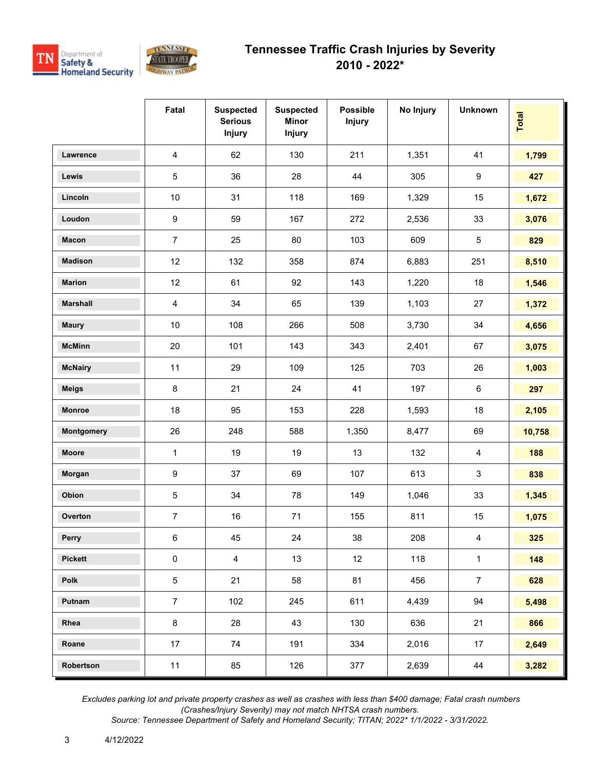# Tennessee Traffic Crash Injuries by Severity
## 2010 - 2022*

| | Fatal | Suspected Serious Injury | Suspected Minor Injury | Possible Injury | No Injury | Unknown | Total |
|---|---|---|---|---|---|---|---|
| Lawrence | 4 | 62 | 130 | 211 | 1,351 | 41 | **1,799** |
| Lewis | 5 | 36 | 28 | 44 | 305 | 9 | **427** |
| Lincoln | 10 | 31 | 118 | 169 | 1,329 | 15 | **1,672** |
| Loudon | 9 | 59 | 167 | 272 | 2,536 | 33 | **3,076** |
| Macon | 7 | 25 | 80 | 103 | 609 | 5 | **829** |
| Madison | 12 | 132 | 358 | 874 | 6,883 | 251 | **8,510** |
| Marion | 12 | 61 | 92 | 143 | 1,220 | 18 | **1,546** |
| Marshall | 4 | 34 | 65 | 139 | 1,103 | 27 | **1,372** |
| Maury | 10 | 108 | 266 | 508 | 3,730 | 34 | **4,656** |
| McMinn | 20 | 101 | 143 | 343 | 2,401 | 67 | **3,075** |
| McNairy | 11 | 29 | 109 | 125 | 703 | 26 | **1,003** |
| Meigs | 8 | 21 | 24 | 41 | 197 | 6 | **297** |
| Monroe | 18 | 95 | 153 | 228 | 1,593 | 18 | **2,105** |
| Montgomery | 26 | 248 | 588 | 1,350 | 8,477 | 69 | **10,758** |
| Moore | 1 | 19 | 19 | 13 | 132 | 4 | **188** |
| Morgan | 9 | 37 | 69 | 107 | 613 | 3 | **838** |
| Obion | 5 | 34 | 78 | 149 | 1,046 | 33 | **1,345** |
| Overton | 7 | 16 | 71 | 155 | 811 | 15 | **1,075** |
| Perry | 6 | 45 | 24 | 38 | 208 | 4 | **325** |
| Pickett | 0 | 4 | 13 | 12 | 118 | 1 | **148** |
| Polk | 5 | 21 | 58 | 81 | 456 | 7 | **628** |
| Putnam | 7 | 102 | 245 | 611 | 4,439 | 94 | **5,498** |
| Rhea | 8 | 28 | 43 | 130 | 636 | 21 | **866** |
| Roane | 17 | 74 | 191 | 334 | 2,016 | 17 | **2,649** |
| Robertson | 11 | 85 | 126 | 377 | 2,639 | 44 | **3,282** |

*Excludes parking lot and private property crashes as well as crashes with less than $400 damage; Fatal crash numbers (Crashes/Injury Severity) may not match NHTSA crash numbers.*
*Source: Tennessee Department of Safety and Homeland Security; TITAN; 2022* 1/1/2022 - 3/31/2022.*

4/12/2022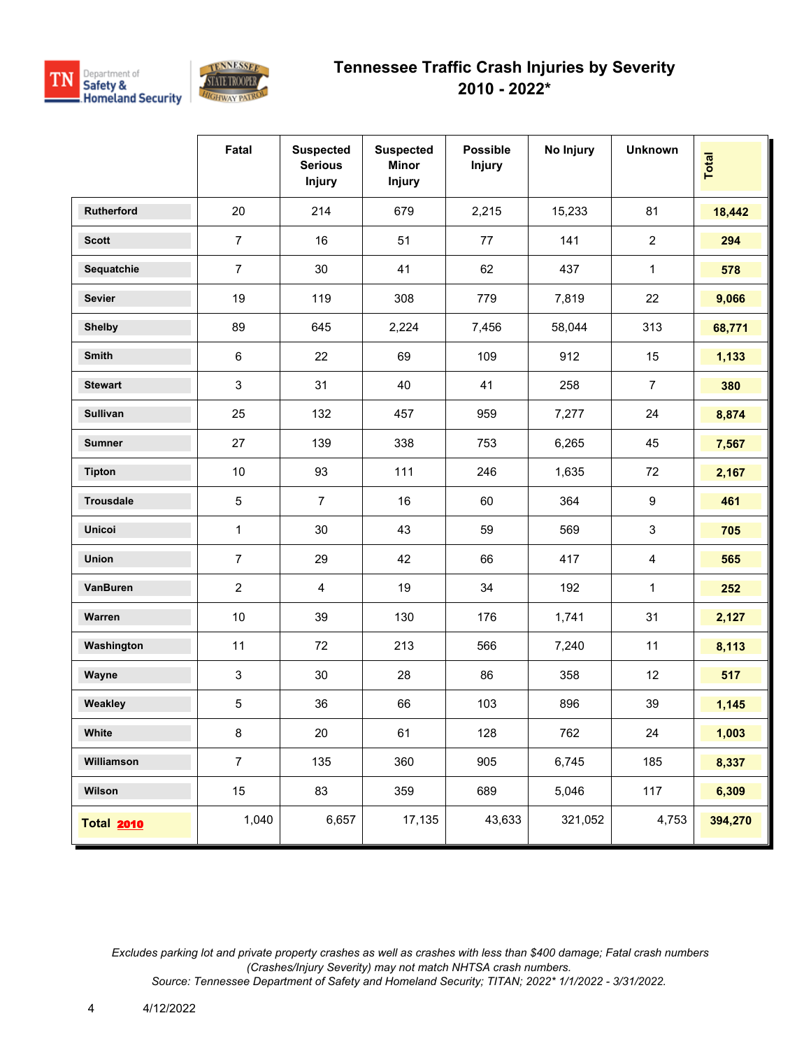# Tennessee Traffic Crash Injuries by Severity
## 2010 - 2022*

| | Fatal | Suspected Serious Injury | Suspected Minor Injury | Possible Injury | No Injury | Unknown | Total |
|---|---|---|---|---|---|---|---|
| Rutherford | 20 | 214 | 679 | 2,215 | 15,233 | 81 | **18,442** |
| Scott | 7 | 16 | 51 | 77 | 141 | 2 | **294** |
| Sequatchie | 7 | 30 | 41 | 62 | 437 | 1 | **578** |
| Sevier | 19 | 119 | 308 | 779 | 7,819 | 22 | **9,066** |
| Shelby | 89 | 645 | 2,224 | 7,456 | 58,044 | 313 | **68,771** |
| Smith | 6 | 22 | 69 | 109 | 912 | 15 | **1,133** |
| Stewart | 3 | 31 | 40 | 41 | 258 | 7 | **380** |
| Sullivan | 25 | 132 | 457 | 959 | 7,277 | 24 | **8,874** |
| Sumner | 27 | 139 | 338 | 753 | 6,265 | 45 | **7,567** |
| Tipton | 10 | 93 | 111 | 246 | 1,635 | 72 | **2,167** |
| Trousdale | 5 | 7 | 16 | 60 | 364 | 9 | **461** |
| Unicoi | 1 | 30 | 43 | 59 | 569 | 3 | **705** |
| Union | 7 | 29 | 42 | 66 | 417 | 4 | **565** |
| VanBuren | 2 | 4 | 19 | 34 | 192 | 1 | **252** |
| Warren | 10 | 39 | 130 | 176 | 1,741 | 31 | **2,127** |
| Washington | 11 | 72 | 213 | 566 | 7,240 | 11 | **8,113** |
| Wayne | 3 | 30 | 28 | 86 | 358 | 12 | **517** |
| Weakley | 5 | 36 | 66 | 103 | 896 | 39 | **1,145** |
| White | 8 | 20 | 61 | 128 | 762 | 24 | **1,003** |
| Williamson | 7 | 135 | 360 | 905 | 6,745 | 185 | **8,337** |
| Wilson | 15 | 83 | 359 | 689 | 5,046 | 117 | **6,309** |
| **Total 2010** | 1,040 | 6,657 | 17,135 | 43,633 | 321,052 | 4,753 | **394,270** |

*Excludes parking lot and private property crashes as well as crashes with less than $400 damage; Fatal crash numbers (Crashes/Injury Severity) may not match NHTSA crash numbers.*
*Source: Tennessee Department of Safety and Homeland Security; TITAN; 2022* 1/1/2022 - 3/31/2022.*

4/12/2022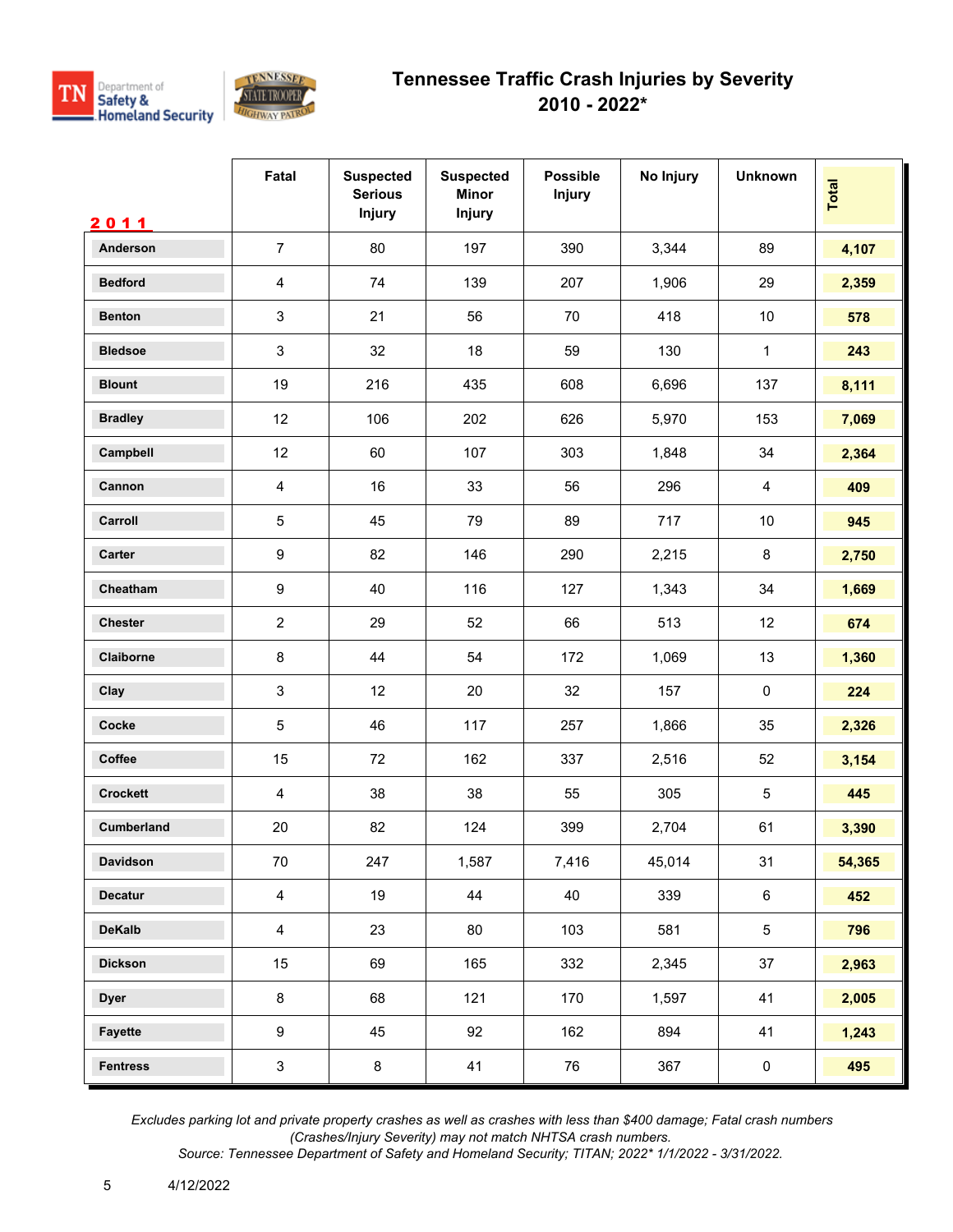# Tennessee Traffic Crash Injuries by Severity
## 2010 - 2022*

| 2011 | Fatal | Suspected Serious Injury | Suspected Minor Injury | Possible Injury | No Injury | Unknown | Total |
|---|---|---|---|---|---|---|---|
| Anderson | 7 | 80 | 197 | 390 | 3,344 | 89 | **4,107** |
| Bedford | 4 | 74 | 139 | 207 | 1,906 | 29 | **2,359** |
| Benton | 3 | 21 | 56 | 70 | 418 | 10 | **578** |
| Bledsoe | 3 | 32 | 18 | 59 | 130 | 1 | **243** |
| Blount | 19 | 216 | 435 | 608 | 6,696 | 137 | **8,111** |
| Bradley | 12 | 106 | 202 | 626 | 5,970 | 153 | **7,069** |
| Campbell | 12 | 60 | 107 | 303 | 1,848 | 34 | **2,364** |
| Cannon | 4 | 16 | 33 | 56 | 296 | 4 | **409** |
| Carroll | 5 | 45 | 79 | 89 | 717 | 10 | **945** |
| Carter | 9 | 82 | 146 | 290 | 2,215 | 8 | **2,750** |
| Cheatham | 9 | 40 | 116 | 127 | 1,343 | 34 | **1,669** |
| Chester | 2 | 29 | 52 | 66 | 513 | 12 | **674** |
| Claiborne | 8 | 44 | 54 | 172 | 1,069 | 13 | **1,360** |
| Clay | 3 | 12 | 20 | 32 | 157 | 0 | **224** |
| Cocke | 5 | 46 | 117 | 257 | 1,866 | 35 | **2,326** |
| Coffee | 15 | 72 | 162 | 337 | 2,516 | 52 | **3,154** |
| Crockett | 4 | 38 | 38 | 55 | 305 | 5 | **445** |
| Cumberland | 20 | 82 | 124 | 399 | 2,704 | 61 | **3,390** |
| Davidson | 70 | 247 | 1,587 | 7,416 | 45,014 | 31 | **54,365** |
| Decatur | 4 | 19 | 44 | 40 | 339 | 6 | **452** |
| DeKalb | 4 | 23 | 80 | 103 | 581 | 5 | **796** |
| Dickson | 15 | 69 | 165 | 332 | 2,345 | 37 | **2,963** |
| Dyer | 8 | 68 | 121 | 170 | 1,597 | 41 | **2,005** |
| Fayette | 9 | 45 | 92 | 162 | 894 | 41 | **1,243** |
| Fentress | 3 | 8 | 41 | 76 | 367 | 0 | **495** |

*Excludes parking lot and private property crashes as well as crashes with less than $400 damage; Fatal crash numbers (Crashes/Injury Severity) may not match NHTSA crash numbers.*
*Source: Tennessee Department of Safety and Homeland Security; TITAN; 2022* 1/1/2022 - 3/31/2022.*

4/12/2022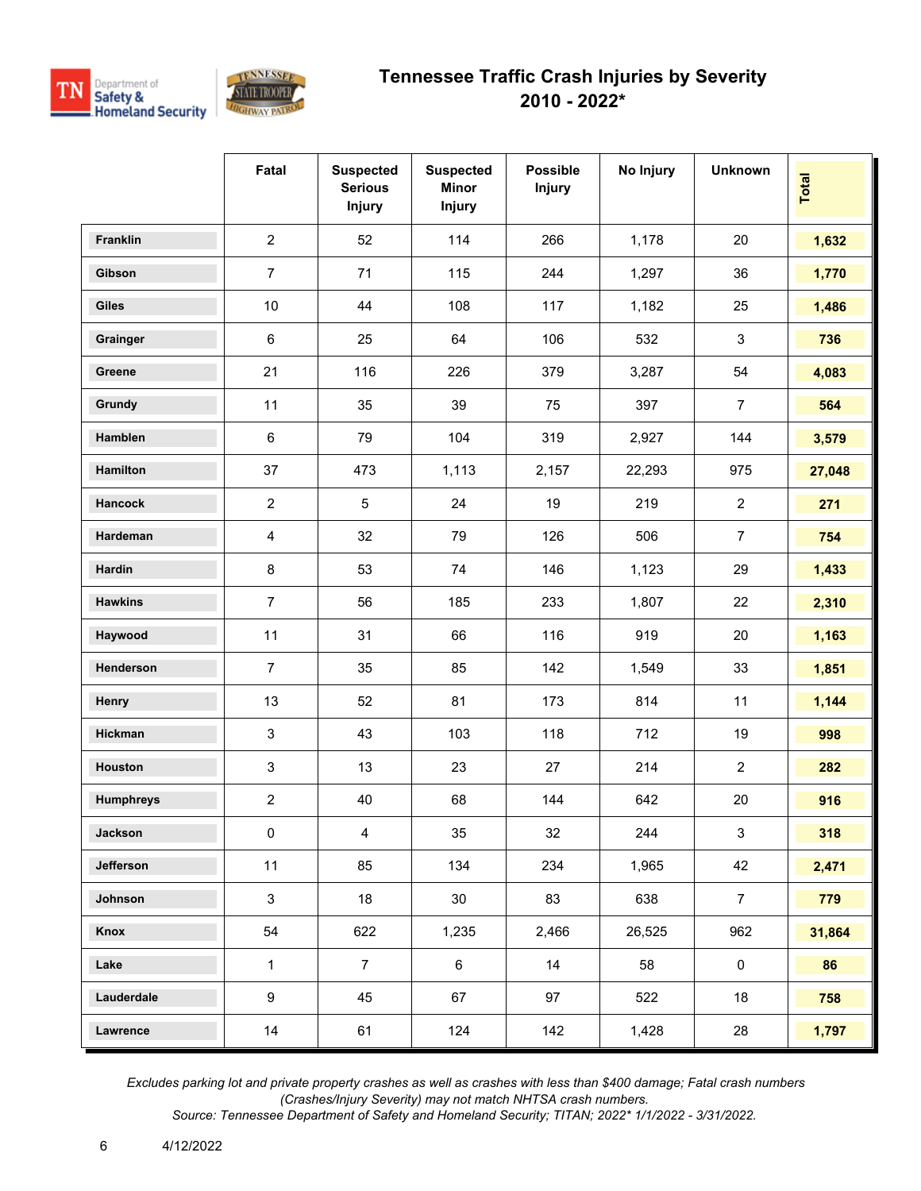# Tennessee Traffic Crash Injuries by Severity
## 2010 - 2022*

| | Fatal | Suspected Serious Injury | Suspected Minor Injury | Possible Injury | No Injury | Unknown | Total |
|---|---|---|---|---|---|---|---|
| Franklin | 2 | 52 | 114 | 266 | 1,178 | 20 | 1,632 |
| Gibson | 7 | 71 | 115 | 244 | 1,297 | 36 | 1,770 |
| Giles | 10 | 44 | 108 | 117 | 1,182 | 25 | 1,486 |
| Grainger | 6 | 25 | 64 | 106 | 532 | 3 | 736 |
| Greene | 21 | 116 | 226 | 379 | 3,287 | 54 | 4,083 |
| Grundy | 11 | 35 | 39 | 75 | 397 | 7 | 564 |
| Hamblen | 6 | 79 | 104 | 319 | 2,927 | 144 | 3,579 |
| Hamilton | 37 | 473 | 1,113 | 2,157 | 22,293 | 975 | 27,048 |
| Hancock | 2 | 5 | 24 | 19 | 219 | 2 | 271 |
| Hardeman | 4 | 32 | 79 | 126 | 506 | 7 | 754 |
| Hardin | 8 | 53 | 74 | 146 | 1,123 | 29 | 1,433 |
| Hawkins | 7 | 56 | 185 | 233 | 1,807 | 22 | 2,310 |
| Haywood | 11 | 31 | 66 | 116 | 919 | 20 | 1,163 |
| Henderson | 7 | 35 | 85 | 142 | 1,549 | 33 | 1,851 |
| Henry | 13 | 52 | 81 | 173 | 814 | 11 | 1,144 |
| Hickman | 3 | 43 | 103 | 118 | 712 | 19 | 998 |
| Houston | 3 | 13 | 23 | 27 | 214 | 2 | 282 |
| Humphreys | 2 | 40 | 68 | 144 | 642 | 20 | 916 |
| Jackson | 0 | 4 | 35 | 32 | 244 | 3 | 318 |
| Jefferson | 11 | 85 | 134 | 234 | 1,965 | 42 | 2,471 |
| Johnson | 3 | 18 | 30 | 83 | 638 | 7 | 779 |
| Knox | 54 | 622 | 1,235 | 2,466 | 26,525 | 962 | 31,864 |
| Lake | 1 | 7 | 6 | 14 | 58 | 0 | 86 |
| Lauderdale | 9 | 45 | 67 | 97 | 522 | 18 | 758 |
| Lawrence | 14 | 61 | 124 | 142 | 1,428 | 28 | 1,797 |

*Excludes parking lot and private property crashes as well as crashes with less than $400 damage; Fatal crash numbers (Crashes/Injury Severity) may not match NHTSA crash numbers.*
*Source: Tennessee Department of Safety and Homeland Security; TITAN; 2022* 1/1/2022 - 3/31/2022.*

4/12/2022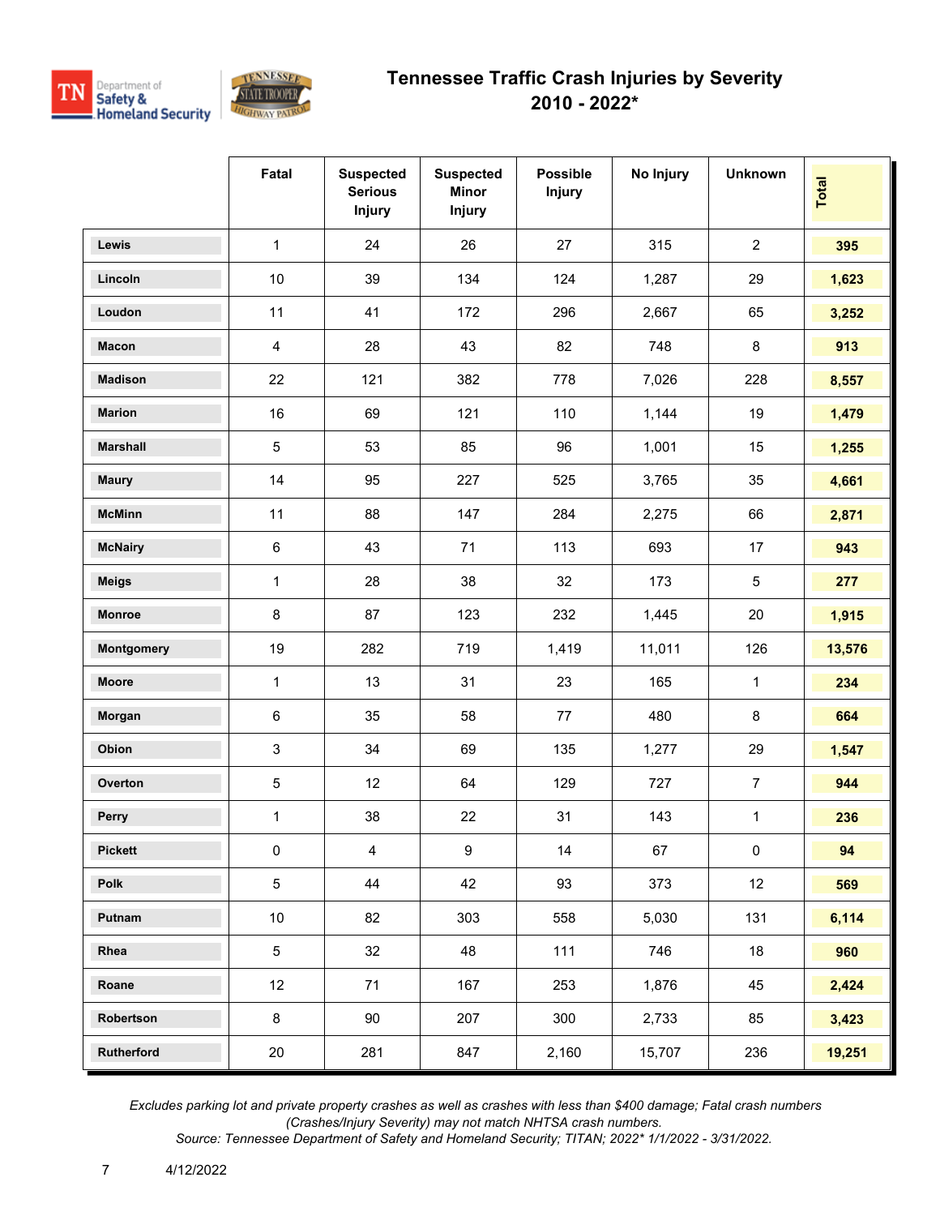# Tennessee Traffic Crash Injuries by Severity
## 2010 - 2022*

| | Fatal | Suspected Serious Injury | Suspected Minor Injury | Possible Injury | No Injury | Unknown | Total |
|---|---|---|---|---|---|---|---|
| Lewis | 1 | 24 | 26 | 27 | 315 | 2 | **395** |
| Lincoln | 10 | 39 | 134 | 124 | 1,287 | 29 | **1,623** |
| Loudon | 11 | 41 | 172 | 296 | 2,667 | 65 | **3,252** |
| Macon | 4 | 28 | 43 | 82 | 748 | 8 | **913** |
| Madison | 22 | 121 | 382 | 778 | 7,026 | 228 | **8,557** |
| Marion | 16 | 69 | 121 | 110 | 1,144 | 19 | **1,479** |
| Marshall | 5 | 53 | 85 | 96 | 1,001 | 15 | **1,255** |
| Maury | 14 | 95 | 227 | 525 | 3,765 | 35 | **4,661** |
| McMinn | 11 | 88 | 147 | 284 | 2,275 | 66 | **2,871** |
| McNairy | 6 | 43 | 71 | 113 | 693 | 17 | **943** |
| Meigs | 1 | 28 | 38 | 32 | 173 | 5 | **277** |
| Monroe | 8 | 87 | 123 | 232 | 1,445 | 20 | **1,915** |
| Montgomery | 19 | 282 | 719 | 1,419 | 11,011 | 126 | **13,576** |
| Moore | 1 | 13 | 31 | 23 | 165 | 1 | **234** |
| Morgan | 6 | 35 | 58 | 77 | 480 | 8 | **664** |
| Obion | 3 | 34 | 69 | 135 | 1,277 | 29 | **1,547** |
| Overton | 5 | 12 | 64 | 129 | 727 | 7 | **944** |
| Perry | 1 | 38 | 22 | 31 | 143 | 1 | **236** |
| Pickett | 0 | 4 | 9 | 14 | 67 | 0 | **94** |
| Polk | 5 | 44 | 42 | 93 | 373 | 12 | **569** |
| Putnam | 10 | 82 | 303 | 558 | 5,030 | 131 | **6,114** |
| Rhea | 5 | 32 | 48 | 111 | 746 | 18 | **960** |
| Roane | 12 | 71 | 167 | 253 | 1,876 | 45 | **2,424** |
| Robertson | 8 | 90 | 207 | 300 | 2,733 | 85 | **3,423** |
| Rutherford | 20 | 281 | 847 | 2,160 | 15,707 | 236 | **19,251** |

*Excludes parking lot and private property crashes as well as crashes with less than $400 damage; Fatal crash numbers (Crashes/Injury Severity) may not match NHTSA crash numbers.*
*Source: Tennessee Department of Safety and Homeland Security; TITAN; 2022* 1/1/2022 - 3/31/2022.*

4/12/2022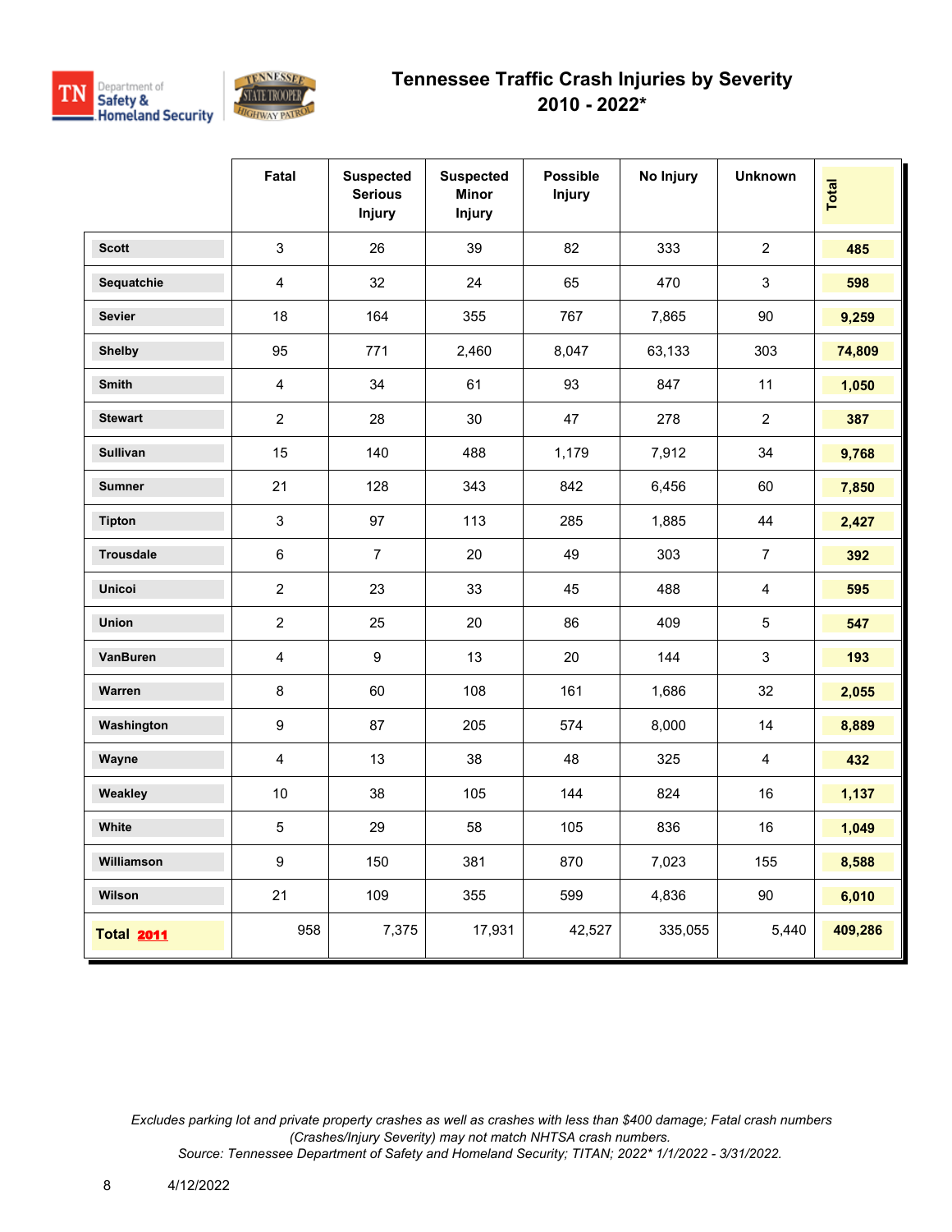# Tennessee Traffic Crash Injuries by Severity
## 2010 - 2022*

| | Fatal | Suspected Serious Injury | Suspected Minor Injury | Possible Injury | No Injury | Unknown | Total |
|---|---|---|---|---|---|---|---|
| Scott | 3 | 26 | 39 | 82 | 333 | 2 | 485 |
| Sequatchie | 4 | 32 | 24 | 65 | 470 | 3 | 598 |
| Sevier | 18 | 164 | 355 | 767 | 7,865 | 90 | 9,259 |
| Shelby | 95 | 771 | 2,460 | 8,047 | 63,133 | 303 | 74,809 |
| Smith | 4 | 34 | 61 | 93 | 847 | 11 | 1,050 |
| Stewart | 2 | 28 | 30 | 47 | 278 | 2 | 387 |
| Sullivan | 15 | 140 | 488 | 1,179 | 7,912 | 34 | 9,768 |
| Sumner | 21 | 128 | 343 | 842 | 6,456 | 60 | 7,850 |
| Tipton | 3 | 97 | 113 | 285 | 1,885 | 44 | 2,427 |
| Trousdale | 6 | 7 | 20 | 49 | 303 | 7 | 392 |
| Unicoi | 2 | 23 | 33 | 45 | 488 | 4 | 595 |
| Union | 2 | 25 | 20 | 86 | 409 | 5 | 547 |
| VanBuren | 4 | 9 | 13 | 20 | 144 | 3 | 193 |
| Warren | 8 | 60 | 108 | 161 | 1,686 | 32 | 2,055 |
| Washington | 9 | 87 | 205 | 574 | 8,000 | 14 | 8,889 |
| Wayne | 4 | 13 | 38 | 48 | 325 | 4 | 432 |
| Weakley | 10 | 38 | 105 | 144 | 824 | 16 | 1,137 |
| White | 5 | 29 | 58 | 105 | 836 | 16 | 1,049 |
| Williamson | 9 | 150 | 381 | 870 | 7,023 | 155 | 8,588 |
| Wilson | 21 | 109 | 355 | 599 | 4,836 | 90 | 6,010 |
| **Total 2011** | 958 | 7,375 | 17,931 | 42,527 | 335,055 | 5,440 | **409,286** |

*Excludes parking lot and private property crashes as well as crashes with less than $400 damage; Fatal crash numbers (Crashes/Injury Severity) may not match NHTSA crash numbers.*
*Source: Tennessee Department of Safety and Homeland Security; TITAN; 2022* 1/1/2022 - 3/31/2022.*

4/12/2022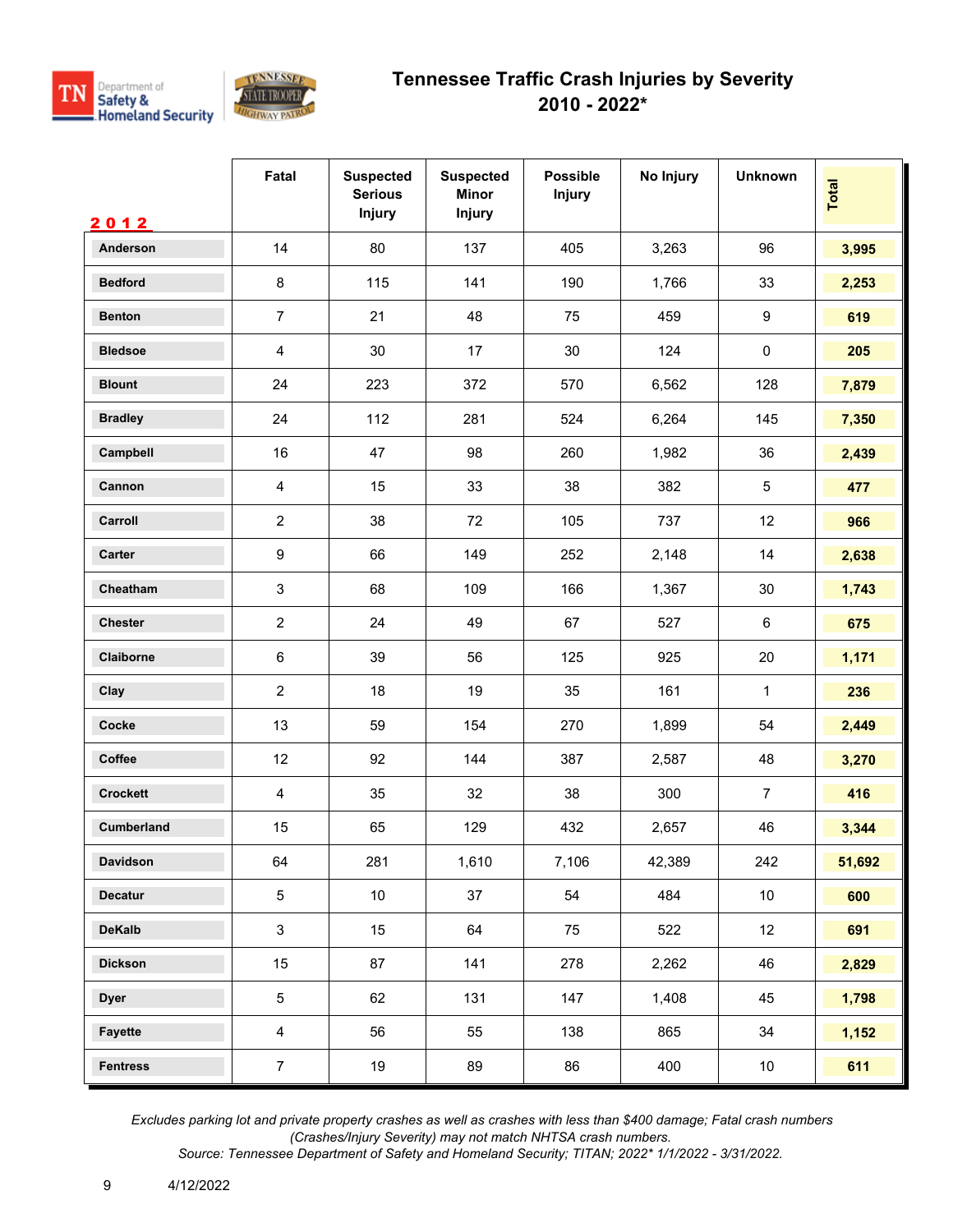# Tennessee Traffic Crash Injuries by Severity
## 2010 - 2022*

| 2012 | Fatal | Suspected Serious Injury | Suspected Minor Injury | Possible Injury | No Injury | Unknown | Total |
|---|---|---|---|---|---|---|---|
| Anderson | 14 | 80 | 137 | 405 | 3,263 | 96 | **3,995** |
| Bedford | 8 | 115 | 141 | 190 | 1,766 | 33 | **2,253** |
| Benton | 7 | 21 | 48 | 75 | 459 | 9 | **619** |
| Bledsoe | 4 | 30 | 17 | 30 | 124 | 0 | **205** |
| Blount | 24 | 223 | 372 | 570 | 6,562 | 128 | **7,879** |
| Bradley | 24 | 112 | 281 | 524 | 6,264 | 145 | **7,350** |
| Campbell | 16 | 47 | 98 | 260 | 1,982 | 36 | **2,439** |
| Cannon | 4 | 15 | 33 | 38 | 382 | 5 | **477** |
| Carroll | 2 | 38 | 72 | 105 | 737 | 12 | **966** |
| Carter | 9 | 66 | 149 | 252 | 2,148 | 14 | **2,638** |
| Cheatham | 3 | 68 | 109 | 166 | 1,367 | 30 | **1,743** |
| Chester | 2 | 24 | 49 | 67 | 527 | 6 | **675** |
| Claiborne | 6 | 39 | 56 | 125 | 925 | 20 | **1,171** |
| Clay | 2 | 18 | 19 | 35 | 161 | 1 | **236** |
| Cocke | 13 | 59 | 154 | 270 | 1,899 | 54 | **2,449** |
| Coffee | 12 | 92 | 144 | 387 | 2,587 | 48 | **3,270** |
| Crockett | 4 | 35 | 32 | 38 | 300 | 7 | **416** |
| Cumberland | 15 | 65 | 129 | 432 | 2,657 | 46 | **3,344** |
| Davidson | 64 | 281 | 1,610 | 7,106 | 42,389 | 242 | **51,692** |
| Decatur | 5 | 10 | 37 | 54 | 484 | 10 | **600** |
| DeKalb | 3 | 15 | 64 | 75 | 522 | 12 | **691** |
| Dickson | 15 | 87 | 141 | 278 | 2,262 | 46 | **2,829** |
| Dyer | 5 | 62 | 131 | 147 | 1,408 | 45 | **1,798** |
| Fayette | 4 | 56 | 55 | 138 | 865 | 34 | **1,152** |
| Fentress | 7 | 19 | 89 | 86 | 400 | 10 | **611** |

*Excludes parking lot and private property crashes as well as crashes with less than $400 damage; Fatal crash numbers (Crashes/Injury Severity) may not match NHTSA crash numbers.*
*Source: Tennessee Department of Safety and Homeland Security; TITAN; 2022* 1/1/2022 - 3/31/2022.*

4/12/2022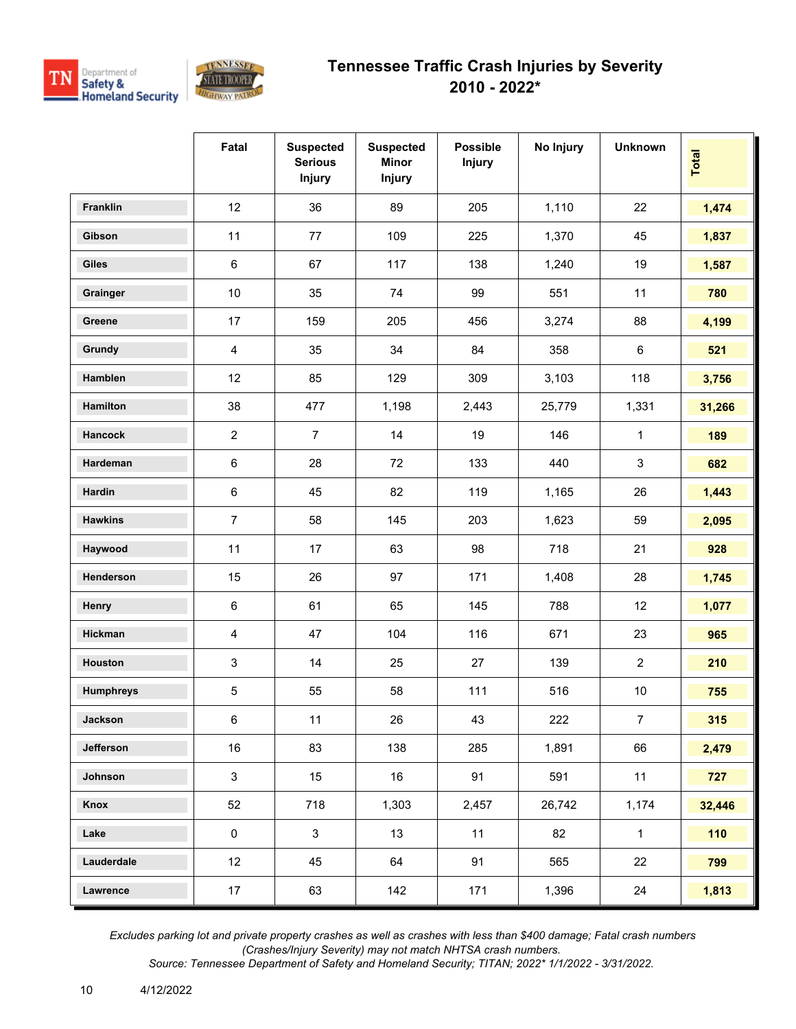# Tennessee Traffic Crash Injuries by Severity
## 2010 - 2022*

| | Fatal | Suspected Serious Injury | Suspected Minor Injury | Possible Injury | No Injury | Unknown | Total |
|---|---|---|---|---|---|---|---|
| Franklin | 12 | 36 | 89 | 205 | 1,110 | 22 | 1,474 |
| Gibson | 11 | 77 | 109 | 225 | 1,370 | 45 | 1,837 |
| Giles | 6 | 67 | 117 | 138 | 1,240 | 19 | 1,587 |
| Grainger | 10 | 35 | 74 | 99 | 551 | 11 | 780 |
| Greene | 17 | 159 | 205 | 456 | 3,274 | 88 | 4,199 |
| Grundy | 4 | 35 | 34 | 84 | 358 | 6 | 521 |
| Hamblen | 12 | 85 | 129 | 309 | 3,103 | 118 | 3,756 |
| Hamilton | 38 | 477 | 1,198 | 2,443 | 25,779 | 1,331 | 31,266 |
| Hancock | 2 | 7 | 14 | 19 | 146 | 1 | 189 |
| Hardeman | 6 | 28 | 72 | 133 | 440 | 3 | 682 |
| Hardin | 6 | 45 | 82 | 119 | 1,165 | 26 | 1,443 |
| Hawkins | 7 | 58 | 145 | 203 | 1,623 | 59 | 2,095 |
| Haywood | 11 | 17 | 63 | 98 | 718 | 21 | 928 |
| Henderson | 15 | 26 | 97 | 171 | 1,408 | 28 | 1,745 |
| Henry | 6 | 61 | 65 | 145 | 788 | 12 | 1,077 |
| Hickman | 4 | 47 | 104 | 116 | 671 | 23 | 965 |
| Houston | 3 | 14 | 25 | 27 | 139 | 2 | 210 |
| Humphreys | 5 | 55 | 58 | 111 | 516 | 10 | 755 |
| Jackson | 6 | 11 | 26 | 43 | 222 | 7 | 315 |
| Jefferson | 16 | 83 | 138 | 285 | 1,891 | 66 | 2,479 |
| Johnson | 3 | 15 | 16 | 91 | 591 | 11 | 727 |
| Knox | 52 | 718 | 1,303 | 2,457 | 26,742 | 1,174 | 32,446 |
| Lake | 0 | 3 | 13 | 11 | 82 | 1 | 110 |
| Lauderdale | 12 | 45 | 64 | 91 | 565 | 22 | 799 |
| Lawrence | 17 | 63 | 142 | 171 | 1,396 | 24 | 1,813 |

*Excludes parking lot and private property crashes as well as crashes with less than $400 damage; Fatal crash numbers (Crashes/Injury Severity) may not match NHTSA crash numbers.*
*Source: Tennessee Department of Safety and Homeland Security; TITAN; 2022* 1/1/2022 - 3/31/2022.*

4/12/2022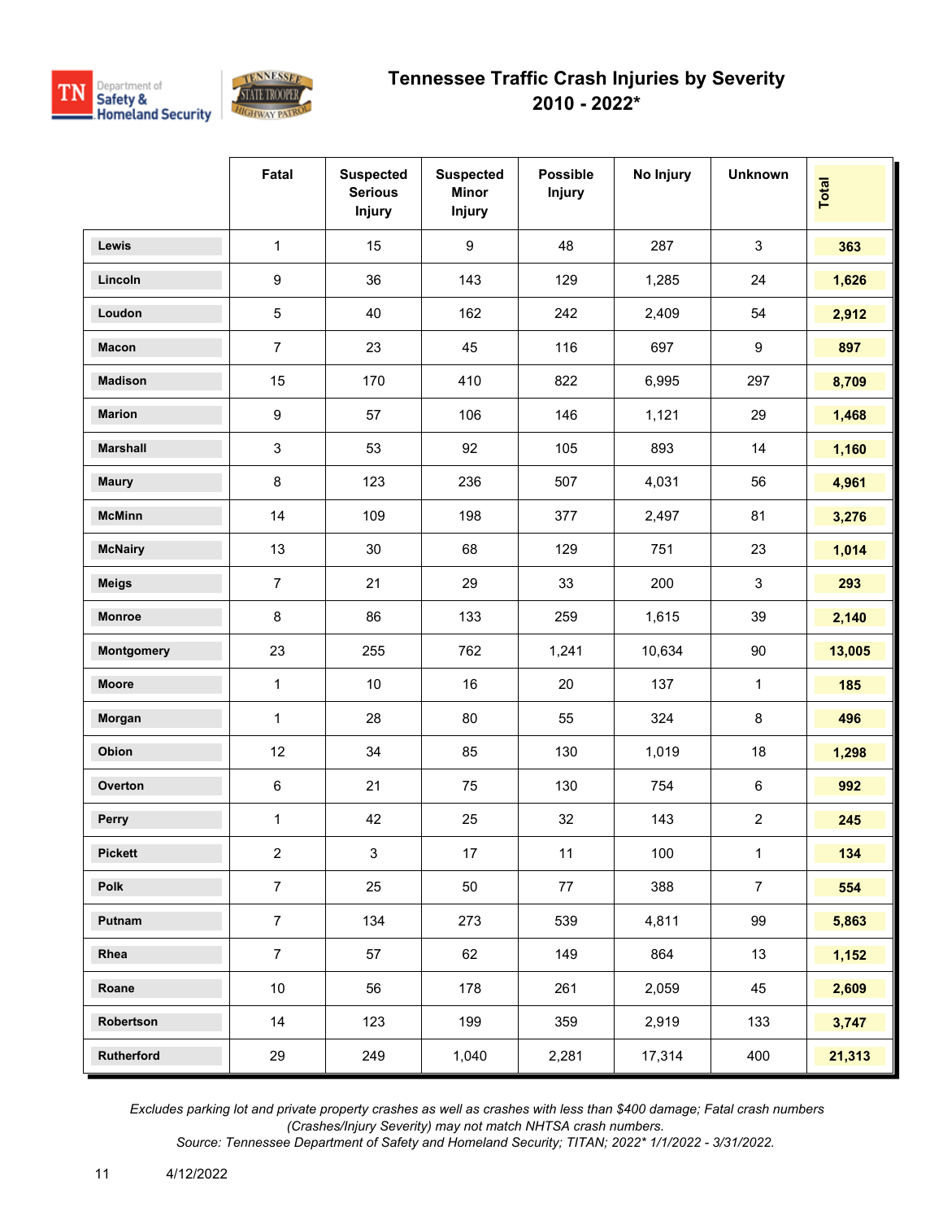# Tennessee Traffic Crash Injuries by Severity
## 2010 - 2022*

| | Fatal | Suspected Serious Injury | Suspected Minor Injury | Possible Injury | No Injury | Unknown | Total |
|---|---|---|---|---|---|---|---|
| Lewis | 1 | 15 | 9 | 48 | 287 | 3 | 363 |
| Lincoln | 9 | 36 | 143 | 129 | 1,285 | 24 | 1,626 |
| Loudon | 5 | 40 | 162 | 242 | 2,409 | 54 | 2,912 |
| Macon | 7 | 23 | 45 | 116 | 697 | 9 | 897 |
| Madison | 15 | 170 | 410 | 822 | 6,995 | 297 | 8,709 |
| Marion | 9 | 57 | 106 | 146 | 1,121 | 29 | 1,468 |
| Marshall | 3 | 53 | 92 | 105 | 893 | 14 | 1,160 |
| Maury | 8 | 123 | 236 | 507 | 4,031 | 56 | 4,961 |
| McMinn | 14 | 109 | 198 | 377 | 2,497 | 81 | 3,276 |
| McNairy | 13 | 30 | 68 | 129 | 751 | 23 | 1,014 |
| Meigs | 7 | 21 | 29 | 33 | 200 | 3 | 293 |
| Monroe | 8 | 86 | 133 | 259 | 1,615 | 39 | 2,140 |
| Montgomery | 23 | 255 | 762 | 1,241 | 10,634 | 90 | 13,005 |
| Moore | 1 | 10 | 16 | 20 | 137 | 1 | 185 |
| Morgan | 1 | 28 | 80 | 55 | 324 | 8 | 496 |
| Obion | 12 | 34 | 85 | 130 | 1,019 | 18 | 1,298 |
| Overton | 6 | 21 | 75 | 130 | 754 | 6 | 992 |
| Perry | 1 | 42 | 25 | 32 | 143 | 2 | 245 |
| Pickett | 2 | 3 | 17 | 11 | 100 | 1 | 134 |
| Polk | 7 | 25 | 50 | 77 | 388 | 7 | 554 |
| Putnam | 7 | 134 | 273 | 539 | 4,811 | 99 | 5,863 |
| Rhea | 7 | 57 | 62 | 149 | 864 | 13 | 1,152 |
| Roane | 10 | 56 | 178 | 261 | 2,059 | 45 | 2,609 |
| Robertson | 14 | 123 | 199 | 359 | 2,919 | 133 | 3,747 |
| Rutherford | 29 | 249 | 1,040 | 2,281 | 17,314 | 400 | 21,313 |

*Excludes parking lot and private property crashes as well as crashes with less than $400 damage; Fatal crash numbers (Crashes/Injury Severity) may not match NHTSA crash numbers.*
*Source: Tennessee Department of Safety and Homeland Security; TITAN; 2022* 1/1/2022 - 3/31/2022.*

4/12/2022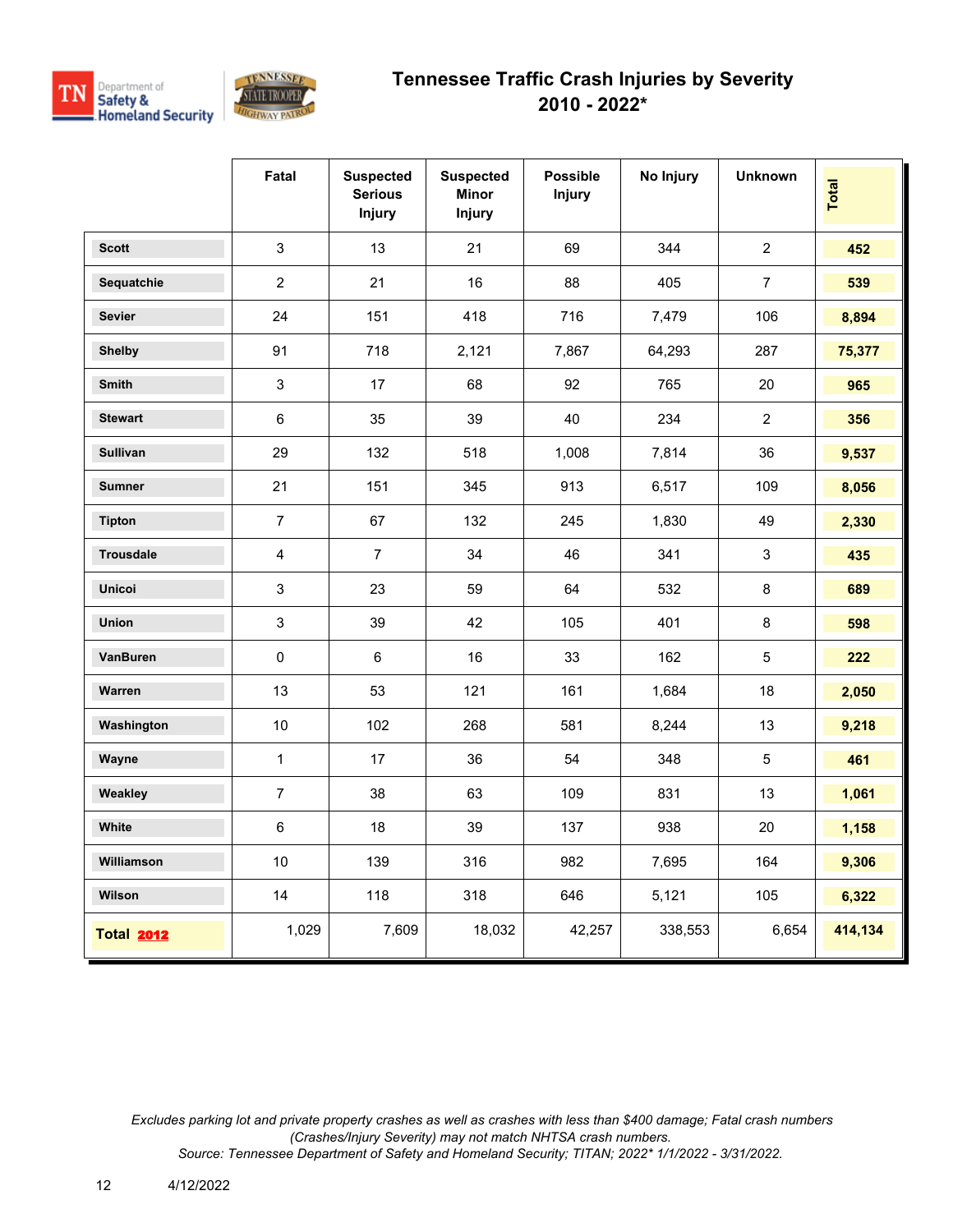# Tennessee Traffic Crash Injuries by Severity
## 2010 - 2022*

| | Fatal | Suspected Serious Injury | Suspected Minor Injury | Possible Injury | No Injury | Unknown | Total |
|---|---|---|---|---|---|---|---|
| Scott | 3 | 13 | 21 | 69 | 344 | 2 | **452** |
| Sequatchie | 2 | 21 | 16 | 88 | 405 | 7 | **539** |
| Sevier | 24 | 151 | 418 | 716 | 7,479 | 106 | **8,894** |
| Shelby | 91 | 718 | 2,121 | 7,867 | 64,293 | 287 | **75,377** |
| Smith | 3 | 17 | 68 | 92 | 765 | 20 | **965** |
| Stewart | 6 | 35 | 39 | 40 | 234 | 2 | **356** |
| Sullivan | 29 | 132 | 518 | 1,008 | 7,814 | 36 | **9,537** |
| Sumner | 21 | 151 | 345 | 913 | 6,517 | 109 | **8,056** |
| Tipton | 7 | 67 | 132 | 245 | 1,830 | 49 | **2,330** |
| Trousdale | 4 | 7 | 34 | 46 | 341 | 3 | **435** |
| Unicoi | 3 | 23 | 59 | 64 | 532 | 8 | **689** |
| Union | 3 | 39 | 42 | 105 | 401 | 8 | **598** |
| VanBuren | 0 | 6 | 16 | 33 | 162 | 5 | **222** |
| Warren | 13 | 53 | 121 | 161 | 1,684 | 18 | **2,050** |
| Washington | 10 | 102 | 268 | 581 | 8,244 | 13 | **9,218** |
| Wayne | 1 | 17 | 36 | 54 | 348 | 5 | **461** |
| Weakley | 7 | 38 | 63 | 109 | 831 | 13 | **1,061** |
| White | 6 | 18 | 39 | 137 | 938 | 20 | **1,158** |
| Williamson | 10 | 139 | 316 | 982 | 7,695 | 164 | **9,306** |
| Wilson | 14 | 118 | 318 | 646 | 5,121 | 105 | **6,322** |
| **Total 2012** | 1,029 | 7,609 | 18,032 | 42,257 | 338,553 | 6,654 | **414,134** |

*Excludes parking lot and private property crashes as well as crashes with less than $400 damage; Fatal crash numbers (Crashes/Injury Severity) may not match NHTSA crash numbers.*
*Source: Tennessee Department of Safety and Homeland Security; TITAN; 2022* 1/1/2022 - 3/31/2022.*

4/12/2022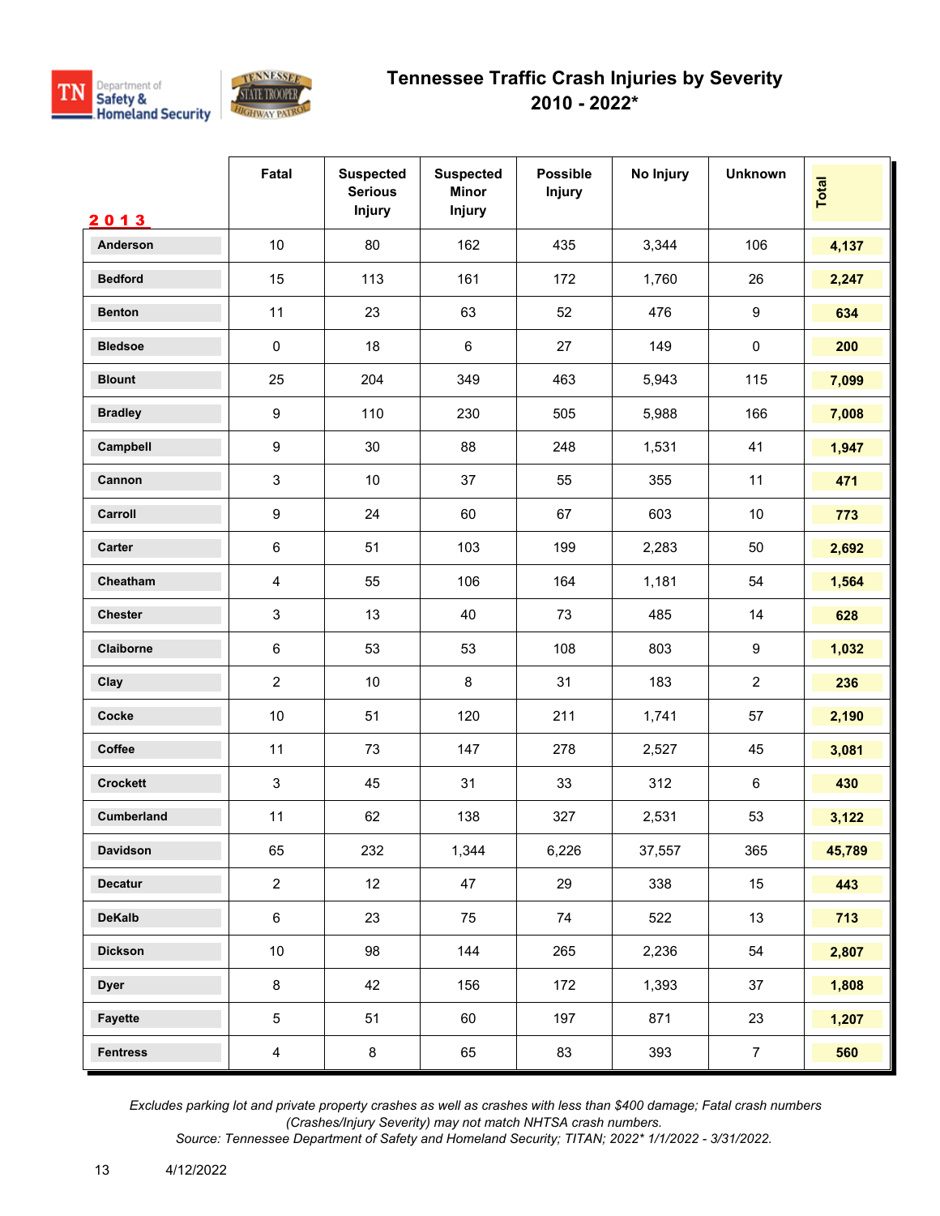# Tennessee Traffic Crash Injuries by Severity
## 2010 - 2022*

| 2013 | Fatal | Suspected Serious Injury | Suspected Minor Injury | Possible Injury | No Injury | Unknown | Total |
|---|---|---|---|---|---|---|---|
| Anderson | 10 | 80 | 162 | 435 | 3,344 | 106 | **4,137** |
| Bedford | 15 | 113 | 161 | 172 | 1,760 | 26 | **2,247** |
| Benton | 11 | 23 | 63 | 52 | 476 | 9 | **634** |
| Bledsoe | 0 | 18 | 6 | 27 | 149 | 0 | **200** |
| Blount | 25 | 204 | 349 | 463 | 5,943 | 115 | **7,099** |
| Bradley | 9 | 110 | 230 | 505 | 5,988 | 166 | **7,008** |
| Campbell | 9 | 30 | 88 | 248 | 1,531 | 41 | **1,947** |
| Cannon | 3 | 10 | 37 | 55 | 355 | 11 | **471** |
| Carroll | 9 | 24 | 60 | 67 | 603 | 10 | **773** |
| Carter | 6 | 51 | 103 | 199 | 2,283 | 50 | **2,692** |
| Cheatham | 4 | 55 | 106 | 164 | 1,181 | 54 | **1,564** |
| Chester | 3 | 13 | 40 | 73 | 485 | 14 | **628** |
| Claiborne | 6 | 53 | 53 | 108 | 803 | 9 | **1,032** |
| Clay | 2 | 10 | 8 | 31 | 183 | 2 | **236** |
| Cocke | 10 | 51 | 120 | 211 | 1,741 | 57 | **2,190** |
| Coffee | 11 | 73 | 147 | 278 | 2,527 | 45 | **3,081** |
| Crockett | 3 | 45 | 31 | 33 | 312 | 6 | **430** |
| Cumberland | 11 | 62 | 138 | 327 | 2,531 | 53 | **3,122** |
| Davidson | 65 | 232 | 1,344 | 6,226 | 37,557 | 365 | **45,789** |
| Decatur | 2 | 12 | 47 | 29 | 338 | 15 | **443** |
| DeKalb | 6 | 23 | 75 | 74 | 522 | 13 | **713** |
| Dickson | 10 | 98 | 144 | 265 | 2,236 | 54 | **2,807** |
| Dyer | 8 | 42 | 156 | 172 | 1,393 | 37 | **1,808** |
| Fayette | 5 | 51 | 60 | 197 | 871 | 23 | **1,207** |
| Fentress | 4 | 8 | 65 | 83 | 393 | 7 | **560** |

*Excludes parking lot and private property crashes as well as crashes with less than $400 damage; Fatal crash numbers (Crashes/Injury Severity) may not match NHTSA crash numbers.*
*Source: Tennessee Department of Safety and Homeland Security; TITAN; 2022* 1/1/2022 - 3/31/2022.*

4/12/2022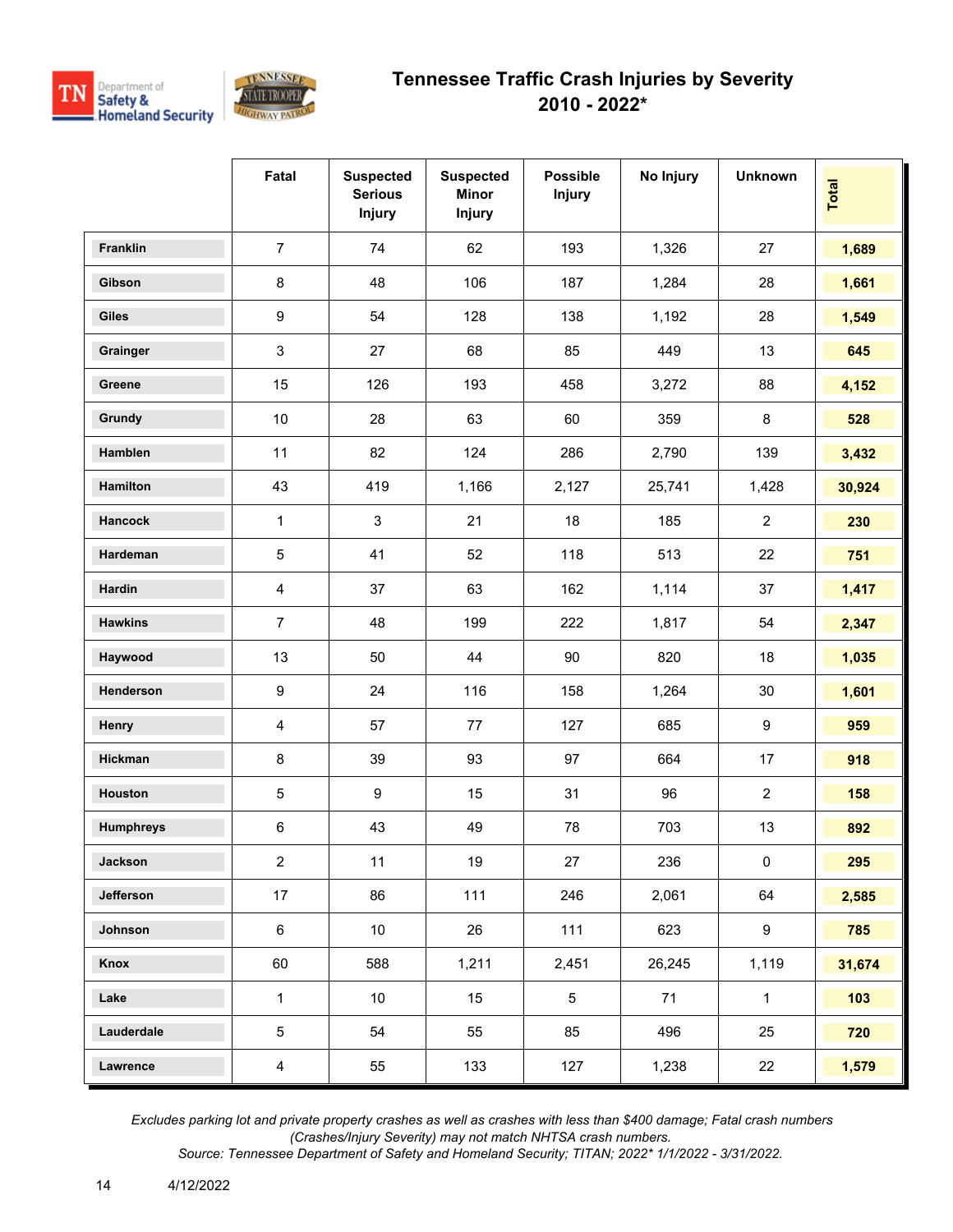# Tennessee Traffic Crash Injuries by Severity
## 2010 - 2022*

| | Fatal | Suspected Serious Injury | Suspected Minor Injury | Possible Injury | No Injury | Unknown | Total |
|---|---|---|---|---|---|---|---|
| **Franklin** | 7 | 74 | 62 | 193 | 1,326 | 27 | **1,689** |
| **Gibson** | 8 | 48 | 106 | 187 | 1,284 | 28 | **1,661** |
| **Giles** | 9 | 54 | 128 | 138 | 1,192 | 28 | **1,549** |
| **Grainger** | 3 | 27 | 68 | 85 | 449 | 13 | **645** |
| **Greene** | 15 | 126 | 193 | 458 | 3,272 | 88 | **4,152** |
| **Grundy** | 10 | 28 | 63 | 60 | 359 | 8 | **528** |
| **Hamblen** | 11 | 82 | 124 | 286 | 2,790 | 139 | **3,432** |
| **Hamilton** | 43 | 419 | 1,166 | 2,127 | 25,741 | 1,428 | **30,924** |
| **Hancock** | 1 | 3 | 21 | 18 | 185 | 2 | **230** |
| **Hardeman** | 5 | 41 | 52 | 118 | 513 | 22 | **751** |
| **Hardin** | 4 | 37 | 63 | 162 | 1,114 | 37 | **1,417** |
| **Hawkins** | 7 | 48 | 199 | 222 | 1,817 | 54 | **2,347** |
| **Haywood** | 13 | 50 | 44 | 90 | 820 | 18 | **1,035** |
| **Henderson** | 9 | 24 | 116 | 158 | 1,264 | 30 | **1,601** |
| **Henry** | 4 | 57 | 77 | 127 | 685 | 9 | **959** |
| **Hickman** | 8 | 39 | 93 | 97 | 664 | 17 | **918** |
| **Houston** | 5 | 9 | 15 | 31 | 96 | 2 | **158** |
| **Humphreys** | 6 | 43 | 49 | 78 | 703 | 13 | **892** |
| **Jackson** | 2 | 11 | 19 | 27 | 236 | 0 | **295** |
| **Jefferson** | 17 | 86 | 111 | 246 | 2,061 | 64 | **2,585** |
| **Johnson** | 6 | 10 | 26 | 111 | 623 | 9 | **785** |
| **Knox** | 60 | 588 | 1,211 | 2,451 | 26,245 | 1,119 | **31,674** |
| **Lake** | 1 | 10 | 15 | 5 | 71 | 1 | **103** |
| **Lauderdale** | 5 | 54 | 55 | 85 | 496 | 25 | **720** |
| **Lawrence** | 4 | 55 | 133 | 127 | 1,238 | 22 | **1,579** |

*Excludes parking lot and private property crashes as well as crashes with less than $400 damage; Fatal crash numbers (Crashes/Injury Severity) may not match NHTSA crash numbers.*
*Source: Tennessee Department of Safety and Homeland Security; TITAN; 2022* 1/1/2022 - 3/31/2022.*

4/12/2022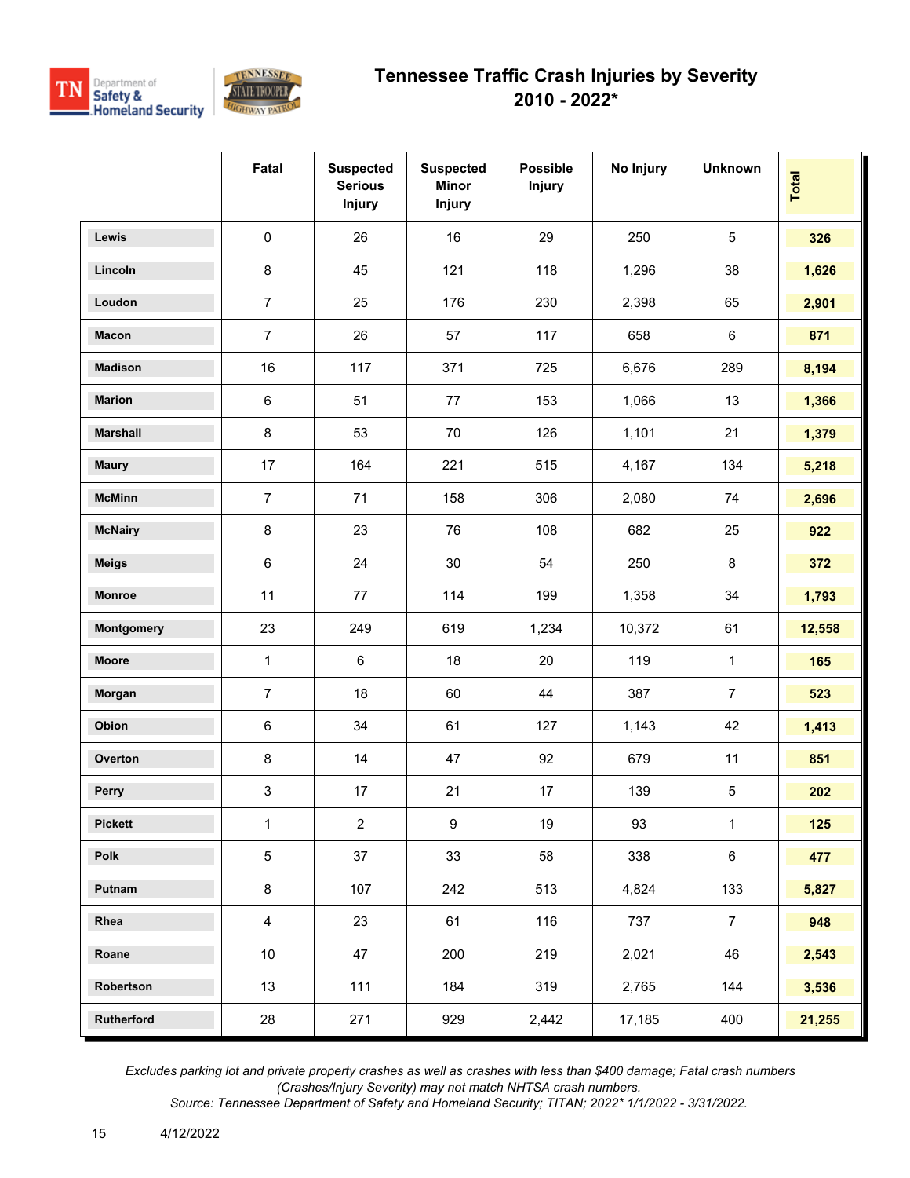# Tennessee Traffic Crash Injuries by Severity 2010 - 2022*

| | Fatal | Suspected Serious Injury | Suspected Minor Injury | Possible Injury | No Injury | Unknown | Total |
|---|---|---|---|---|---|---|---|
| **Lewis** | 0 | 26 | 16 | 29 | 250 | 5 | **326** |
| **Lincoln** | 8 | 45 | 121 | 118 | 1,296 | 38 | **1,626** |
| **Loudon** | 7 | 25 | 176 | 230 | 2,398 | 65 | **2,901** |
| **Macon** | 7 | 26 | 57 | 117 | 658 | 6 | **871** |
| **Madison** | 16 | 117 | 371 | 725 | 6,676 | 289 | **8,194** |
| **Marion** | 6 | 51 | 77 | 153 | 1,066 | 13 | **1,366** |
| **Marshall** | 8 | 53 | 70 | 126 | 1,101 | 21 | **1,379** |
| **Maury** | 17 | 164 | 221 | 515 | 4,167 | 134 | **5,218** |
| **McMinn** | 7 | 71 | 158 | 306 | 2,080 | 74 | **2,696** |
| **McNairy** | 8 | 23 | 76 | 108 | 682 | 25 | **922** |
| **Meigs** | 6 | 24 | 30 | 54 | 250 | 8 | **372** |
| **Monroe** | 11 | 77 | 114 | 199 | 1,358 | 34 | **1,793** |
| **Montgomery** | 23 | 249 | 619 | 1,234 | 10,372 | 61 | **12,558** |
| **Moore** | 1 | 6 | 18 | 20 | 119 | 1 | **165** |
| **Morgan** | 7 | 18 | 60 | 44 | 387 | 7 | **523** |
| **Obion** | 6 | 34 | 61 | 127 | 1,143 | 42 | **1,413** |
| **Overton** | 8 | 14 | 47 | 92 | 679 | 11 | **851** |
| **Perry** | 3 | 17 | 21 | 17 | 139 | 5 | **202** |
| **Pickett** | 1 | 2 | 9 | 19 | 93 | 1 | **125** |
| **Polk** | 5 | 37 | 33 | 58 | 338 | 6 | **477** |
| **Putnam** | 8 | 107 | 242 | 513 | 4,824 | 133 | **5,827** |
| **Rhea** | 4 | 23 | 61 | 116 | 737 | 7 | **948** |
| **Roane** | 10 | 47 | 200 | 219 | 2,021 | 46 | **2,543** |
| **Robertson** | 13 | 111 | 184 | 319 | 2,765 | 144 | **3,536** |
| **Rutherford** | 28 | 271 | 929 | 2,442 | 17,185 | 400 | **21,255** |

*Excludes parking lot and private property crashes as well as crashes with less than $400 damage; Fatal crash numbers (Crashes/Injury Severity) may not match NHTSA crash numbers.*
*Source: Tennessee Department of Safety and Homeland Security; TITAN; 2022* 1/1/2022 - 3/31/2022.*

4/12/2022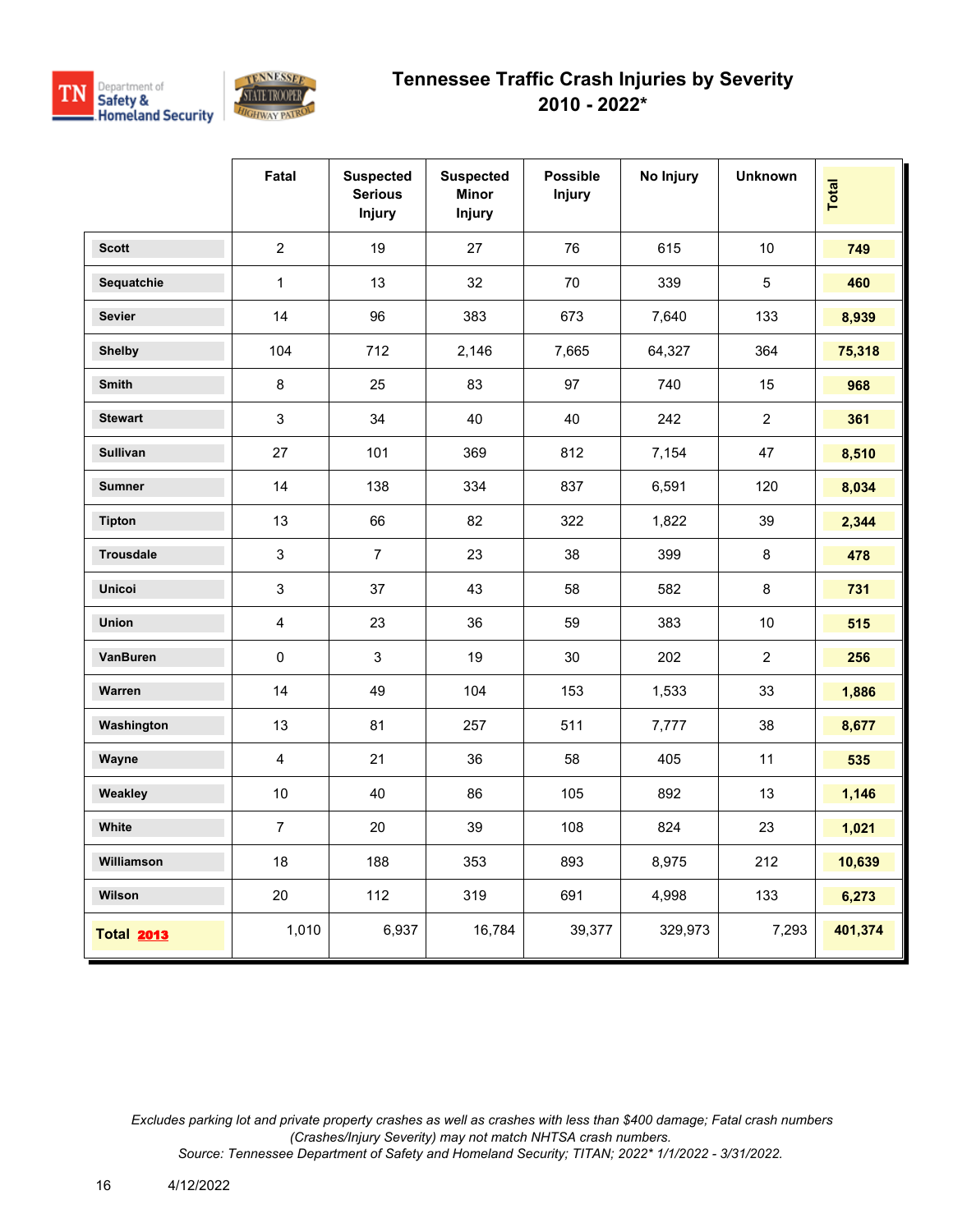# Tennessee Traffic Crash Injuries by Severity

## 2010 - 2022*

| | Fatal | Suspected Serious Injury | Suspected Minor Injury | Possible Injury | No Injury | Unknown | Total |
|---|---|---|---|---|---|---|---|
| **Scott** | 2 | 19 | 27 | 76 | 615 | 10 | **749** |
| **Sequatchie** | 1 | 13 | 32 | 70 | 339 | 5 | **460** |
| **Sevier** | 14 | 96 | 383 | 673 | 7,640 | 133 | **8,939** |
| **Shelby** | 104 | 712 | 2,146 | 7,665 | 64,327 | 364 | **75,318** |
| **Smith** | 8 | 25 | 83 | 97 | 740 | 15 | **968** |
| **Stewart** | 3 | 34 | 40 | 40 | 242 | 2 | **361** |
| **Sullivan** | 27 | 101 | 369 | 812 | 7,154 | 47 | **8,510** |
| **Sumner** | 14 | 138 | 334 | 837 | 6,591 | 120 | **8,034** |
| **Tipton** | 13 | 66 | 82 | 322 | 1,822 | 39 | **2,344** |
| **Trousdale** | 3 | 7 | 23 | 38 | 399 | 8 | **478** |
| **Unicoi** | 3 | 37 | 43 | 58 | 582 | 8 | **731** |
| **Union** | 4 | 23 | 36 | 59 | 383 | 10 | **515** |
| **VanBuren** | 0 | 3 | 19 | 30 | 202 | 2 | **256** |
| **Warren** | 14 | 49 | 104 | 153 | 1,533 | 33 | **1,886** |
| **Washington** | 13 | 81 | 257 | 511 | 7,777 | 38 | **8,677** |
| **Wayne** | 4 | 21 | 36 | 58 | 405 | 11 | **535** |
| **Weakley** | 10 | 40 | 86 | 105 | 892 | 13 | **1,146** |
| **White** | 7 | 20 | 39 | 108 | 824 | 23 | **1,021** |
| **Williamson** | 18 | 188 | 353 | 893 | 8,975 | 212 | **10,639** |
| **Wilson** | 20 | 112 | 319 | 691 | 4,998 | 133 | **6,273** |
| **Total 2013** | 1,010 | 6,937 | 16,784 | 39,377 | 329,973 | 7,293 | **401,374** |

*Excludes parking lot and private property crashes as well as crashes with less than $400 damage; Fatal crash numbers (Crashes/Injury Severity) may not match NHTSA crash numbers.*
*Source: Tennessee Department of Safety and Homeland Security; TITAN; 2022* 1/1/2022 - 3/31/2022.*

4/12/2022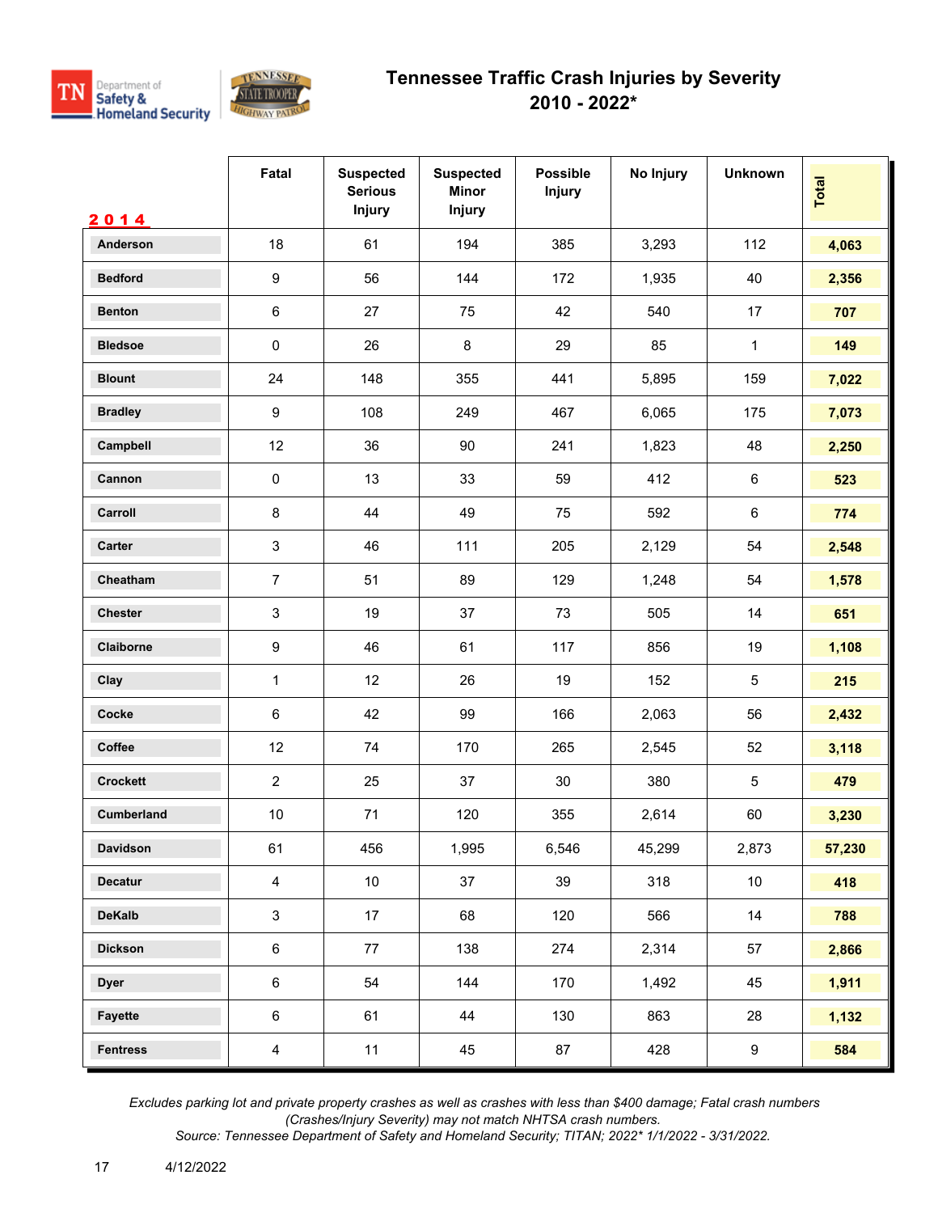# Tennessee Traffic Crash Injuries by Severity
## 2010 - 2022*

| 2014 | Fatal | Suspected Serious Injury | Suspected Minor Injury | Possible Injury | No Injury | Unknown | Total |
|---|---|---|---|---|---|---|---|
| Anderson | 18 | 61 | 194 | 385 | 3,293 | 112 | **4,063** |
| Bedford | 9 | 56 | 144 | 172 | 1,935 | 40 | **2,356** |
| Benton | 6 | 27 | 75 | 42 | 540 | 17 | **707** |
| Bledsoe | 0 | 26 | 8 | 29 | 85 | 1 | **149** |
| Blount | 24 | 148 | 355 | 441 | 5,895 | 159 | **7,022** |
| Bradley | 9 | 108 | 249 | 467 | 6,065 | 175 | **7,073** |
| Campbell | 12 | 36 | 90 | 241 | 1,823 | 48 | **2,250** |
| Cannon | 0 | 13 | 33 | 59 | 412 | 6 | **523** |
| Carroll | 8 | 44 | 49 | 75 | 592 | 6 | **774** |
| Carter | 3 | 46 | 111 | 205 | 2,129 | 54 | **2,548** |
| Cheatham | 7 | 51 | 89 | 129 | 1,248 | 54 | **1,578** |
| Chester | 3 | 19 | 37 | 73 | 505 | 14 | **651** |
| Claiborne | 9 | 46 | 61 | 117 | 856 | 19 | **1,108** |
| Clay | 1 | 12 | 26 | 19 | 152 | 5 | **215** |
| Cocke | 6 | 42 | 99 | 166 | 2,063 | 56 | **2,432** |
| Coffee | 12 | 74 | 170 | 265 | 2,545 | 52 | **3,118** |
| Crockett | 2 | 25 | 37 | 30 | 380 | 5 | **479** |
| Cumberland | 10 | 71 | 120 | 355 | 2,614 | 60 | **3,230** |
| Davidson | 61 | 456 | 1,995 | 6,546 | 45,299 | 2,873 | **57,230** |
| Decatur | 4 | 10 | 37 | 39 | 318 | 10 | **418** |
| DeKalb | 3 | 17 | 68 | 120 | 566 | 14 | **788** |
| Dickson | 6 | 77 | 138 | 274 | 2,314 | 57 | **2,866** |
| Dyer | 6 | 54 | 144 | 170 | 1,492 | 45 | **1,911** |
| Fayette | 6 | 61 | 44 | 130 | 863 | 28 | **1,132** |
| Fentress | 4 | 11 | 45 | 87 | 428 | 9 | **584** |

*Excludes parking lot and private property crashes as well as crashes with less than $400 damage; Fatal crash numbers (Crashes/Injury Severity) may not match NHTSA crash numbers.*
*Source: Tennessee Department of Safety and Homeland Security; TITAN; 2022* 1/1/2022 - 3/31/2022.*

4/12/2022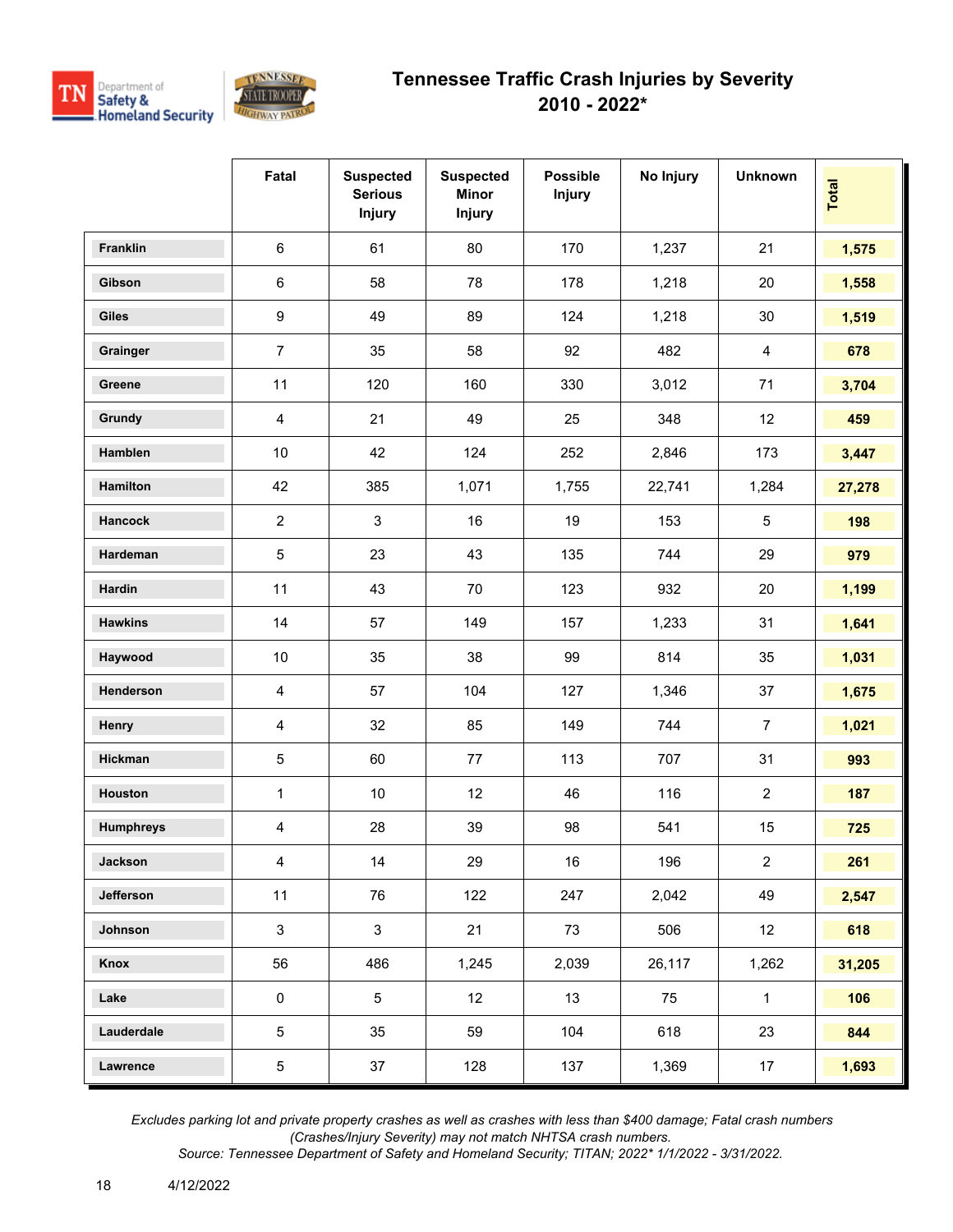# Tennessee Traffic Crash Injuries by Severity 2010 - 2022*

| | Fatal | Suspected Serious Injury | Suspected Minor Injury | Possible Injury | No Injury | Unknown | Total |
|---|---|---|---|---|---|---|---|
| Franklin | 6 | 61 | 80 | 170 | 1,237 | 21 | **1,575** |
| Gibson | 6 | 58 | 78 | 178 | 1,218 | 20 | **1,558** |
| Giles | 9 | 49 | 89 | 124 | 1,218 | 30 | **1,519** |
| Grainger | 7 | 35 | 58 | 92 | 482 | 4 | **678** |
| Greene | 11 | 120 | 160 | 330 | 3,012 | 71 | **3,704** |
| Grundy | 4 | 21 | 49 | 25 | 348 | 12 | **459** |
| Hamblen | 10 | 42 | 124 | 252 | 2,846 | 173 | **3,447** |
| Hamilton | 42 | 385 | 1,071 | 1,755 | 22,741 | 1,284 | **27,278** |
| Hancock | 2 | 3 | 16 | 19 | 153 | 5 | **198** |
| Hardeman | 5 | 23 | 43 | 135 | 744 | 29 | **979** |
| Hardin | 11 | 43 | 70 | 123 | 932 | 20 | **1,199** |
| Hawkins | 14 | 57 | 149 | 157 | 1,233 | 31 | **1,641** |
| Haywood | 10 | 35 | 38 | 99 | 814 | 35 | **1,031** |
| Henderson | 4 | 57 | 104 | 127 | 1,346 | 37 | **1,675** |
| Henry | 4 | 32 | 85 | 149 | 744 | 7 | **1,021** |
| Hickman | 5 | 60 | 77 | 113 | 707 | 31 | **993** |
| Houston | 1 | 10 | 12 | 46 | 116 | 2 | **187** |
| Humphreys | 4 | 28 | 39 | 98 | 541 | 15 | **725** |
| Jackson | 4 | 14 | 29 | 16 | 196 | 2 | **261** |
| Jefferson | 11 | 76 | 122 | 247 | 2,042 | 49 | **2,547** |
| Johnson | 3 | 3 | 21 | 73 | 506 | 12 | **618** |
| Knox | 56 | 486 | 1,245 | 2,039 | 26,117 | 1,262 | **31,205** |
| Lake | 0 | 5 | 12 | 13 | 75 | 1 | **106** |
| Lauderdale | 5 | 35 | 59 | 104 | 618 | 23 | **844** |
| Lawrence | 5 | 37 | 128 | 137 | 1,369 | 17 | **1,693** |

*Excludes parking lot and private property crashes as well as crashes with less than $400 damage; Fatal crash numbers (Crashes/Injury Severity) may not match NHTSA crash numbers.*
*Source: Tennessee Department of Safety and Homeland Security; TITAN; 2022* 1/1/2022 - 3/31/2022.*

4/12/2022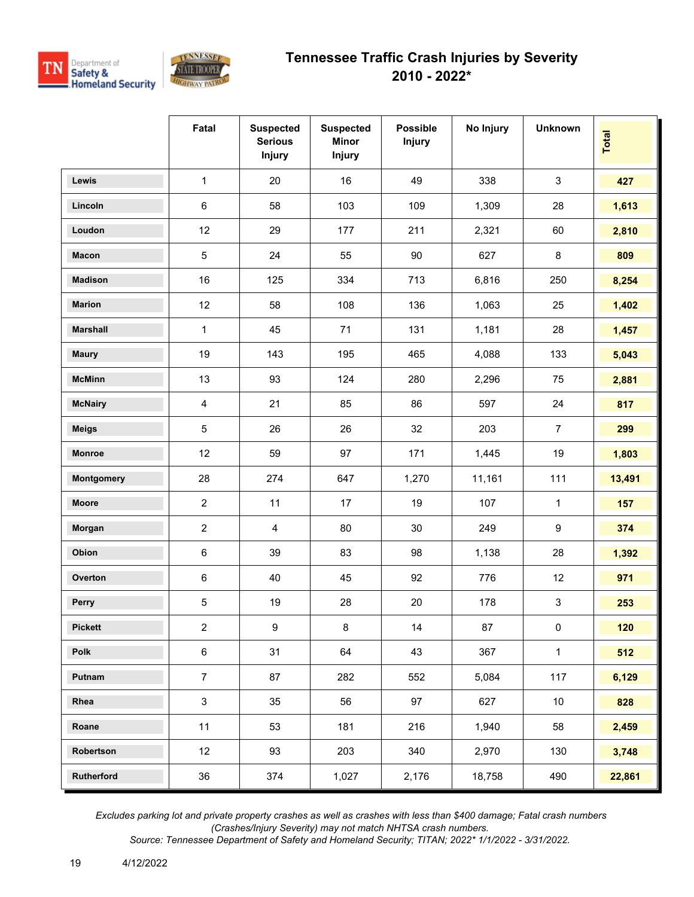# Tennessee Traffic Crash Injuries by Severity
## 2010 - 2022*

| | Fatal | Suspected Serious Injury | Suspected Minor Injury | Possible Injury | No Injury | Unknown | Total |
|---|---|---|---|---|---|---|---|
| **Lewis** | 1 | 20 | 16 | 49 | 338 | 3 | **427** |
| **Lincoln** | 6 | 58 | 103 | 109 | 1,309 | 28 | **1,613** |
| **Loudon** | 12 | 29 | 177 | 211 | 2,321 | 60 | **2,810** |
| **Macon** | 5 | 24 | 55 | 90 | 627 | 8 | **809** |
| **Madison** | 16 | 125 | 334 | 713 | 6,816 | 250 | **8,254** |
| **Marion** | 12 | 58 | 108 | 136 | 1,063 | 25 | **1,402** |
| **Marshall** | 1 | 45 | 71 | 131 | 1,181 | 28 | **1,457** |
| **Maury** | 19 | 143 | 195 | 465 | 4,088 | 133 | **5,043** |
| **McMinn** | 13 | 93 | 124 | 280 | 2,296 | 75 | **2,881** |
| **McNairy** | 4 | 21 | 85 | 86 | 597 | 24 | **817** |
| **Meigs** | 5 | 26 | 26 | 32 | 203 | 7 | **299** |
| **Monroe** | 12 | 59 | 97 | 171 | 1,445 | 19 | **1,803** |
| **Montgomery** | 28 | 274 | 647 | 1,270 | 11,161 | 111 | **13,491** |
| **Moore** | 2 | 11 | 17 | 19 | 107 | 1 | **157** |
| **Morgan** | 2 | 4 | 80 | 30 | 249 | 9 | **374** |
| **Obion** | 6 | 39 | 83 | 98 | 1,138 | 28 | **1,392** |
| **Overton** | 6 | 40 | 45 | 92 | 776 | 12 | **971** |
| **Perry** | 5 | 19 | 28 | 20 | 178 | 3 | **253** |
| **Pickett** | 2 | 9 | 8 | 14 | 87 | 0 | **120** |
| **Polk** | 6 | 31 | 64 | 43 | 367 | 1 | **512** |
| **Putnam** | 7 | 87 | 282 | 552 | 5,084 | 117 | **6,129** |
| **Rhea** | 3 | 35 | 56 | 97 | 627 | 10 | **828** |
| **Roane** | 11 | 53 | 181 | 216 | 1,940 | 58 | **2,459** |
| **Robertson** | 12 | 93 | 203 | 340 | 2,970 | 130 | **3,748** |
| **Rutherford** | 36 | 374 | 1,027 | 2,176 | 18,758 | 490 | **22,861** |

*Excludes parking lot and private property crashes as well as crashes with less than $400 damage; Fatal crash numbers (Crashes/Injury Severity) may not match NHTSA crash numbers.*
*Source: Tennessee Department of Safety and Homeland Security; TITAN; 2022* 1/1/2022 - 3/31/2022.*

4/12/2022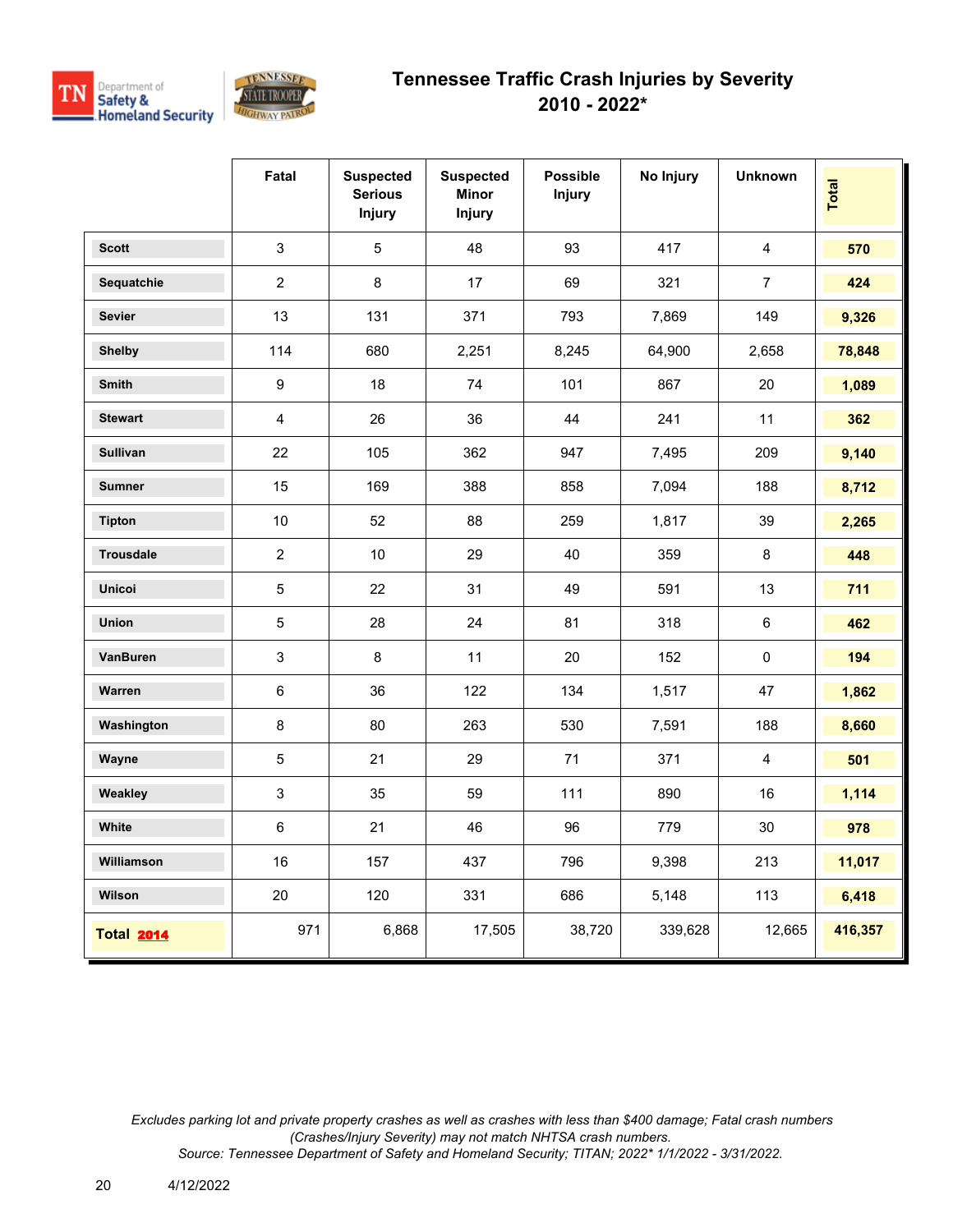# Tennessee Traffic Crash Injuries by Severity
## 2010 - 2022*

| | Fatal | Suspected Serious Injury | Suspected Minor Injury | Possible Injury | No Injury | Unknown | Total |
|---|---|---|---|---|---|---|---|
| Scott | 3 | 5 | 48 | 93 | 417 | 4 | 570 |
| Sequatchie | 2 | 8 | 17 | 69 | 321 | 7 | 424 |
| Sevier | 13 | 131 | 371 | 793 | 7,869 | 149 | 9,326 |
| Shelby | 114 | 680 | 2,251 | 8,245 | 64,900 | 2,658 | 78,848 |
| Smith | 9 | 18 | 74 | 101 | 867 | 20 | 1,089 |
| Stewart | 4 | 26 | 36 | 44 | 241 | 11 | 362 |
| Sullivan | 22 | 105 | 362 | 947 | 7,495 | 209 | 9,140 |
| Sumner | 15 | 169 | 388 | 858 | 7,094 | 188 | 8,712 |
| Tipton | 10 | 52 | 88 | 259 | 1,817 | 39 | 2,265 |
| Trousdale | 2 | 10 | 29 | 40 | 359 | 8 | 448 |
| Unicoi | 5 | 22 | 31 | 49 | 591 | 13 | 711 |
| Union | 5 | 28 | 24 | 81 | 318 | 6 | 462 |
| VanBuren | 3 | 8 | 11 | 20 | 152 | 0 | 194 |
| Warren | 6 | 36 | 122 | 134 | 1,517 | 47 | 1,862 |
| Washington | 8 | 80 | 263 | 530 | 7,591 | 188 | 8,660 |
| Wayne | 5 | 21 | 29 | 71 | 371 | 4 | 501 |
| Weakley | 3 | 35 | 59 | 111 | 890 | 16 | 1,114 |
| White | 6 | 21 | 46 | 96 | 779 | 30 | 978 |
| Williamson | 16 | 157 | 437 | 796 | 9,398 | 213 | 11,017 |
| Wilson | 20 | 120 | 331 | 686 | 5,148 | 113 | 6,418 |
| **Total 2014** | 971 | 6,868 | 17,505 | 38,720 | 339,628 | 12,665 | 416,357 |

*Excludes parking lot and private property crashes as well as crashes with less than $400 damage; Fatal crash numbers (Crashes/Injury Severity) may not match NHTSA crash numbers.*
*Source: Tennessee Department of Safety and Homeland Security; TITAN; 2022* 1/1/2022 - 3/31/2022.*

4/12/2022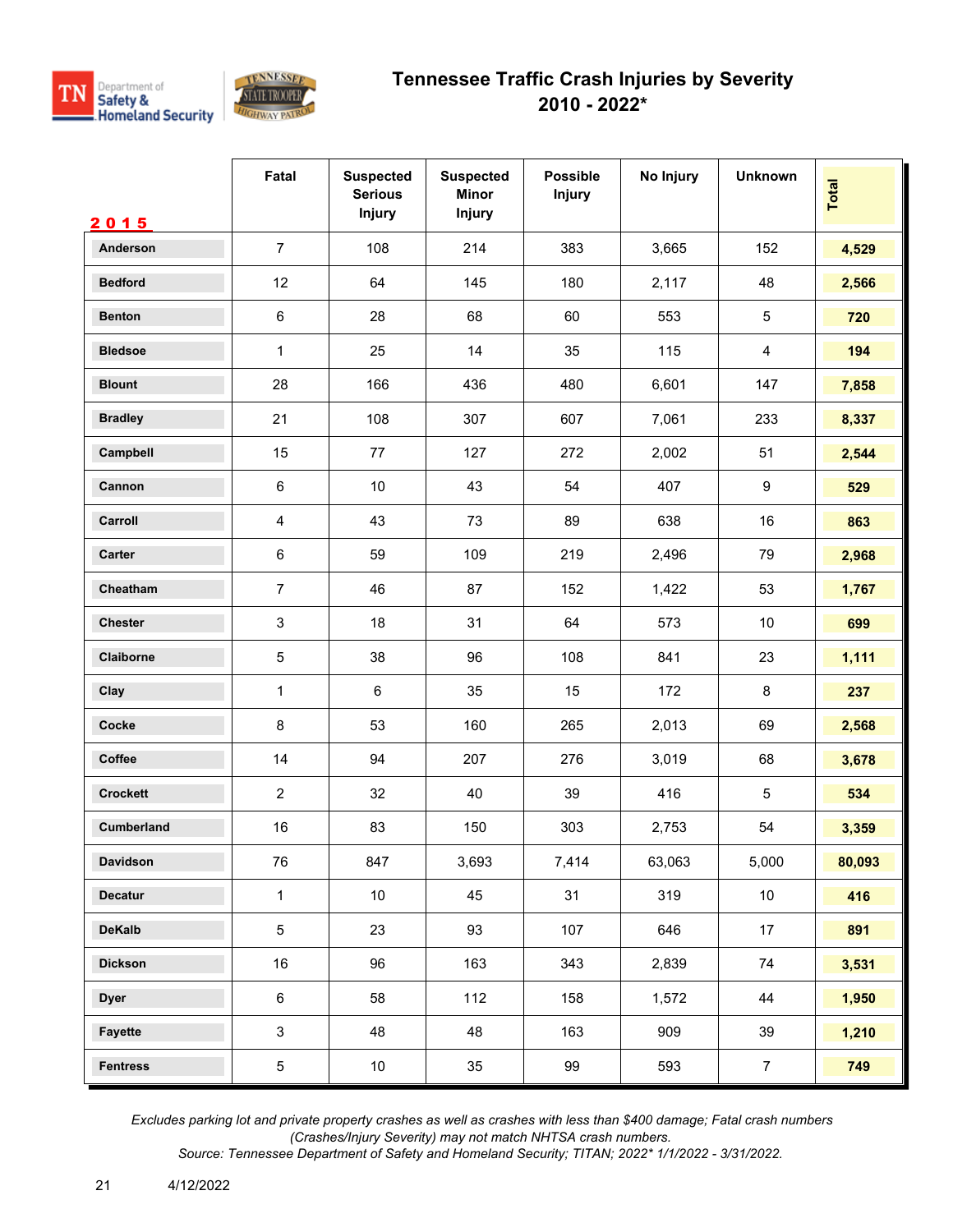# Tennessee Traffic Crash Injuries by Severity

## 2010 - 2022*

| 2015 | Fatal | Suspected Serious Injury | Suspected Minor Injury | Possible Injury | No Injury | Unknown | Total |
|---|---|---|---|---|---|---|---|
| Anderson | 7 | 108 | 214 | 383 | 3,665 | 152 | **4,529** |
| Bedford | 12 | 64 | 145 | 180 | 2,117 | 48 | **2,566** |
| Benton | 6 | 28 | 68 | 60 | 553 | 5 | **720** |
| Bledsoe | 1 | 25 | 14 | 35 | 115 | 4 | **194** |
| Blount | 28 | 166 | 436 | 480 | 6,601 | 147 | **7,858** |
| Bradley | 21 | 108 | 307 | 607 | 7,061 | 233 | **8,337** |
| Campbell | 15 | 77 | 127 | 272 | 2,002 | 51 | **2,544** |
| Cannon | 6 | 10 | 43 | 54 | 407 | 9 | **529** |
| Carroll | 4 | 43 | 73 | 89 | 638 | 16 | **863** |
| Carter | 6 | 59 | 109 | 219 | 2,496 | 79 | **2,968** |
| Cheatham | 7 | 46 | 87 | 152 | 1,422 | 53 | **1,767** |
| Chester | 3 | 18 | 31 | 64 | 573 | 10 | **699** |
| Claiborne | 5 | 38 | 96 | 108 | 841 | 23 | **1,111** |
| Clay | 1 | 6 | 35 | 15 | 172 | 8 | **237** |
| Cocke | 8 | 53 | 160 | 265 | 2,013 | 69 | **2,568** |
| Coffee | 14 | 94 | 207 | 276 | 3,019 | 68 | **3,678** |
| Crockett | 2 | 32 | 40 | 39 | 416 | 5 | **534** |
| Cumberland | 16 | 83 | 150 | 303 | 2,753 | 54 | **3,359** |
| Davidson | 76 | 847 | 3,693 | 7,414 | 63,063 | 5,000 | **80,093** |
| Decatur | 1 | 10 | 45 | 31 | 319 | 10 | **416** |
| DeKalb | 5 | 23 | 93 | 107 | 646 | 17 | **891** |
| Dickson | 16 | 96 | 163 | 343 | 2,839 | 74 | **3,531** |
| Dyer | 6 | 58 | 112 | 158 | 1,572 | 44 | **1,950** |
| Fayette | 3 | 48 | 48 | 163 | 909 | 39 | **1,210** |
| Fentress | 5 | 10 | 35 | 99 | 593 | 7 | **749** |

*Excludes parking lot and private property crashes as well as crashes with less than $400 damage; Fatal crash numbers (Crashes/Injury Severity) may not match NHTSA crash numbers.*
*Source: Tennessee Department of Safety and Homeland Security; TITAN; 2022* 1/1/2022 - 3/31/2022.*

4/12/2022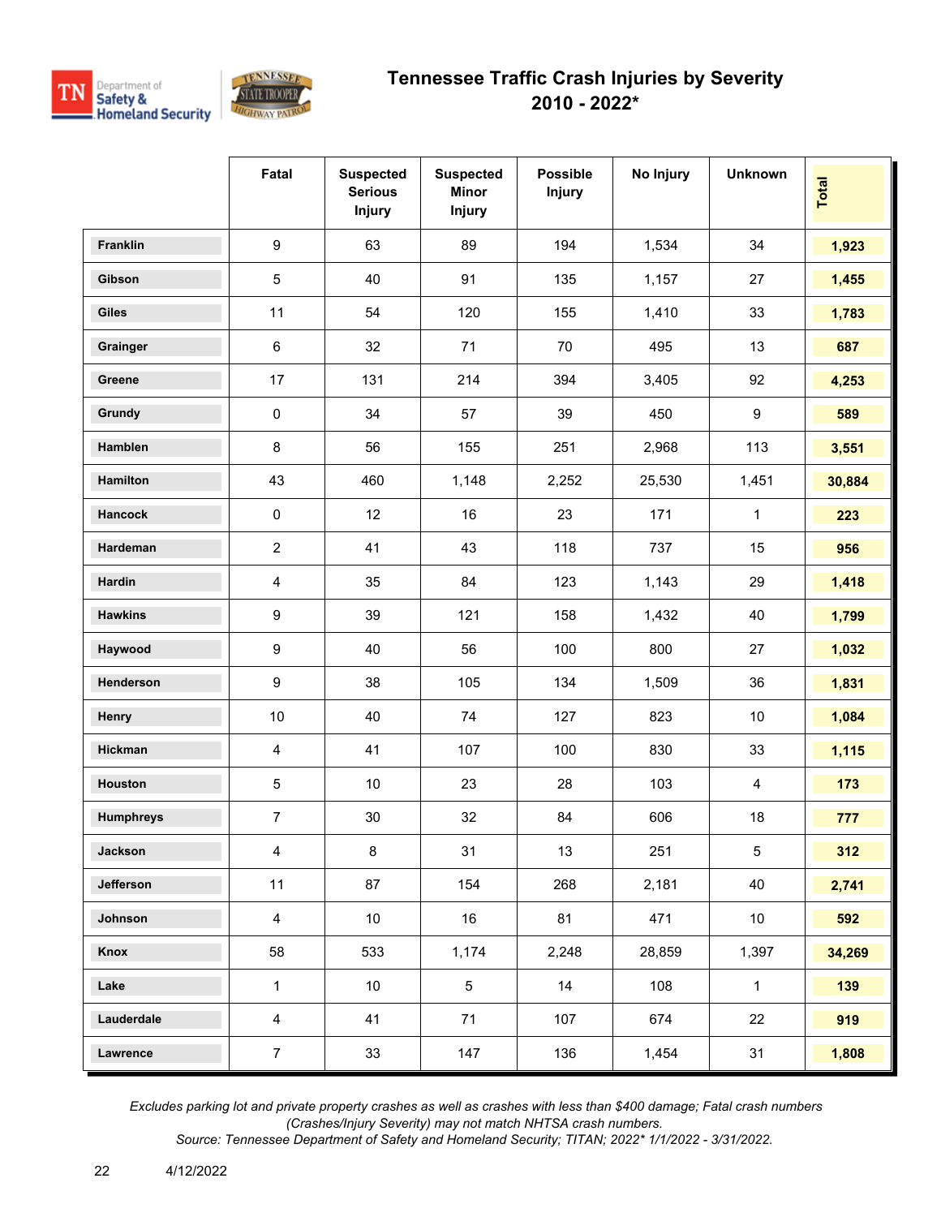# Tennessee Traffic Crash Injuries by Severity
## 2010 - 2022*

| | Fatal | Suspected Serious Injury | Suspected Minor Injury | Possible Injury | No Injury | Unknown | Total |
|---|---|---|---|---|---|---|---|
| **Franklin** | 9 | 63 | 89 | 194 | 1,534 | 34 | **1,923** |
| **Gibson** | 5 | 40 | 91 | 135 | 1,157 | 27 | **1,455** |
| **Giles** | 11 | 54 | 120 | 155 | 1,410 | 33 | **1,783** |
| **Grainger** | 6 | 32 | 71 | 70 | 495 | 13 | **687** |
| **Greene** | 17 | 131 | 214 | 394 | 3,405 | 92 | **4,253** |
| **Grundy** | 0 | 34 | 57 | 39 | 450 | 9 | **589** |
| **Hamblen** | 8 | 56 | 155 | 251 | 2,968 | 113 | **3,551** |
| **Hamilton** | 43 | 460 | 1,148 | 2,252 | 25,530 | 1,451 | **30,884** |
| **Hancock** | 0 | 12 | 16 | 23 | 171 | 1 | **223** |
| **Hardeman** | 2 | 41 | 43 | 118 | 737 | 15 | **956** |
| **Hardin** | 4 | 35 | 84 | 123 | 1,143 | 29 | **1,418** |
| **Hawkins** | 9 | 39 | 121 | 158 | 1,432 | 40 | **1,799** |
| **Haywood** | 9 | 40 | 56 | 100 | 800 | 27 | **1,032** |
| **Henderson** | 9 | 38 | 105 | 134 | 1,509 | 36 | **1,831** |
| **Henry** | 10 | 40 | 74 | 127 | 823 | 10 | **1,084** |
| **Hickman** | 4 | 41 | 107 | 100 | 830 | 33 | **1,115** |
| **Houston** | 5 | 10 | 23 | 28 | 103 | 4 | **173** |
| **Humphreys** | 7 | 30 | 32 | 84 | 606 | 18 | **777** |
| **Jackson** | 4 | 8 | 31 | 13 | 251 | 5 | **312** |
| **Jefferson** | 11 | 87 | 154 | 268 | 2,181 | 40 | **2,741** |
| **Johnson** | 4 | 10 | 16 | 81 | 471 | 10 | **592** |
| **Knox** | 58 | 533 | 1,174 | 2,248 | 28,859 | 1,397 | **34,269** |
| **Lake** | 1 | 10 | 5 | 14 | 108 | 1 | **139** |
| **Lauderdale** | 4 | 41 | 71 | 107 | 674 | 22 | **919** |
| **Lawrence** | 7 | 33 | 147 | 136 | 1,454 | 31 | **1,808** |

*Excludes parking lot and private property crashes as well as crashes with less than $400 damage; Fatal crash numbers (Crashes/Injury Severity) may not match NHTSA crash numbers.*
*Source: Tennessee Department of Safety and Homeland Security; TITAN; 2022* 1/1/2022 - 3/31/2022.*

4/12/2022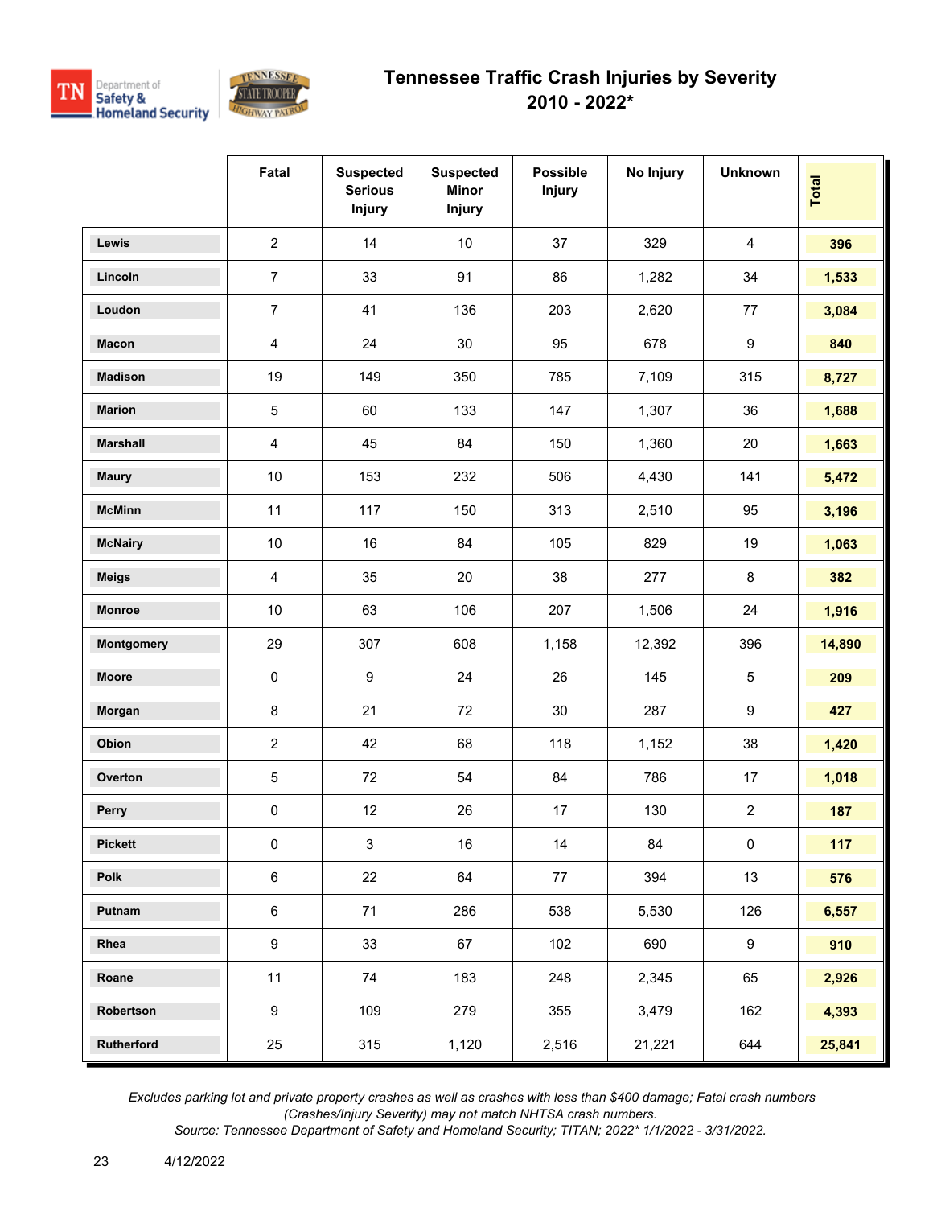# Tennessee Traffic Crash Injuries by Severity
## 2010 - 2022*

| | Fatal | Suspected Serious Injury | Suspected Minor Injury | Possible Injury | No Injury | Unknown | Total |
|---|---|---|---|---|---|---|---|
| **Lewis** | 2 | 14 | 10 | 37 | 329 | 4 | **396** |
| **Lincoln** | 7 | 33 | 91 | 86 | 1,282 | 34 | **1,533** |
| **Loudon** | 7 | 41 | 136 | 203 | 2,620 | 77 | **3,084** |
| **Macon** | 4 | 24 | 30 | 95 | 678 | 9 | **840** |
| **Madison** | 19 | 149 | 350 | 785 | 7,109 | 315 | **8,727** |
| **Marion** | 5 | 60 | 133 | 147 | 1,307 | 36 | **1,688** |
| **Marshall** | 4 | 45 | 84 | 150 | 1,360 | 20 | **1,663** |
| **Maury** | 10 | 153 | 232 | 506 | 4,430 | 141 | **5,472** |
| **McMinn** | 11 | 117 | 150 | 313 | 2,510 | 95 | **3,196** |
| **McNairy** | 10 | 16 | 84 | 105 | 829 | 19 | **1,063** |
| **Meigs** | 4 | 35 | 20 | 38 | 277 | 8 | **382** |
| **Monroe** | 10 | 63 | 106 | 207 | 1,506 | 24 | **1,916** |
| **Montgomery** | 29 | 307 | 608 | 1,158 | 12,392 | 396 | **14,890** |
| **Moore** | 0 | 9 | 24 | 26 | 145 | 5 | **209** |
| **Morgan** | 8 | 21 | 72 | 30 | 287 | 9 | **427** |
| **Obion** | 2 | 42 | 68 | 118 | 1,152 | 38 | **1,420** |
| **Overton** | 5 | 72 | 54 | 84 | 786 | 17 | **1,018** |
| **Perry** | 0 | 12 | 26 | 17 | 130 | 2 | **187** |
| **Pickett** | 0 | 3 | 16 | 14 | 84 | 0 | **117** |
| **Polk** | 6 | 22 | 64 | 77 | 394 | 13 | **576** |
| **Putnam** | 6 | 71 | 286 | 538 | 5,530 | 126 | **6,557** |
| **Rhea** | 9 | 33 | 67 | 102 | 690 | 9 | **910** |
| **Roane** | 11 | 74 | 183 | 248 | 2,345 | 65 | **2,926** |
| **Robertson** | 9 | 109 | 279 | 355 | 3,479 | 162 | **4,393** |
| **Rutherford** | 25 | 315 | 1,120 | 2,516 | 21,221 | 644 | **25,841** |

*Excludes parking lot and private property crashes as well as crashes with less than $400 damage; Fatal crash numbers (Crashes/Injury Severity) may not match NHTSA crash numbers.*
*Source: Tennessee Department of Safety and Homeland Security; TITAN; 2022* 1/1/2022 - 3/31/2022.*

4/12/2022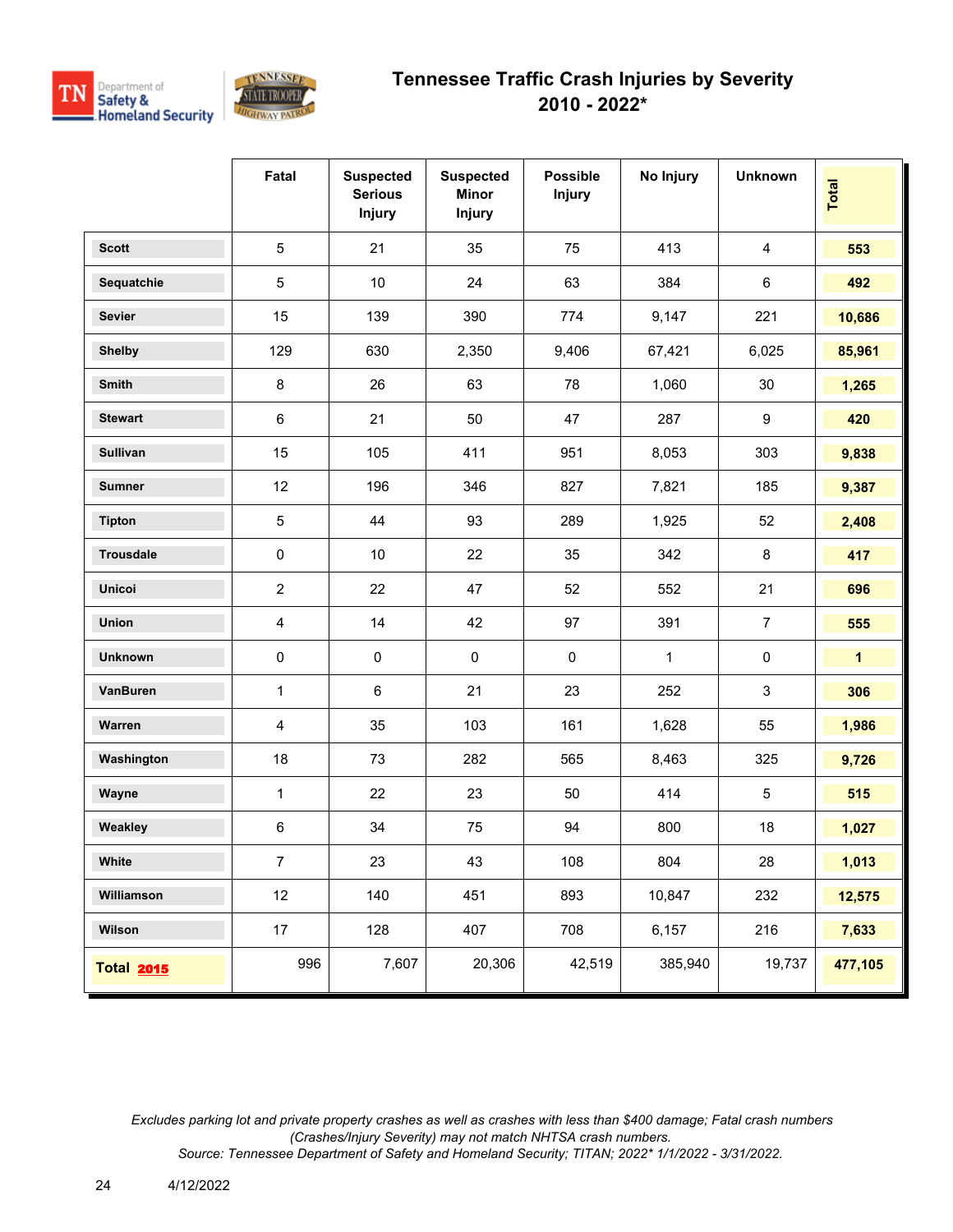# Tennessee Traffic Crash Injuries by Severity
## 2010 - 2022*

| | Fatal | Suspected Serious Injury | Suspected Minor Injury | Possible Injury | No Injury | Unknown | Total |
|---|---|---|---|---|---|---|---|
| Scott | 5 | 21 | 35 | 75 | 413 | 4 | 553 |
| Sequatchie | 5 | 10 | 24 | 63 | 384 | 6 | 492 |
| Sevier | 15 | 139 | 390 | 774 | 9,147 | 221 | 10,686 |
| Shelby | 129 | 630 | 2,350 | 9,406 | 67,421 | 6,025 | 85,961 |
| Smith | 8 | 26 | 63 | 78 | 1,060 | 30 | 1,265 |
| Stewart | 6 | 21 | 50 | 47 | 287 | 9 | 420 |
| Sullivan | 15 | 105 | 411 | 951 | 8,053 | 303 | 9,838 |
| Sumner | 12 | 196 | 346 | 827 | 7,821 | 185 | 9,387 |
| Tipton | 5 | 44 | 93 | 289 | 1,925 | 52 | 2,408 |
| Trousdale | 0 | 10 | 22 | 35 | 342 | 8 | 417 |
| Unicoi | 2 | 22 | 47 | 52 | 552 | 21 | 696 |
| Union | 4 | 14 | 42 | 97 | 391 | 7 | 555 |
| Unknown | 0 | 0 | 0 | 0 | 1 | 0 | 1 |
| VanBuren | 1 | 6 | 21 | 23 | 252 | 3 | 306 |
| Warren | 4 | 35 | 103 | 161 | 1,628 | 55 | 1,986 |
| Washington | 18 | 73 | 282 | 565 | 8,463 | 325 | 9,726 |
| Wayne | 1 | 22 | 23 | 50 | 414 | 5 | 515 |
| Weakley | 6 | 34 | 75 | 94 | 800 | 18 | 1,027 |
| White | 7 | 23 | 43 | 108 | 804 | 28 | 1,013 |
| Williamson | 12 | 140 | 451 | 893 | 10,847 | 232 | 12,575 |
| Wilson | 17 | 128 | 407 | 708 | 6,157 | 216 | 7,633 |
| **Total 2015** | 996 | 7,607 | 20,306 | 42,519 | 385,940 | 19,737 | 477,105 |

*Excludes parking lot and private property crashes as well as crashes with less than $400 damage; Fatal crash numbers (Crashes/Injury Severity) may not match NHTSA crash numbers.*
*Source: Tennessee Department of Safety and Homeland Security; TITAN; 2022* 1/1/2022 - 3/31/2022.*

4/12/2022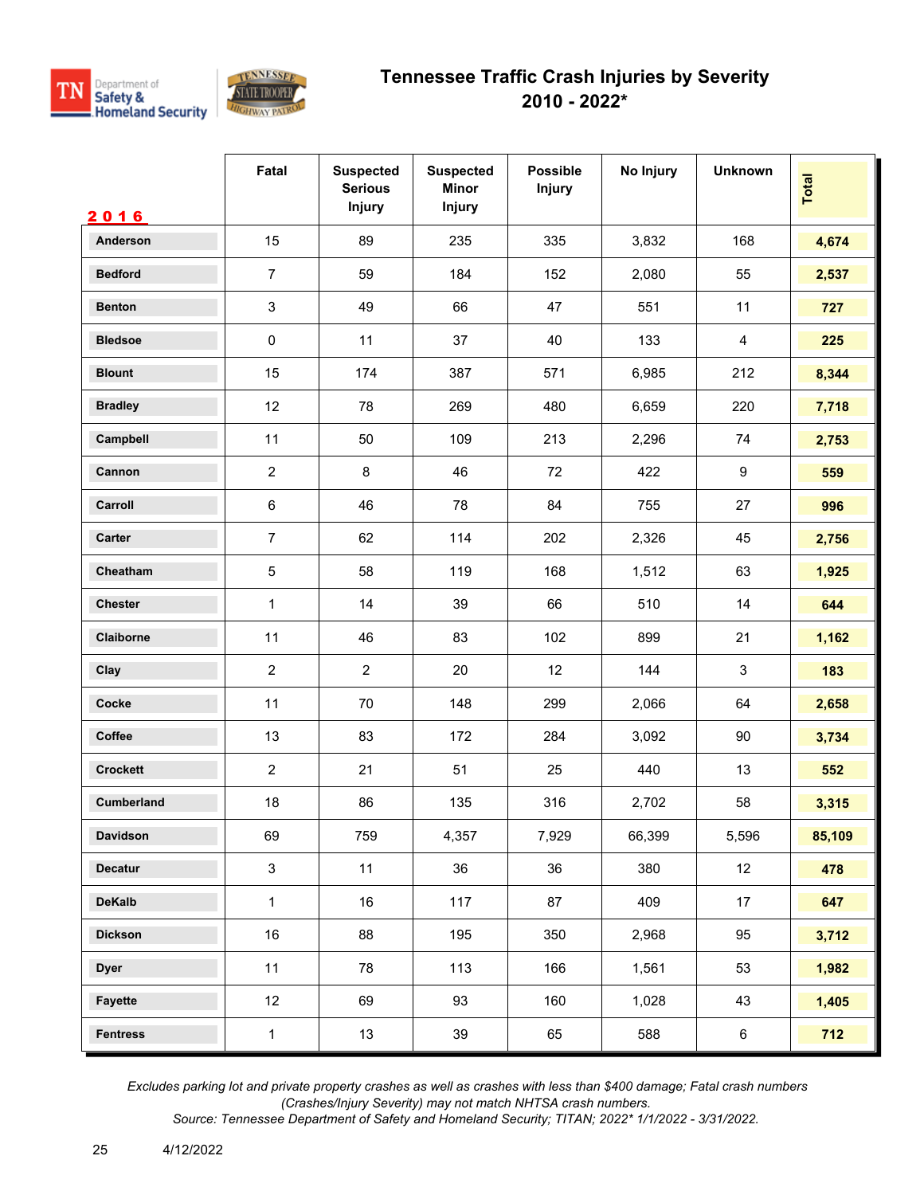# Tennessee Traffic Crash Injuries by Severity
## 2010 - 2022*

| 2016 | Fatal | Suspected Serious Injury | Suspected Minor Injury | Possible Injury | No Injury | Unknown | Total |
|---|---|---|---|---|---|---|---|
| Anderson | 15 | 89 | 235 | 335 | 3,832 | 168 | **4,674** |
| Bedford | 7 | 59 | 184 | 152 | 2,080 | 55 | **2,537** |
| Benton | 3 | 49 | 66 | 47 | 551 | 11 | **727** |
| Bledsoe | 0 | 11 | 37 | 40 | 133 | 4 | **225** |
| Blount | 15 | 174 | 387 | 571 | 6,985 | 212 | **8,344** |
| Bradley | 12 | 78 | 269 | 480 | 6,659 | 220 | **7,718** |
| Campbell | 11 | 50 | 109 | 213 | 2,296 | 74 | **2,753** |
| Cannon | 2 | 8 | 46 | 72 | 422 | 9 | **559** |
| Carroll | 6 | 46 | 78 | 84 | 755 | 27 | **996** |
| Carter | 7 | 62 | 114 | 202 | 2,326 | 45 | **2,756** |
| Cheatham | 5 | 58 | 119 | 168 | 1,512 | 63 | **1,925** |
| Chester | 1 | 14 | 39 | 66 | 510 | 14 | **644** |
| Claiborne | 11 | 46 | 83 | 102 | 899 | 21 | **1,162** |
| Clay | 2 | 2 | 20 | 12 | 144 | 3 | **183** |
| Cocke | 11 | 70 | 148 | 299 | 2,066 | 64 | **2,658** |
| Coffee | 13 | 83 | 172 | 284 | 3,092 | 90 | **3,734** |
| Crockett | 2 | 21 | 51 | 25 | 440 | 13 | **552** |
| Cumberland | 18 | 86 | 135 | 316 | 2,702 | 58 | **3,315** |
| Davidson | 69 | 759 | 4,357 | 7,929 | 66,399 | 5,596 | **85,109** |
| Decatur | 3 | 11 | 36 | 36 | 380 | 12 | **478** |
| DeKalb | 1 | 16 | 117 | 87 | 409 | 17 | **647** |
| Dickson | 16 | 88 | 195 | 350 | 2,968 | 95 | **3,712** |
| Dyer | 11 | 78 | 113 | 166 | 1,561 | 53 | **1,982** |
| Fayette | 12 | 69 | 93 | 160 | 1,028 | 43 | **1,405** |
| Fentress | 1 | 13 | 39 | 65 | 588 | 6 | **712** |

*Excludes parking lot and private property crashes as well as crashes with less than $400 damage; Fatal crash numbers (Crashes/Injury Severity) may not match NHTSA crash numbers.*
*Source: Tennessee Department of Safety and Homeland Security; TITAN; 2022* 1/1/2022 - 3/31/2022.*

4/12/2022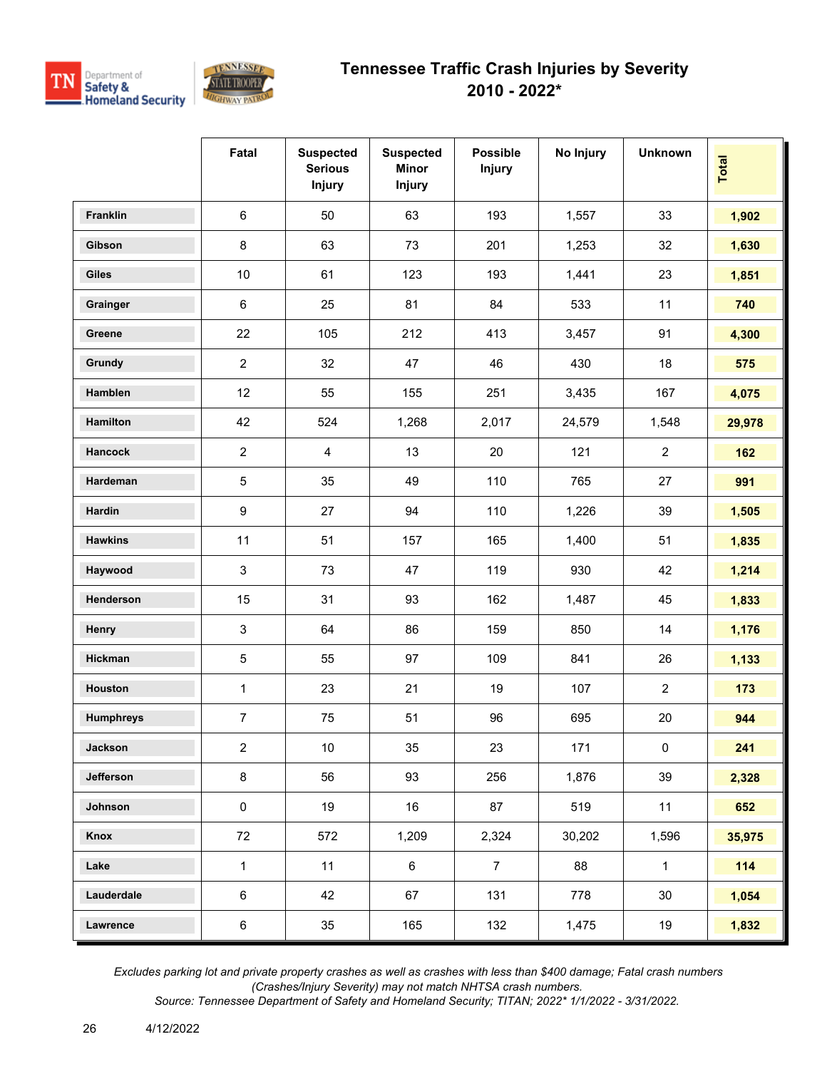# Tennessee Traffic Crash Injuries by Severity
## 2010 - 2022*

| | Fatal | Suspected Serious Injury | Suspected Minor Injury | Possible Injury | No Injury | Unknown | Total |
|---|---|---|---|---|---|---|---|
| **Franklin** | 6 | 50 | 63 | 193 | 1,557 | 33 | **1,902** |
| **Gibson** | 8 | 63 | 73 | 201 | 1,253 | 32 | **1,630** |
| **Giles** | 10 | 61 | 123 | 193 | 1,441 | 23 | **1,851** |
| **Grainger** | 6 | 25 | 81 | 84 | 533 | 11 | **740** |
| **Greene** | 22 | 105 | 212 | 413 | 3,457 | 91 | **4,300** |
| **Grundy** | 2 | 32 | 47 | 46 | 430 | 18 | **575** |
| **Hamblen** | 12 | 55 | 155 | 251 | 3,435 | 167 | **4,075** |
| **Hamilton** | 42 | 524 | 1,268 | 2,017 | 24,579 | 1,548 | **29,978** |
| **Hancock** | 2 | 4 | 13 | 20 | 121 | 2 | **162** |
| **Hardeman** | 5 | 35 | 49 | 110 | 765 | 27 | **991** |
| **Hardin** | 9 | 27 | 94 | 110 | 1,226 | 39 | **1,505** |
| **Hawkins** | 11 | 51 | 157 | 165 | 1,400 | 51 | **1,835** |
| **Haywood** | 3 | 73 | 47 | 119 | 930 | 42 | **1,214** |
| **Henderson** | 15 | 31 | 93 | 162 | 1,487 | 45 | **1,833** |
| **Henry** | 3 | 64 | 86 | 159 | 850 | 14 | **1,176** |
| **Hickman** | 5 | 55 | 97 | 109 | 841 | 26 | **1,133** |
| **Houston** | 1 | 23 | 21 | 19 | 107 | 2 | **173** |
| **Humphreys** | 7 | 75 | 51 | 96 | 695 | 20 | **944** |
| **Jackson** | 2 | 10 | 35 | 23 | 171 | 0 | **241** |
| **Jefferson** | 8 | 56 | 93 | 256 | 1,876 | 39 | **2,328** |
| **Johnson** | 0 | 19 | 16 | 87 | 519 | 11 | **652** |
| **Knox** | 72 | 572 | 1,209 | 2,324 | 30,202 | 1,596 | **35,975** |
| **Lake** | 1 | 11 | 6 | 7 | 88 | 1 | **114** |
| **Lauderdale** | 6 | 42 | 67 | 131 | 778 | 30 | **1,054** |
| **Lawrence** | 6 | 35 | 165 | 132 | 1,475 | 19 | **1,832** |

*Excludes parking lot and private property crashes as well as crashes with less than $400 damage; Fatal crash numbers (Crashes/Injury Severity) may not match NHTSA crash numbers.*
*Source: Tennessee Department of Safety and Homeland Security; TITAN; 2022* 1/1/2022 - 3/31/2022.*

4/12/2022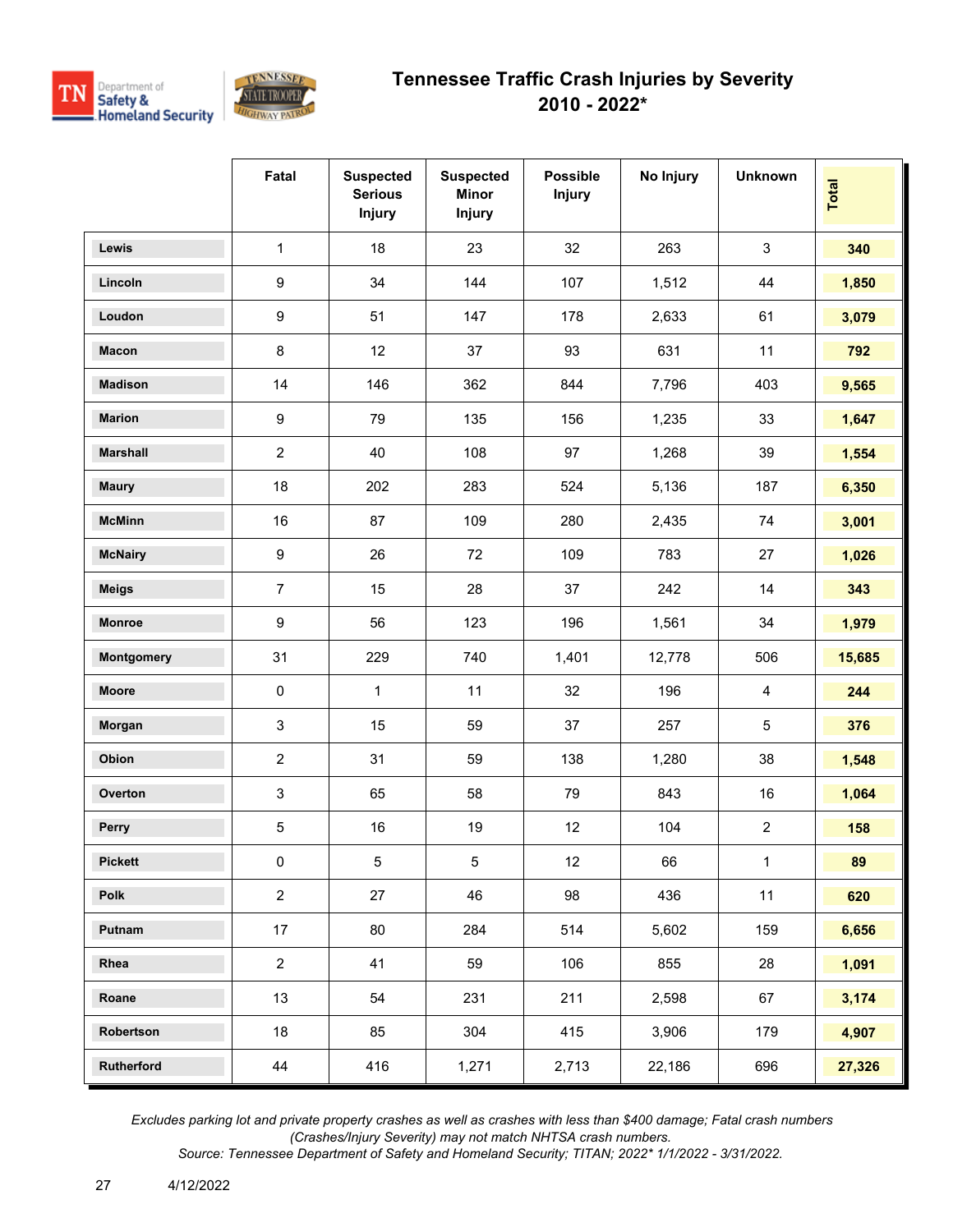# Tennessee Traffic Crash Injuries by Severity
## 2010 - 2022*

| | Fatal | Suspected Serious Injury | Suspected Minor Injury | Possible Injury | No Injury | Unknown | Total |
|---|---|---|---|---|---|---|---|
| Lewis | 1 | 18 | 23 | 32 | 263 | 3 | **340** |
| Lincoln | 9 | 34 | 144 | 107 | 1,512 | 44 | **1,850** |
| Loudon | 9 | 51 | 147 | 178 | 2,633 | 61 | **3,079** |
| Macon | 8 | 12 | 37 | 93 | 631 | 11 | **792** |
| Madison | 14 | 146 | 362 | 844 | 7,796 | 403 | **9,565** |
| Marion | 9 | 79 | 135 | 156 | 1,235 | 33 | **1,647** |
| Marshall | 2 | 40 | 108 | 97 | 1,268 | 39 | **1,554** |
| Maury | 18 | 202 | 283 | 524 | 5,136 | 187 | **6,350** |
| McMinn | 16 | 87 | 109 | 280 | 2,435 | 74 | **3,001** |
| McNairy | 9 | 26 | 72 | 109 | 783 | 27 | **1,026** |
| Meigs | 7 | 15 | 28 | 37 | 242 | 14 | **343** |
| Monroe | 9 | 56 | 123 | 196 | 1,561 | 34 | **1,979** |
| Montgomery | 31 | 229 | 740 | 1,401 | 12,778 | 506 | **15,685** |
| Moore | 0 | 1 | 11 | 32 | 196 | 4 | **244** |
| Morgan | 3 | 15 | 59 | 37 | 257 | 5 | **376** |
| Obion | 2 | 31 | 59 | 138 | 1,280 | 38 | **1,548** |
| Overton | 3 | 65 | 58 | 79 | 843 | 16 | **1,064** |
| Perry | 5 | 16 | 19 | 12 | 104 | 2 | **158** |
| Pickett | 0 | 5 | 5 | 12 | 66 | 1 | **89** |
| Polk | 2 | 27 | 46 | 98 | 436 | 11 | **620** |
| Putnam | 17 | 80 | 284 | 514 | 5,602 | 159 | **6,656** |
| Rhea | 2 | 41 | 59 | 106 | 855 | 28 | **1,091** |
| Roane | 13 | 54 | 231 | 211 | 2,598 | 67 | **3,174** |
| Robertson | 18 | 85 | 304 | 415 | 3,906 | 179 | **4,907** |
| Rutherford | 44 | 416 | 1,271 | 2,713 | 22,186 | 696 | **27,326** |

*Excludes parking lot and private property crashes as well as crashes with less than $400 damage; Fatal crash numbers (Crashes/Injury Severity) may not match NHTSA crash numbers.*
*Source: Tennessee Department of Safety and Homeland Security; TITAN; 2022* 1/1/2022 - 3/31/2022.*

4/12/2022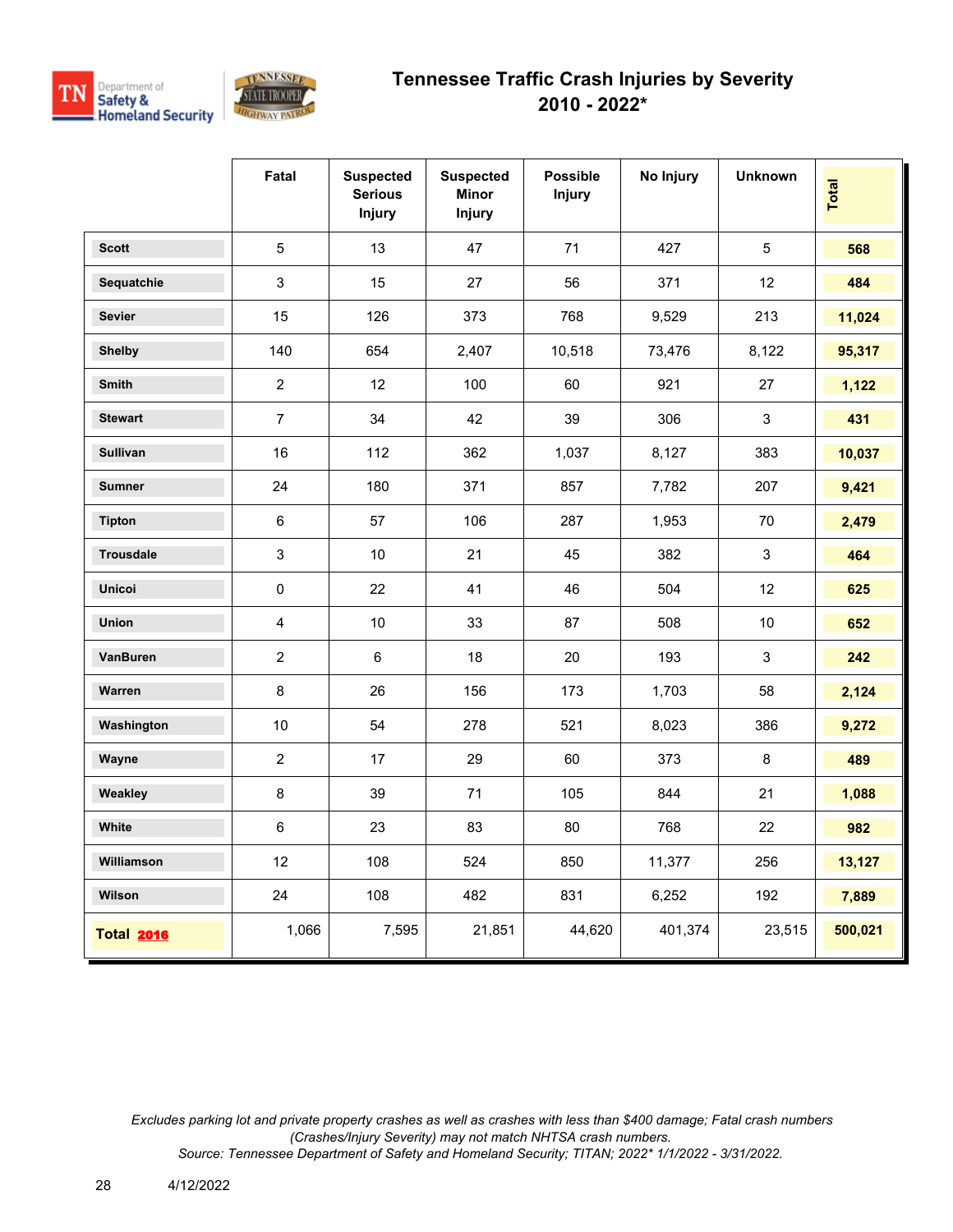# Tennessee Traffic Crash Injuries by Severity
## 2010 - 2022*

| | Fatal | Suspected Serious Injury | Suspected Minor Injury | Possible Injury | No Injury | Unknown | Total |
|---|---|---|---|---|---|---|---|
| **Scott** | 5 | 13 | 47 | 71 | 427 | 5 | **568** |
| **Sequatchie** | 3 | 15 | 27 | 56 | 371 | 12 | **484** |
| **Sevier** | 15 | 126 | 373 | 768 | 9,529 | 213 | **11,024** |
| **Shelby** | 140 | 654 | 2,407 | 10,518 | 73,476 | 8,122 | **95,317** |
| **Smith** | 2 | 12 | 100 | 60 | 921 | 27 | **1,122** |
| **Stewart** | 7 | 34 | 42 | 39 | 306 | 3 | **431** |
| **Sullivan** | 16 | 112 | 362 | 1,037 | 8,127 | 383 | **10,037** |
| **Sumner** | 24 | 180 | 371 | 857 | 7,782 | 207 | **9,421** |
| **Tipton** | 6 | 57 | 106 | 287 | 1,953 | 70 | **2,479** |
| **Trousdale** | 3 | 10 | 21 | 45 | 382 | 3 | **464** |
| **Unicoi** | 0 | 22 | 41 | 46 | 504 | 12 | **625** |
| **Union** | 4 | 10 | 33 | 87 | 508 | 10 | **652** |
| **VanBuren** | 2 | 6 | 18 | 20 | 193 | 3 | **242** |
| **Warren** | 8 | 26 | 156 | 173 | 1,703 | 58 | **2,124** |
| **Washington** | 10 | 54 | 278 | 521 | 8,023 | 386 | **9,272** |
| **Wayne** | 2 | 17 | 29 | 60 | 373 | 8 | **489** |
| **Weakley** | 8 | 39 | 71 | 105 | 844 | 21 | **1,088** |
| **White** | 6 | 23 | 83 | 80 | 768 | 22 | **982** |
| **Williamson** | 12 | 108 | 524 | 850 | 11,377 | 256 | **13,127** |
| **Wilson** | 24 | 108 | 482 | 831 | 6,252 | 192 | **7,889** |
| **Total 2016** | 1,066 | 7,595 | 21,851 | 44,620 | 401,374 | 23,515 | **500,021** |

*Excludes parking lot and private property crashes as well as crashes with less than $400 damage; Fatal crash numbers (Crashes/Injury Severity) may not match NHTSA crash numbers.*
*Source: Tennessee Department of Safety and Homeland Security; TITAN; 2022* 1/1/2022 - 3/31/2022.*

4/12/2022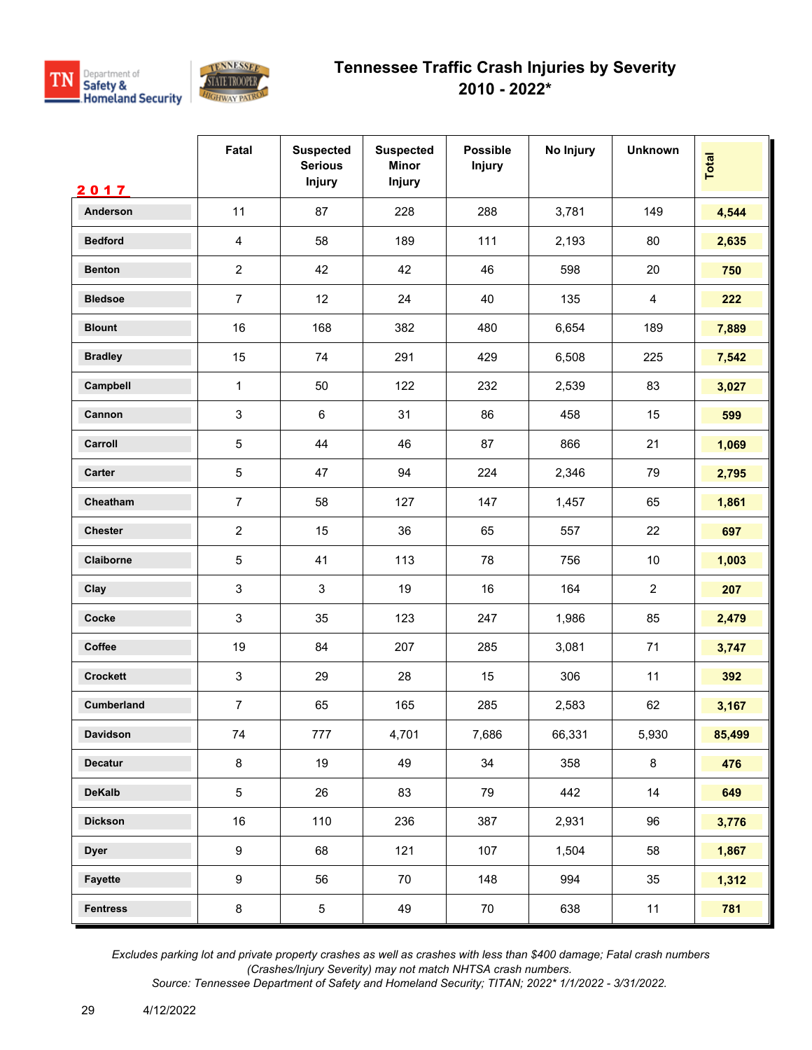# Tennessee Traffic Crash Injuries by Severity
## 2010 - 2022*

| 2017 | Fatal | Suspected Serious Injury | Suspected Minor Injury | Possible Injury | No Injury | Unknown | Total |
|---|---|---|---|---|---|---|---|
| Anderson | 11 | 87 | 228 | 288 | 3,781 | 149 | **4,544** |
| Bedford | 4 | 58 | 189 | 111 | 2,193 | 80 | **2,635** |
| Benton | 2 | 42 | 42 | 46 | 598 | 20 | **750** |
| Bledsoe | 7 | 12 | 24 | 40 | 135 | 4 | **222** |
| Blount | 16 | 168 | 382 | 480 | 6,654 | 189 | **7,889** |
| Bradley | 15 | 74 | 291 | 429 | 6,508 | 225 | **7,542** |
| Campbell | 1 | 50 | 122 | 232 | 2,539 | 83 | **3,027** |
| Cannon | 3 | 6 | 31 | 86 | 458 | 15 | **599** |
| Carroll | 5 | 44 | 46 | 87 | 866 | 21 | **1,069** |
| Carter | 5 | 47 | 94 | 224 | 2,346 | 79 | **2,795** |
| Cheatham | 7 | 58 | 127 | 147 | 1,457 | 65 | **1,861** |
| Chester | 2 | 15 | 36 | 65 | 557 | 22 | **697** |
| Claiborne | 5 | 41 | 113 | 78 | 756 | 10 | **1,003** |
| Clay | 3 | 3 | 19 | 16 | 164 | 2 | **207** |
| Cocke | 3 | 35 | 123 | 247 | 1,986 | 85 | **2,479** |
| Coffee | 19 | 84 | 207 | 285 | 3,081 | 71 | **3,747** |
| Crockett | 3 | 29 | 28 | 15 | 306 | 11 | **392** |
| Cumberland | 7 | 65 | 165 | 285 | 2,583 | 62 | **3,167** |
| Davidson | 74 | 777 | 4,701 | 7,686 | 66,331 | 5,930 | **85,499** |
| Decatur | 8 | 19 | 49 | 34 | 358 | 8 | **476** |
| DeKalb | 5 | 26 | 83 | 79 | 442 | 14 | **649** |
| Dickson | 16 | 110 | 236 | 387 | 2,931 | 96 | **3,776** |
| Dyer | 9 | 68 | 121 | 107 | 1,504 | 58 | **1,867** |
| Fayette | 9 | 56 | 70 | 148 | 994 | 35 | **1,312** |
| Fentress | 8 | 5 | 49 | 70 | 638 | 11 | **781** |

*Excludes parking lot and private property crashes as well as crashes with less than $400 damage; Fatal crash numbers (Crashes/Injury Severity) may not match NHTSA crash numbers.*
*Source: Tennessee Department of Safety and Homeland Security; TITAN; 2022* 1/1/2022 - 3/31/2022.*

4/12/2022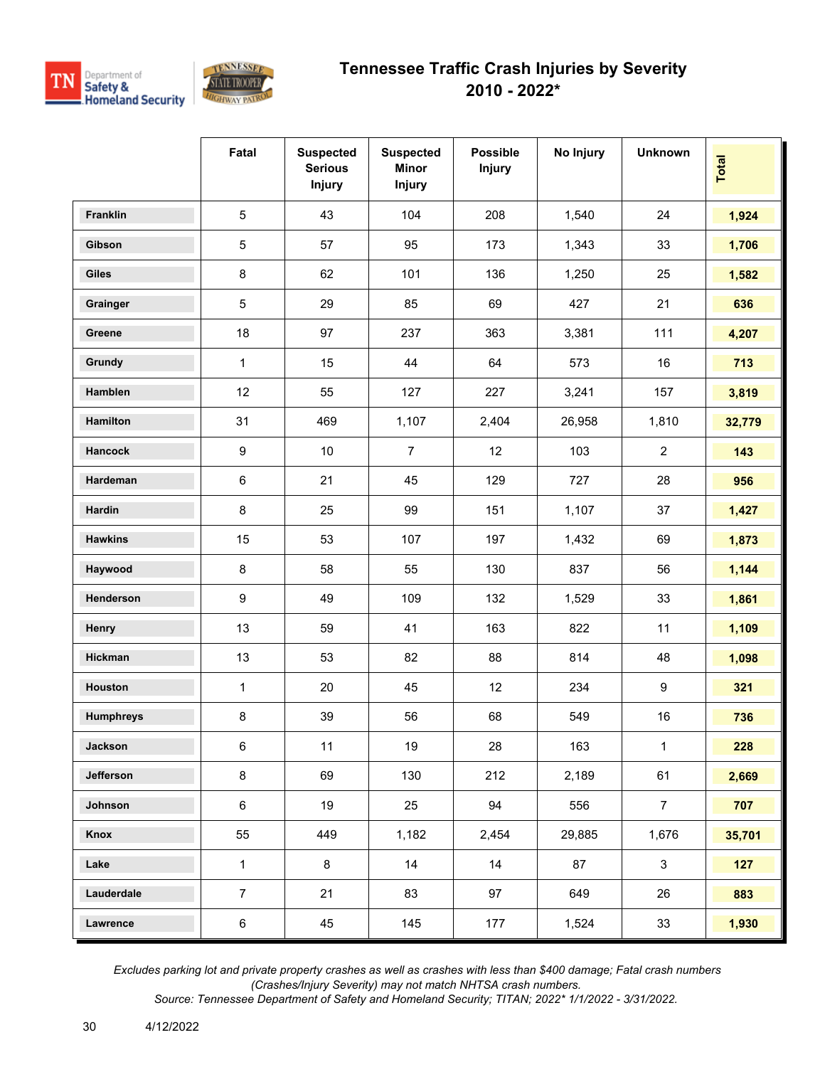# Tennessee Traffic Crash Injuries by Severity
## 2010 - 2022*

| | Fatal | Suspected Serious Injury | Suspected Minor Injury | Possible Injury | No Injury | Unknown | Total |
|---|---|---|---|---|---|---|---|
| Franklin | 5 | 43 | 104 | 208 | 1,540 | 24 | **1,924** |
| Gibson | 5 | 57 | 95 | 173 | 1,343 | 33 | **1,706** |
| Giles | 8 | 62 | 101 | 136 | 1,250 | 25 | **1,582** |
| Grainger | 5 | 29 | 85 | 69 | 427 | 21 | **636** |
| Greene | 18 | 97 | 237 | 363 | 3,381 | 111 | **4,207** |
| Grundy | 1 | 15 | 44 | 64 | 573 | 16 | **713** |
| Hamblen | 12 | 55 | 127 | 227 | 3,241 | 157 | **3,819** |
| Hamilton | 31 | 469 | 1,107 | 2,404 | 26,958 | 1,810 | **32,779** |
| Hancock | 9 | 10 | 7 | 12 | 103 | 2 | **143** |
| Hardeman | 6 | 21 | 45 | 129 | 727 | 28 | **956** |
| Hardin | 8 | 25 | 99 | 151 | 1,107 | 37 | **1,427** |
| Hawkins | 15 | 53 | 107 | 197 | 1,432 | 69 | **1,873** |
| Haywood | 8 | 58 | 55 | 130 | 837 | 56 | **1,144** |
| Henderson | 9 | 49 | 109 | 132 | 1,529 | 33 | **1,861** |
| Henry | 13 | 59 | 41 | 163 | 822 | 11 | **1,109** |
| Hickman | 13 | 53 | 82 | 88 | 814 | 48 | **1,098** |
| Houston | 1 | 20 | 45 | 12 | 234 | 9 | **321** |
| Humphreys | 8 | 39 | 56 | 68 | 549 | 16 | **736** |
| Jackson | 6 | 11 | 19 | 28 | 163 | 1 | **228** |
| Jefferson | 8 | 69 | 130 | 212 | 2,189 | 61 | **2,669** |
| Johnson | 6 | 19 | 25 | 94 | 556 | 7 | **707** |
| Knox | 55 | 449 | 1,182 | 2,454 | 29,885 | 1,676 | **35,701** |
| Lake | 1 | 8 | 14 | 14 | 87 | 3 | **127** |
| Lauderdale | 7 | 21 | 83 | 97 | 649 | 26 | **883** |
| Lawrence | 6 | 45 | 145 | 177 | 1,524 | 33 | **1,930** |

*Excludes parking lot and private property crashes as well as crashes with less than $400 damage; Fatal crash numbers (Crashes/Injury Severity) may not match NHTSA crash numbers.*
*Source: Tennessee Department of Safety and Homeland Security; TITAN; 2022* 1/1/2022 - 3/31/2022.*

4/12/2022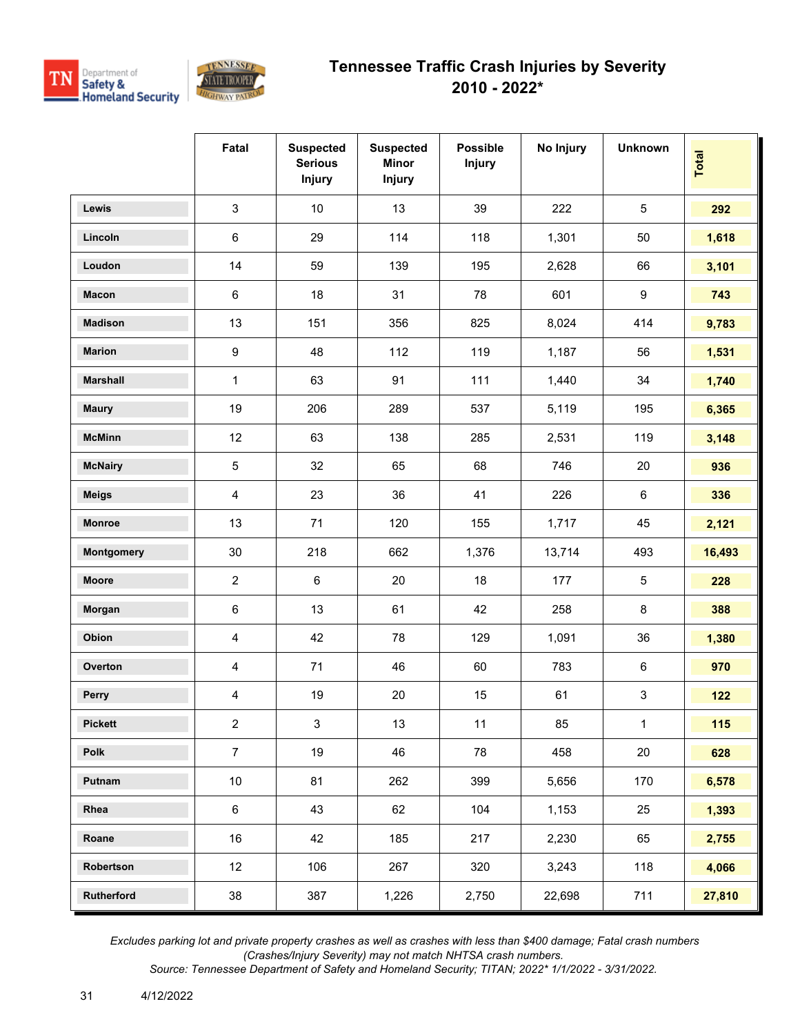# Tennessee Traffic Crash Injuries by Severity
## 2010 - 2022*

| | Fatal | Suspected Serious Injury | Suspected Minor Injury | Possible Injury | No Injury | Unknown | Total |
|---|---|---|---|---|---|---|---|
| Lewis | 3 | 10 | 13 | 39 | 222 | 5 | **292** |
| Lincoln | 6 | 29 | 114 | 118 | 1,301 | 50 | **1,618** |
| Loudon | 14 | 59 | 139 | 195 | 2,628 | 66 | **3,101** |
| Macon | 6 | 18 | 31 | 78 | 601 | 9 | **743** |
| Madison | 13 | 151 | 356 | 825 | 8,024 | 414 | **9,783** |
| Marion | 9 | 48 | 112 | 119 | 1,187 | 56 | **1,531** |
| Marshall | 1 | 63 | 91 | 111 | 1,440 | 34 | **1,740** |
| Maury | 19 | 206 | 289 | 537 | 5,119 | 195 | **6,365** |
| McMinn | 12 | 63 | 138 | 285 | 2,531 | 119 | **3,148** |
| McNairy | 5 | 32 | 65 | 68 | 746 | 20 | **936** |
| Meigs | 4 | 23 | 36 | 41 | 226 | 6 | **336** |
| Monroe | 13 | 71 | 120 | 155 | 1,717 | 45 | **2,121** |
| Montgomery | 30 | 218 | 662 | 1,376 | 13,714 | 493 | **16,493** |
| Moore | 2 | 6 | 20 | 18 | 177 | 5 | **228** |
| Morgan | 6 | 13 | 61 | 42 | 258 | 8 | **388** |
| Obion | 4 | 42 | 78 | 129 | 1,091 | 36 | **1,380** |
| Overton | 4 | 71 | 46 | 60 | 783 | 6 | **970** |
| Perry | 4 | 19 | 20 | 15 | 61 | 3 | **122** |
| Pickett | 2 | 3 | 13 | 11 | 85 | 1 | **115** |
| Polk | 7 | 19 | 46 | 78 | 458 | 20 | **628** |
| Putnam | 10 | 81 | 262 | 399 | 5,656 | 170 | **6,578** |
| Rhea | 6 | 43 | 62 | 104 | 1,153 | 25 | **1,393** |
| Roane | 16 | 42 | 185 | 217 | 2,230 | 65 | **2,755** |
| Robertson | 12 | 106 | 267 | 320 | 3,243 | 118 | **4,066** |
| Rutherford | 38 | 387 | 1,226 | 2,750 | 22,698 | 711 | **27,810** |

*Excludes parking lot and private property crashes as well as crashes with less than $400 damage; Fatal crash numbers (Crashes/Injury Severity) may not match NHTSA crash numbers.*
*Source: Tennessee Department of Safety and Homeland Security; TITAN; 2022* 1/1/2022 - 3/31/2022.*

4/12/2022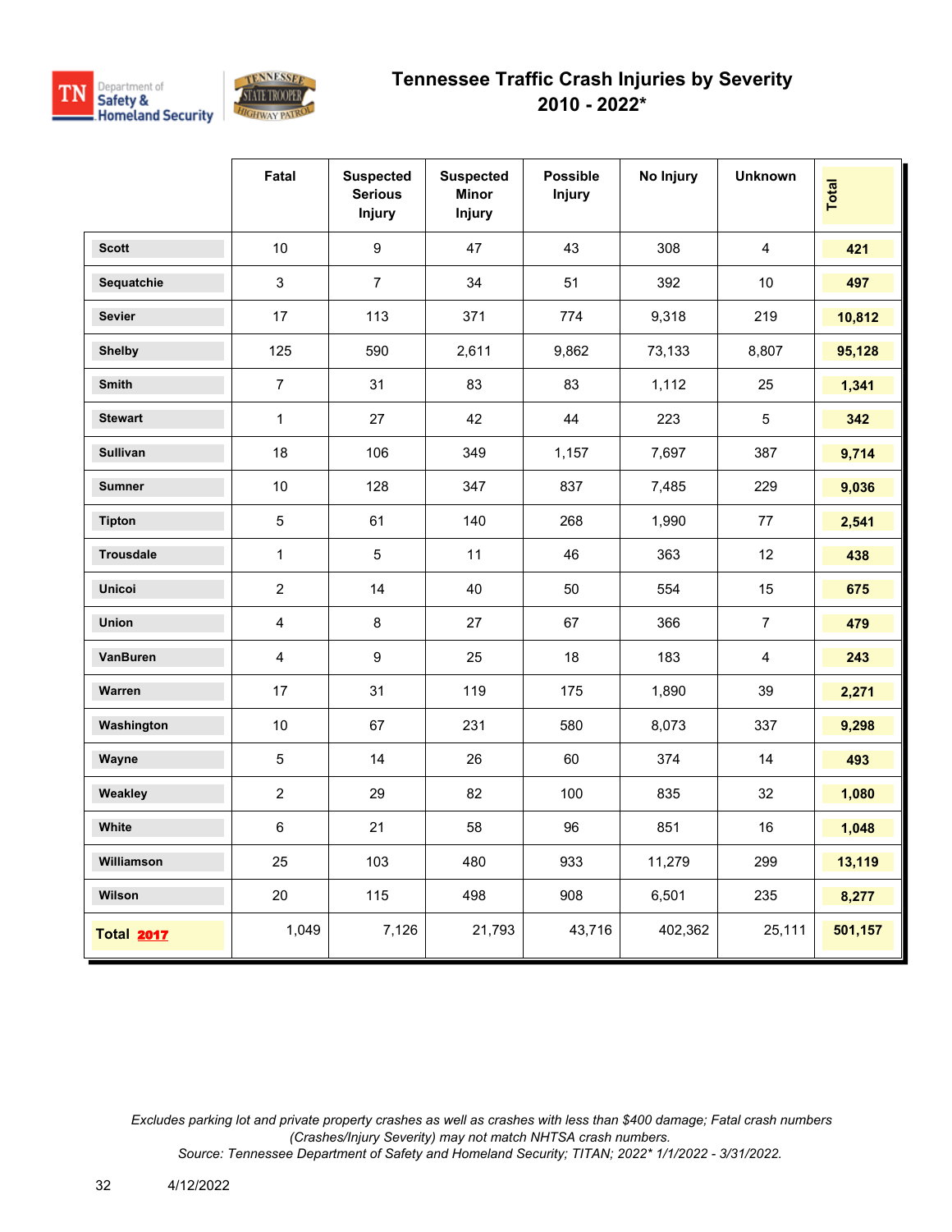# Tennessee Traffic Crash Injuries by Severity
## 2010 - 2022*

| | Fatal | Suspected Serious Injury | Suspected Minor Injury | Possible Injury | No Injury | Unknown | Total |
|---|---|---|---|---|---|---|---|
| Scott | 10 | 9 | 47 | 43 | 308 | 4 | **421** |
| Sequatchie | 3 | 7 | 34 | 51 | 392 | 10 | **497** |
| Sevier | 17 | 113 | 371 | 774 | 9,318 | 219 | **10,812** |
| Shelby | 125 | 590 | 2,611 | 9,862 | 73,133 | 8,807 | **95,128** |
| Smith | 7 | 31 | 83 | 83 | 1,112 | 25 | **1,341** |
| Stewart | 1 | 27 | 42 | 44 | 223 | 5 | **342** |
| Sullivan | 18 | 106 | 349 | 1,157 | 7,697 | 387 | **9,714** |
| Sumner | 10 | 128 | 347 | 837 | 7,485 | 229 | **9,036** |
| Tipton | 5 | 61 | 140 | 268 | 1,990 | 77 | **2,541** |
| Trousdale | 1 | 5 | 11 | 46 | 363 | 12 | **438** |
| Unicoi | 2 | 14 | 40 | 50 | 554 | 15 | **675** |
| Union | 4 | 8 | 27 | 67 | 366 | 7 | **479** |
| VanBuren | 4 | 9 | 25 | 18 | 183 | 4 | **243** |
| Warren | 17 | 31 | 119 | 175 | 1,890 | 39 | **2,271** |
| Washington | 10 | 67 | 231 | 580 | 8,073 | 337 | **9,298** |
| Wayne | 5 | 14 | 26 | 60 | 374 | 14 | **493** |
| Weakley | 2 | 29 | 82 | 100 | 835 | 32 | **1,080** |
| White | 6 | 21 | 58 | 96 | 851 | 16 | **1,048** |
| Williamson | 25 | 103 | 480 | 933 | 11,279 | 299 | **13,119** |
| Wilson | 20 | 115 | 498 | 908 | 6,501 | 235 | **8,277** |
| **Total 2017** | 1,049 | 7,126 | 21,793 | 43,716 | 402,362 | 25,111 | **501,157** |

*Excludes parking lot and private property crashes as well as crashes with less than $400 damage; Fatal crash numbers (Crashes/Injury Severity) may not match NHTSA crash numbers.*
*Source: Tennessee Department of Safety and Homeland Security; TITAN; 2022* 1/1/2022 - 3/31/2022.*

4/12/2022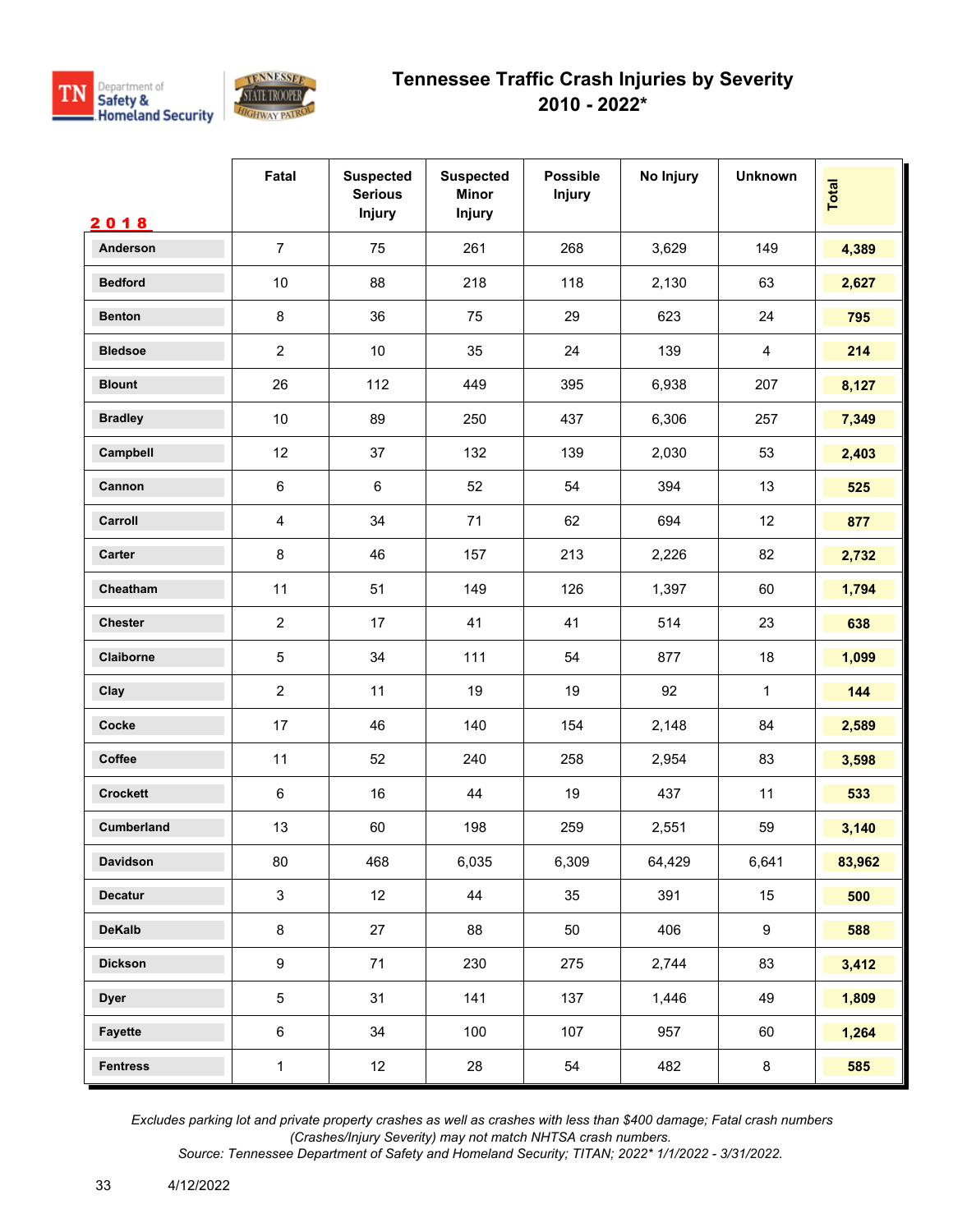# Tennessee Traffic Crash Injuries by Severity
## 2010 - 2022*

| 2018 | Fatal | Suspected Serious Injury | Suspected Minor Injury | Possible Injury | No Injury | Unknown | Total |
|---|---|---|---|---|---|---|---|
| Anderson | 7 | 75 | 261 | 268 | 3,629 | 149 | **4,389** |
| Bedford | 10 | 88 | 218 | 118 | 2,130 | 63 | **2,627** |
| Benton | 8 | 36 | 75 | 29 | 623 | 24 | **795** |
| Bledsoe | 2 | 10 | 35 | 24 | 139 | 4 | **214** |
| Blount | 26 | 112 | 449 | 395 | 6,938 | 207 | **8,127** |
| Bradley | 10 | 89 | 250 | 437 | 6,306 | 257 | **7,349** |
| Campbell | 12 | 37 | 132 | 139 | 2,030 | 53 | **2,403** |
| Cannon | 6 | 6 | 52 | 54 | 394 | 13 | **525** |
| Carroll | 4 | 34 | 71 | 62 | 694 | 12 | **877** |
| Carter | 8 | 46 | 157 | 213 | 2,226 | 82 | **2,732** |
| Cheatham | 11 | 51 | 149 | 126 | 1,397 | 60 | **1,794** |
| Chester | 2 | 17 | 41 | 41 | 514 | 23 | **638** |
| Claiborne | 5 | 34 | 111 | 54 | 877 | 18 | **1,099** |
| Clay | 2 | 11 | 19 | 19 | 92 | 1 | **144** |
| Cocke | 17 | 46 | 140 | 154 | 2,148 | 84 | **2,589** |
| Coffee | 11 | 52 | 240 | 258 | 2,954 | 83 | **3,598** |
| Crockett | 6 | 16 | 44 | 19 | 437 | 11 | **533** |
| Cumberland | 13 | 60 | 198 | 259 | 2,551 | 59 | **3,140** |
| Davidson | 80 | 468 | 6,035 | 6,309 | 64,429 | 6,641 | **83,962** |
| Decatur | 3 | 12 | 44 | 35 | 391 | 15 | **500** |
| DeKalb | 8 | 27 | 88 | 50 | 406 | 9 | **588** |
| Dickson | 9 | 71 | 230 | 275 | 2,744 | 83 | **3,412** |
| Dyer | 5 | 31 | 141 | 137 | 1,446 | 49 | **1,809** |
| Fayette | 6 | 34 | 100 | 107 | 957 | 60 | **1,264** |
| Fentress | 1 | 12 | 28 | 54 | 482 | 8 | **585** |

*Excludes parking lot and private property crashes as well as crashes with less than $400 damage; Fatal crash numbers (Crashes/Injury Severity) may not match NHTSA crash numbers.*
*Source: Tennessee Department of Safety and Homeland Security; TITAN; 2022* 1/1/2022 - 3/31/2022.*

4/12/2022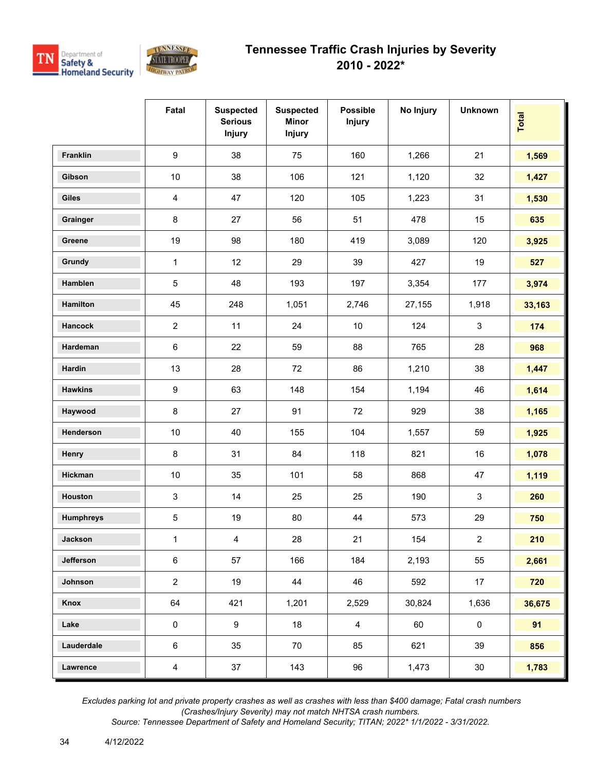# Tennessee Traffic Crash Injuries by Severity
## 2010 - 2022*

| | Fatal | Suspected Serious Injury | Suspected Minor Injury | Possible Injury | No Injury | Unknown | Total |
|---|---|---|---|---|---|---|---|
| **Franklin** | 9 | 38 | 75 | 160 | 1,266 | 21 | **1,569** |
| **Gibson** | 10 | 38 | 106 | 121 | 1,120 | 32 | **1,427** |
| **Giles** | 4 | 47 | 120 | 105 | 1,223 | 31 | **1,530** |
| **Grainger** | 8 | 27 | 56 | 51 | 478 | 15 | **635** |
| **Greene** | 19 | 98 | 180 | 419 | 3,089 | 120 | **3,925** |
| **Grundy** | 1 | 12 | 29 | 39 | 427 | 19 | **527** |
| **Hamblen** | 5 | 48 | 193 | 197 | 3,354 | 177 | **3,974** |
| **Hamilton** | 45 | 248 | 1,051 | 2,746 | 27,155 | 1,918 | **33,163** |
| **Hancock** | 2 | 11 | 24 | 10 | 124 | 3 | **174** |
| **Hardeman** | 6 | 22 | 59 | 88 | 765 | 28 | **968** |
| **Hardin** | 13 | 28 | 72 | 86 | 1,210 | 38 | **1,447** |
| **Hawkins** | 9 | 63 | 148 | 154 | 1,194 | 46 | **1,614** |
| **Haywood** | 8 | 27 | 91 | 72 | 929 | 38 | **1,165** |
| **Henderson** | 10 | 40 | 155 | 104 | 1,557 | 59 | **1,925** |
| **Henry** | 8 | 31 | 84 | 118 | 821 | 16 | **1,078** |
| **Hickman** | 10 | 35 | 101 | 58 | 868 | 47 | **1,119** |
| **Houston** | 3 | 14 | 25 | 25 | 190 | 3 | **260** |
| **Humphreys** | 5 | 19 | 80 | 44 | 573 | 29 | **750** |
| **Jackson** | 1 | 4 | 28 | 21 | 154 | 2 | **210** |
| **Jefferson** | 6 | 57 | 166 | 184 | 2,193 | 55 | **2,661** |
| **Johnson** | 2 | 19 | 44 | 46 | 592 | 17 | **720** |
| **Knox** | 64 | 421 | 1,201 | 2,529 | 30,824 | 1,636 | **36,675** |
| **Lake** | 0 | 9 | 18 | 4 | 60 | 0 | **91** |
| **Lauderdale** | 6 | 35 | 70 | 85 | 621 | 39 | **856** |
| **Lawrence** | 4 | 37 | 143 | 96 | 1,473 | 30 | **1,783** |

*Excludes parking lot and private property crashes as well as crashes with less than $400 damage; Fatal crash numbers (Crashes/Injury Severity) may not match NHTSA crash numbers.*
*Source: Tennessee Department of Safety and Homeland Security; TITAN; 2022* 1/1/2022 - 3/31/2022.*

4/12/2022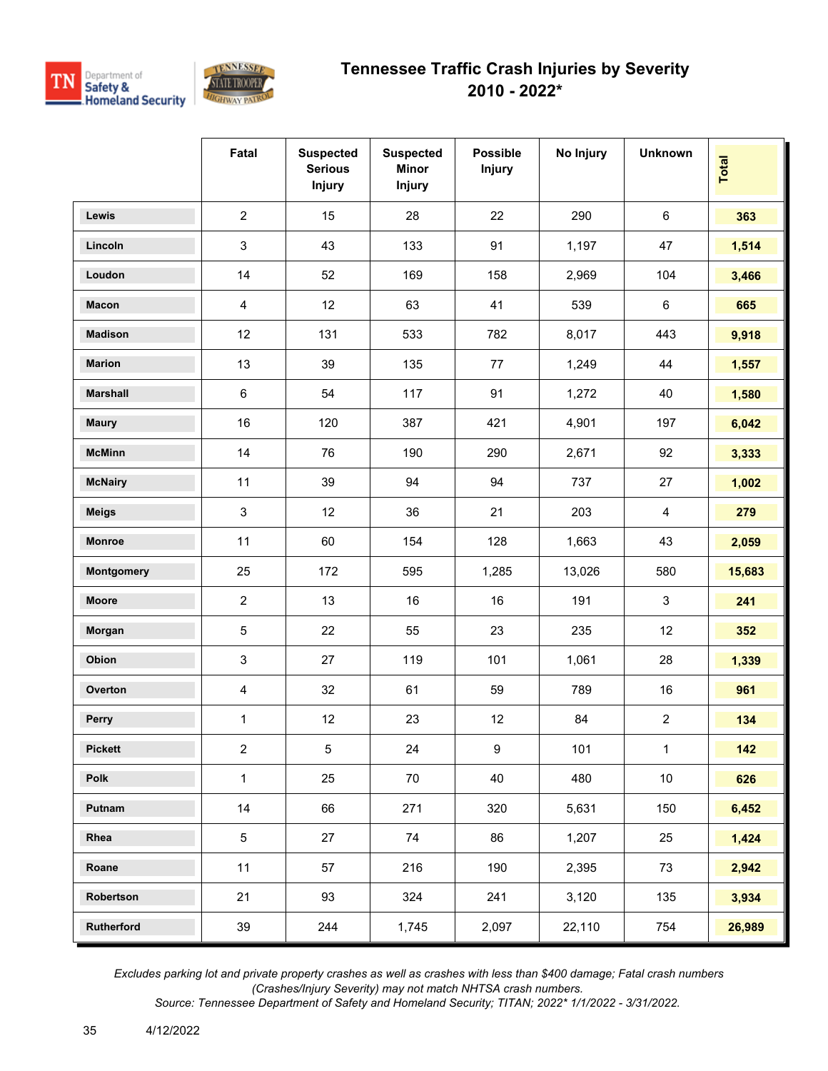# Tennessee Traffic Crash Injuries by Severity 2010 - 2022*

| | Fatal | Suspected Serious Injury | Suspected Minor Injury | Possible Injury | No Injury | Unknown | Total |
|---|---|---|---|---|---|---|---|
| Lewis | 2 | 15 | 28 | 22 | 290 | 6 | **363** |
| Lincoln | 3 | 43 | 133 | 91 | 1,197 | 47 | **1,514** |
| Loudon | 14 | 52 | 169 | 158 | 2,969 | 104 | **3,466** |
| Macon | 4 | 12 | 63 | 41 | 539 | 6 | **665** |
| Madison | 12 | 131 | 533 | 782 | 8,017 | 443 | **9,918** |
| Marion | 13 | 39 | 135 | 77 | 1,249 | 44 | **1,557** |
| Marshall | 6 | 54 | 117 | 91 | 1,272 | 40 | **1,580** |
| Maury | 16 | 120 | 387 | 421 | 4,901 | 197 | **6,042** |
| McMinn | 14 | 76 | 190 | 290 | 2,671 | 92 | **3,333** |
| McNairy | 11 | 39 | 94 | 94 | 737 | 27 | **1,002** |
| Meigs | 3 | 12 | 36 | 21 | 203 | 4 | **279** |
| Monroe | 11 | 60 | 154 | 128 | 1,663 | 43 | **2,059** |
| Montgomery | 25 | 172 | 595 | 1,285 | 13,026 | 580 | **15,683** |
| Moore | 2 | 13 | 16 | 16 | 191 | 3 | **241** |
| Morgan | 5 | 22 | 55 | 23 | 235 | 12 | **352** |
| Obion | 3 | 27 | 119 | 101 | 1,061 | 28 | **1,339** |
| Overton | 4 | 32 | 61 | 59 | 789 | 16 | **961** |
| Perry | 1 | 12 | 23 | 12 | 84 | 2 | **134** |
| Pickett | 2 | 5 | 24 | 9 | 101 | 1 | **142** |
| Polk | 1 | 25 | 70 | 40 | 480 | 10 | **626** |
| Putnam | 14 | 66 | 271 | 320 | 5,631 | 150 | **6,452** |
| Rhea | 5 | 27 | 74 | 86 | 1,207 | 25 | **1,424** |
| Roane | 11 | 57 | 216 | 190 | 2,395 | 73 | **2,942** |
| Robertson | 21 | 93 | 324 | 241 | 3,120 | 135 | **3,934** |
| Rutherford | 39 | 244 | 1,745 | 2,097 | 22,110 | 754 | **26,989** |

*Excludes parking lot and private property crashes as well as crashes with less than $400 damage; Fatal crash numbers (Crashes/Injury Severity) may not match NHTSA crash numbers.*
*Source: Tennessee Department of Safety and Homeland Security; TITAN; 2022* 1/1/2022 - 3/31/2022.*

4/12/2022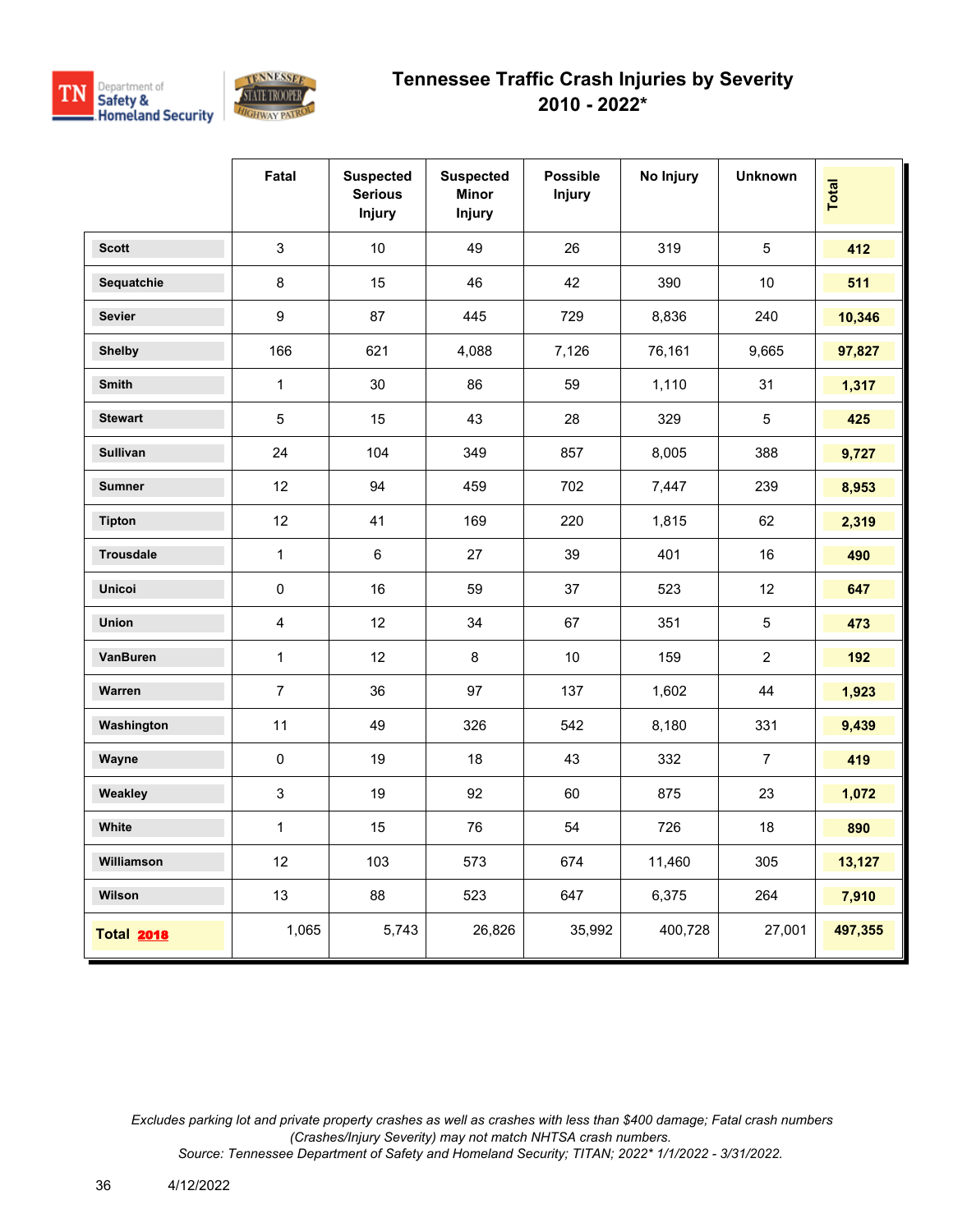# Tennessee Traffic Crash Injuries by Severity

## 2010 - 2022*

| | Fatal | Suspected Serious Injury | Suspected Minor Injury | Possible Injury | No Injury | Unknown | Total |
|---|---|---|---|---|---|---|---|
| Scott | 3 | 10 | 49 | 26 | 319 | 5 | **412** |
| Sequatchie | 8 | 15 | 46 | 42 | 390 | 10 | **511** |
| Sevier | 9 | 87 | 445 | 729 | 8,836 | 240 | **10,346** |
| Shelby | 166 | 621 | 4,088 | 7,126 | 76,161 | 9,665 | **97,827** |
| Smith | 1 | 30 | 86 | 59 | 1,110 | 31 | **1,317** |
| Stewart | 5 | 15 | 43 | 28 | 329 | 5 | **425** |
| Sullivan | 24 | 104 | 349 | 857 | 8,005 | 388 | **9,727** |
| Sumner | 12 | 94 | 459 | 702 | 7,447 | 239 | **8,953** |
| Tipton | 12 | 41 | 169 | 220 | 1,815 | 62 | **2,319** |
| Trousdale | 1 | 6 | 27 | 39 | 401 | 16 | **490** |
| Unicoi | 0 | 16 | 59 | 37 | 523 | 12 | **647** |
| Union | 4 | 12 | 34 | 67 | 351 | 5 | **473** |
| VanBuren | 1 | 12 | 8 | 10 | 159 | 2 | **192** |
| Warren | 7 | 36 | 97 | 137 | 1,602 | 44 | **1,923** |
| Washington | 11 | 49 | 326 | 542 | 8,180 | 331 | **9,439** |
| Wayne | 0 | 19 | 18 | 43 | 332 | 7 | **419** |
| Weakley | 3 | 19 | 92 | 60 | 875 | 23 | **1,072** |
| White | 1 | 15 | 76 | 54 | 726 | 18 | **890** |
| Williamson | 12 | 103 | 573 | 674 | 11,460 | 305 | **13,127** |
| Wilson | 13 | 88 | 523 | 647 | 6,375 | 264 | **7,910** |
| **Total 2018** | 1,065 | 5,743 | 26,826 | 35,992 | 400,728 | 27,001 | **497,355** |

*Excludes parking lot and private property crashes as well as crashes with less than $400 damage; Fatal crash numbers (Crashes/Injury Severity) may not match NHTSA crash numbers.*
*Source: Tennessee Department of Safety and Homeland Security; TITAN; 2022* 1/1/2022 - 3/31/2022.*

4/12/2022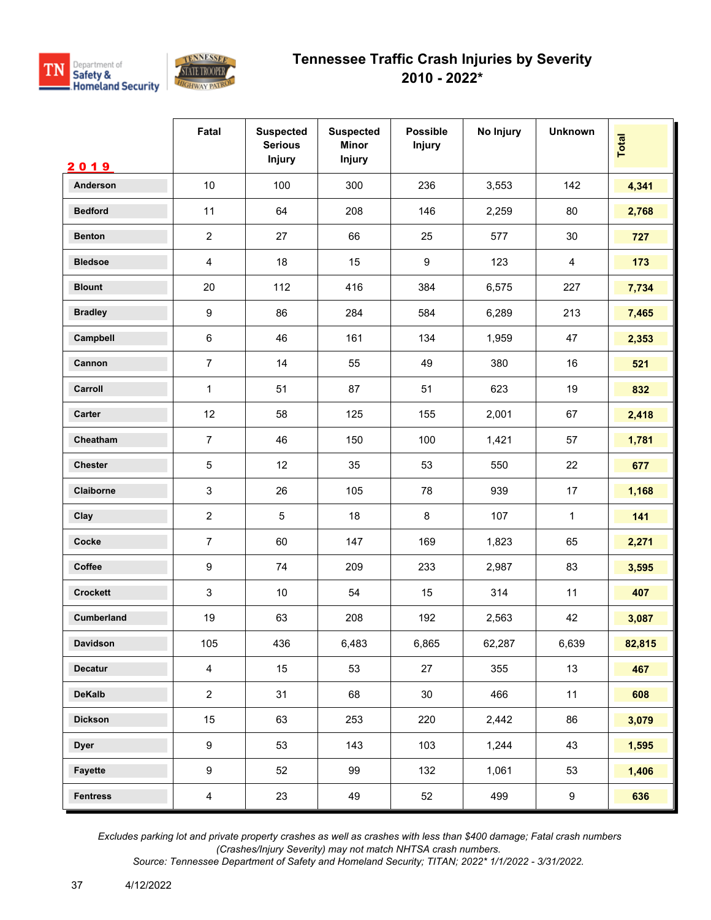# Tennessee Traffic Crash Injuries by Severity
## 2010 - 2022*

| 2019 | Fatal | Suspected Serious Injury | Suspected Minor Injury | Possible Injury | No Injury | Unknown | Total |
|---|---|---|---|---|---|---|---|
| Anderson | 10 | 100 | 300 | 236 | 3,553 | 142 | **4,341** |
| Bedford | 11 | 64 | 208 | 146 | 2,259 | 80 | **2,768** |
| Benton | 2 | 27 | 66 | 25 | 577 | 30 | **727** |
| Bledsoe | 4 | 18 | 15 | 9 | 123 | 4 | **173** |
| Blount | 20 | 112 | 416 | 384 | 6,575 | 227 | **7,734** |
| Bradley | 9 | 86 | 284 | 584 | 6,289 | 213 | **7,465** |
| Campbell | 6 | 46 | 161 | 134 | 1,959 | 47 | **2,353** |
| Cannon | 7 | 14 | 55 | 49 | 380 | 16 | **521** |
| Carroll | 1 | 51 | 87 | 51 | 623 | 19 | **832** |
| Carter | 12 | 58 | 125 | 155 | 2,001 | 67 | **2,418** |
| Cheatham | 7 | 46 | 150 | 100 | 1,421 | 57 | **1,781** |
| Chester | 5 | 12 | 35 | 53 | 550 | 22 | **677** |
| Claiborne | 3 | 26 | 105 | 78 | 939 | 17 | **1,168** |
| Clay | 2 | 5 | 18 | 8 | 107 | 1 | **141** |
| Cocke | 7 | 60 | 147 | 169 | 1,823 | 65 | **2,271** |
| Coffee | 9 | 74 | 209 | 233 | 2,987 | 83 | **3,595** |
| Crockett | 3 | 10 | 54 | 15 | 314 | 11 | **407** |
| Cumberland | 19 | 63 | 208 | 192 | 2,563 | 42 | **3,087** |
| Davidson | 105 | 436 | 6,483 | 6,865 | 62,287 | 6,639 | **82,815** |
| Decatur | 4 | 15 | 53 | 27 | 355 | 13 | **467** |
| DeKalb | 2 | 31 | 68 | 30 | 466 | 11 | **608** |
| Dickson | 15 | 63 | 253 | 220 | 2,442 | 86 | **3,079** |
| Dyer | 9 | 53 | 143 | 103 | 1,244 | 43 | **1,595** |
| Fayette | 9 | 52 | 99 | 132 | 1,061 | 53 | **1,406** |
| Fentress | 4 | 23 | 49 | 52 | 499 | 9 | **636** |

*Excludes parking lot and private property crashes as well as crashes with less than $400 damage; Fatal crash numbers (Crashes/Injury Severity) may not match NHTSA crash numbers.*
*Source: Tennessee Department of Safety and Homeland Security; TITAN; 2022* 1/1/2022 - 3/31/2022.*

4/12/2022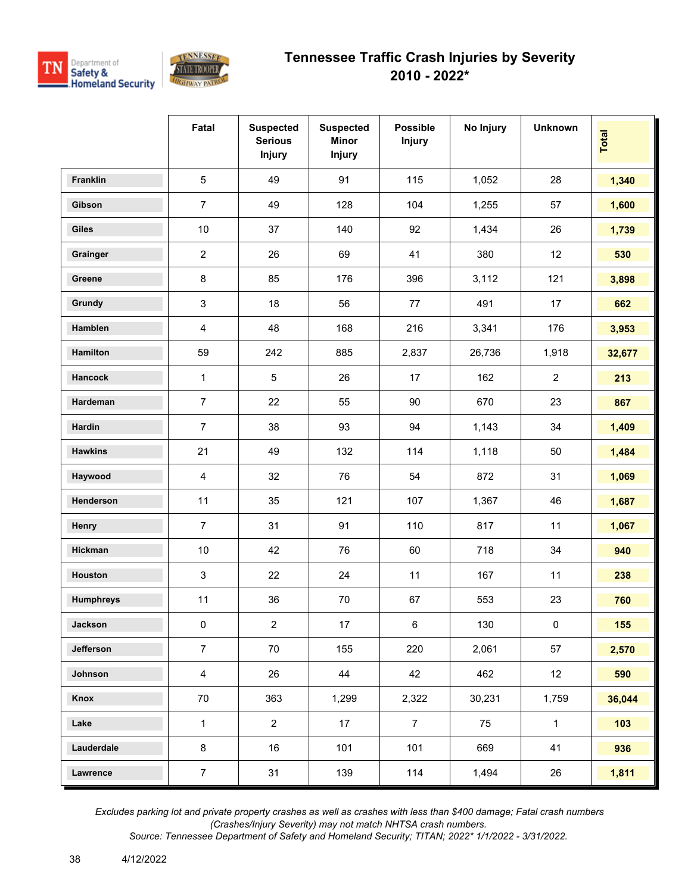# Tennessee Traffic Crash Injuries by Severity 2010 - 2022*

| | Fatal | Suspected Serious Injury | Suspected Minor Injury | Possible Injury | No Injury | Unknown | Total |
|---|---|---|---|---|---|---|---|
| Franklin | 5 | 49 | 91 | 115 | 1,052 | 28 | **1,340** |
| Gibson | 7 | 49 | 128 | 104 | 1,255 | 57 | **1,600** |
| Giles | 10 | 37 | 140 | 92 | 1,434 | 26 | **1,739** |
| Grainger | 2 | 26 | 69 | 41 | 380 | 12 | **530** |
| Greene | 8 | 85 | 176 | 396 | 3,112 | 121 | **3,898** |
| Grundy | 3 | 18 | 56 | 77 | 491 | 17 | **662** |
| Hamblen | 4 | 48 | 168 | 216 | 3,341 | 176 | **3,953** |
| Hamilton | 59 | 242 | 885 | 2,837 | 26,736 | 1,918 | **32,677** |
| Hancock | 1 | 5 | 26 | 17 | 162 | 2 | **213** |
| Hardeman | 7 | 22 | 55 | 90 | 670 | 23 | **867** |
| Hardin | 7 | 38 | 93 | 94 | 1,143 | 34 | **1,409** |
| Hawkins | 21 | 49 | 132 | 114 | 1,118 | 50 | **1,484** |
| Haywood | 4 | 32 | 76 | 54 | 872 | 31 | **1,069** |
| Henderson | 11 | 35 | 121 | 107 | 1,367 | 46 | **1,687** |
| Henry | 7 | 31 | 91 | 110 | 817 | 11 | **1,067** |
| Hickman | 10 | 42 | 76 | 60 | 718 | 34 | **940** |
| Houston | 3 | 22 | 24 | 11 | 167 | 11 | **238** |
| Humphreys | 11 | 36 | 70 | 67 | 553 | 23 | **760** |
| Jackson | 0 | 2 | 17 | 6 | 130 | 0 | **155** |
| Jefferson | 7 | 70 | 155 | 220 | 2,061 | 57 | **2,570** |
| Johnson | 4 | 26 | 44 | 42 | 462 | 12 | **590** |
| Knox | 70 | 363 | 1,299 | 2,322 | 30,231 | 1,759 | **36,044** |
| Lake | 1 | 2 | 17 | 7 | 75 | 1 | **103** |
| Lauderdale | 8 | 16 | 101 | 101 | 669 | 41 | **936** |
| Lawrence | 7 | 31 | 139 | 114 | 1,494 | 26 | **1,811** |

*Excludes parking lot and private property crashes as well as crashes with less than $400 damage; Fatal crash numbers (Crashes/Injury Severity) may not match NHTSA crash numbers.*
*Source: Tennessee Department of Safety and Homeland Security; TITAN; 2022* 1/1/2022 - 3/31/2022.*

4/12/2022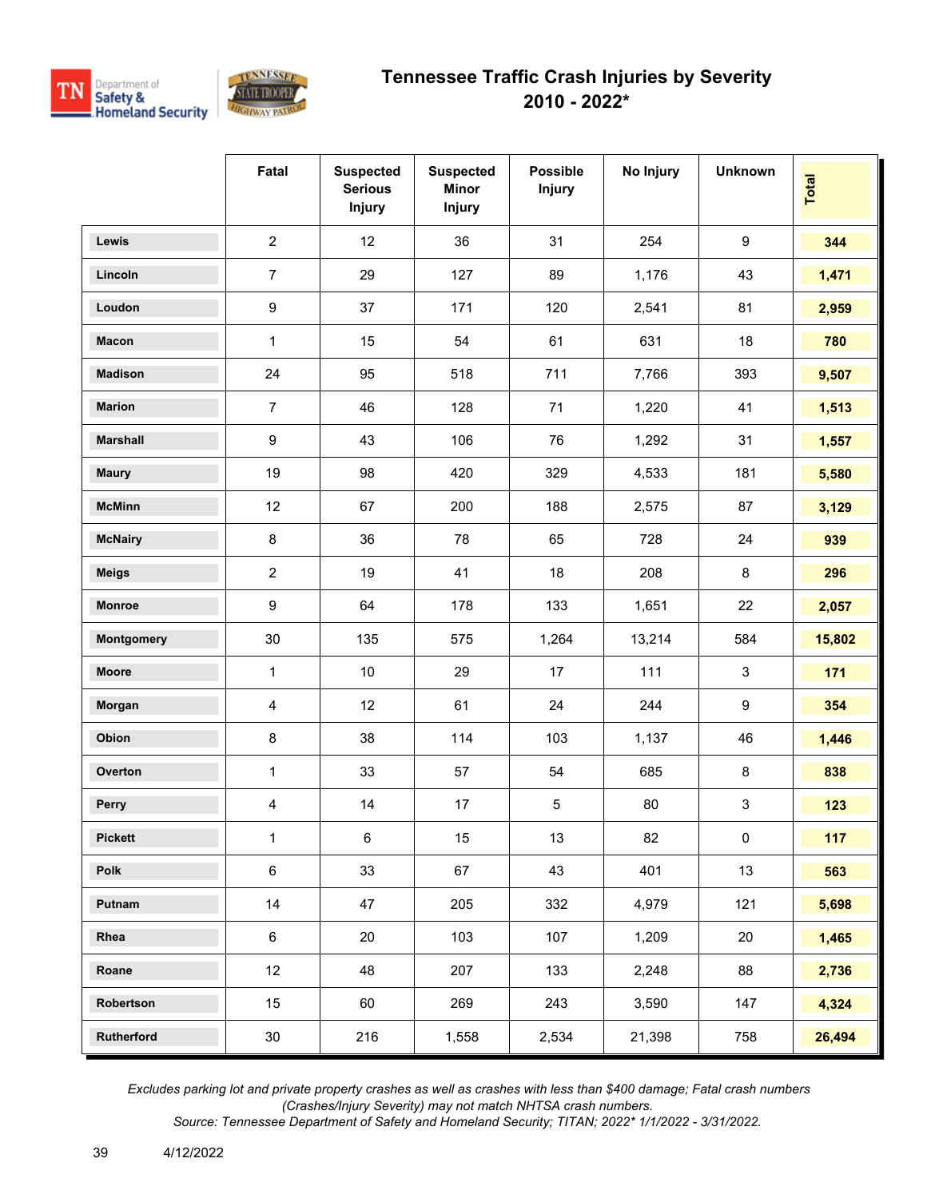# Tennessee Traffic Crash Injuries by Severity
## 2010 - 2022*

| | Fatal | Suspected Serious Injury | Suspected Minor Injury | Possible Injury | No Injury | Unknown | Total |
|---|---|---|---|---|---|---|---|
| Lewis | 2 | 12 | 36 | 31 | 254 | 9 | **344** |
| Lincoln | 7 | 29 | 127 | 89 | 1,176 | 43 | **1,471** |
| Loudon | 9 | 37 | 171 | 120 | 2,541 | 81 | **2,959** |
| Macon | 1 | 15 | 54 | 61 | 631 | 18 | **780** |
| Madison | 24 | 95 | 518 | 711 | 7,766 | 393 | **9,507** |
| Marion | 7 | 46 | 128 | 71 | 1,220 | 41 | **1,513** |
| Marshall | 9 | 43 | 106 | 76 | 1,292 | 31 | **1,557** |
| Maury | 19 | 98 | 420 | 329 | 4,533 | 181 | **5,580** |
| McMinn | 12 | 67 | 200 | 188 | 2,575 | 87 | **3,129** |
| McNairy | 8 | 36 | 78 | 65 | 728 | 24 | **939** |
| Meigs | 2 | 19 | 41 | 18 | 208 | 8 | **296** |
| Monroe | 9 | 64 | 178 | 133 | 1,651 | 22 | **2,057** |
| Montgomery | 30 | 135 | 575 | 1,264 | 13,214 | 584 | **15,802** |
| Moore | 1 | 10 | 29 | 17 | 111 | 3 | **171** |
| Morgan | 4 | 12 | 61 | 24 | 244 | 9 | **354** |
| Obion | 8 | 38 | 114 | 103 | 1,137 | 46 | **1,446** |
| Overton | 1 | 33 | 57 | 54 | 685 | 8 | **838** |
| Perry | 4 | 14 | 17 | 5 | 80 | 3 | **123** |
| Pickett | 1 | 6 | 15 | 13 | 82 | 0 | **117** |
| Polk | 6 | 33 | 67 | 43 | 401 | 13 | **563** |
| Putnam | 14 | 47 | 205 | 332 | 4,979 | 121 | **5,698** |
| Rhea | 6 | 20 | 103 | 107 | 1,209 | 20 | **1,465** |
| Roane | 12 | 48 | 207 | 133 | 2,248 | 88 | **2,736** |
| Robertson | 15 | 60 | 269 | 243 | 3,590 | 147 | **4,324** |
| Rutherford | 30 | 216 | 1,558 | 2,534 | 21,398 | 758 | **26,494** |

*Excludes parking lot and private property crashes as well as crashes with less than $400 damage; Fatal crash numbers (Crashes/Injury Severity) may not match NHTSA crash numbers.*
*Source: Tennessee Department of Safety and Homeland Security; TITAN; 2022* 1/1/2022 - 3/31/2022.*

4/12/2022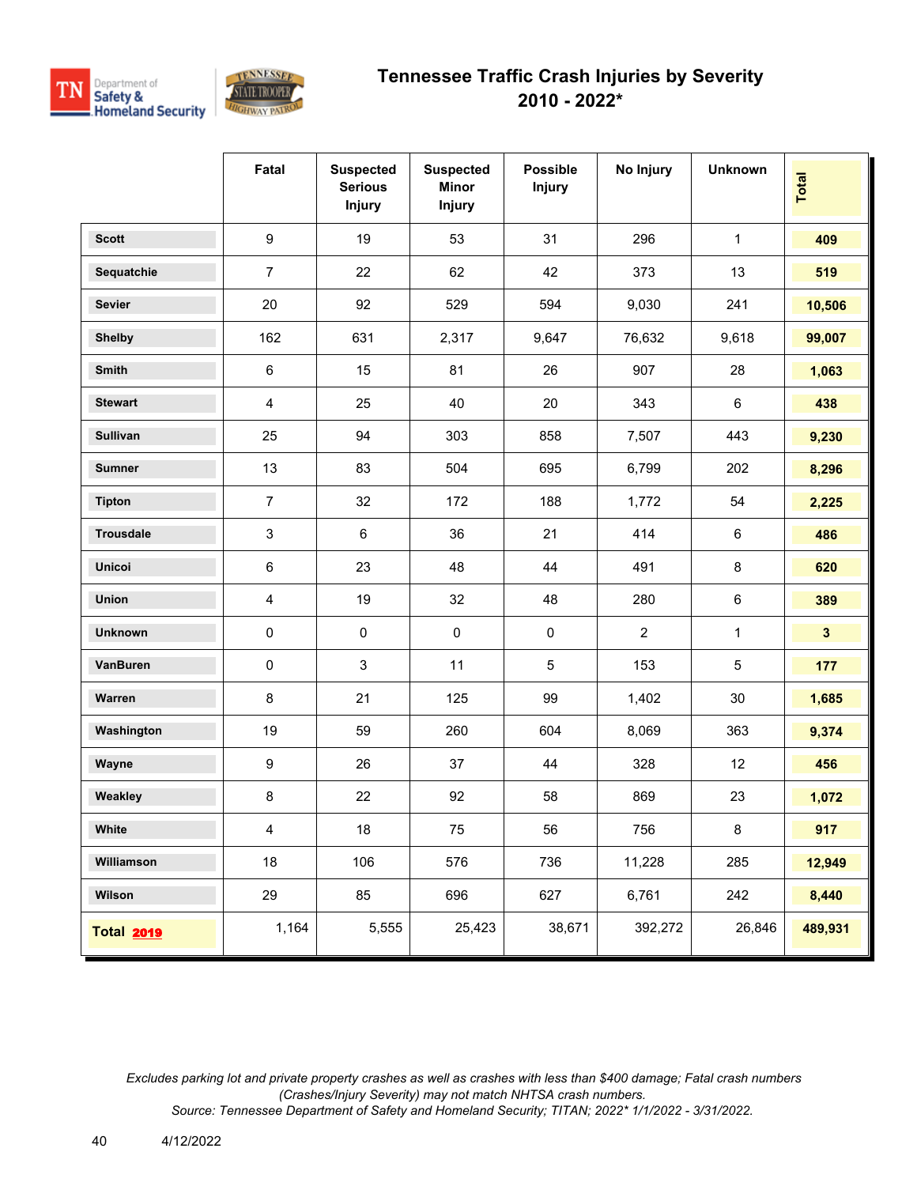# Tennessee Traffic Crash Injuries by Severity
## 2010 - 2022*

| | Fatal | Suspected Serious Injury | Suspected Minor Injury | Possible Injury | No Injury | Unknown | Total |
|---|---|---|---|---|---|---|---|
| Scott | 9 | 19 | 53 | 31 | 296 | 1 | **409** |
| Sequatchie | 7 | 22 | 62 | 42 | 373 | 13 | **519** |
| Sevier | 20 | 92 | 529 | 594 | 9,030 | 241 | **10,506** |
| Shelby | 162 | 631 | 2,317 | 9,647 | 76,632 | 9,618 | **99,007** |
| Smith | 6 | 15 | 81 | 26 | 907 | 28 | **1,063** |
| Stewart | 4 | 25 | 40 | 20 | 343 | 6 | **438** |
| Sullivan | 25 | 94 | 303 | 858 | 7,507 | 443 | **9,230** |
| Sumner | 13 | 83 | 504 | 695 | 6,799 | 202 | **8,296** |
| Tipton | 7 | 32 | 172 | 188 | 1,772 | 54 | **2,225** |
| Trousdale | 3 | 6 | 36 | 21 | 414 | 6 | **486** |
| Unicoi | 6 | 23 | 48 | 44 | 491 | 8 | **620** |
| Union | 4 | 19 | 32 | 48 | 280 | 6 | **389** |
| Unknown | 0 | 0 | 0 | 0 | 2 | 1 | **3** |
| VanBuren | 0 | 3 | 11 | 5 | 153 | 5 | **177** |
| Warren | 8 | 21 | 125 | 99 | 1,402 | 30 | **1,685** |
| Washington | 19 | 59 | 260 | 604 | 8,069 | 363 | **9,374** |
| Wayne | 9 | 26 | 37 | 44 | 328 | 12 | **456** |
| Weakley | 8 | 22 | 92 | 58 | 869 | 23 | **1,072** |
| White | 4 | 18 | 75 | 56 | 756 | 8 | **917** |
| Williamson | 18 | 106 | 576 | 736 | 11,228 | 285 | **12,949** |
| Wilson | 29 | 85 | 696 | 627 | 6,761 | 242 | **8,440** |
| **Total 2019** | 1,164 | 5,555 | 25,423 | 38,671 | 392,272 | 26,846 | **489,931** |

*Excludes parking lot and private property crashes as well as crashes with less than $400 damage; Fatal crash numbers (Crashes/Injury Severity) may not match NHTSA crash numbers.*
*Source: Tennessee Department of Safety and Homeland Security; TITAN; 2022* 1/1/2022 - 3/31/2022.*

4/12/2022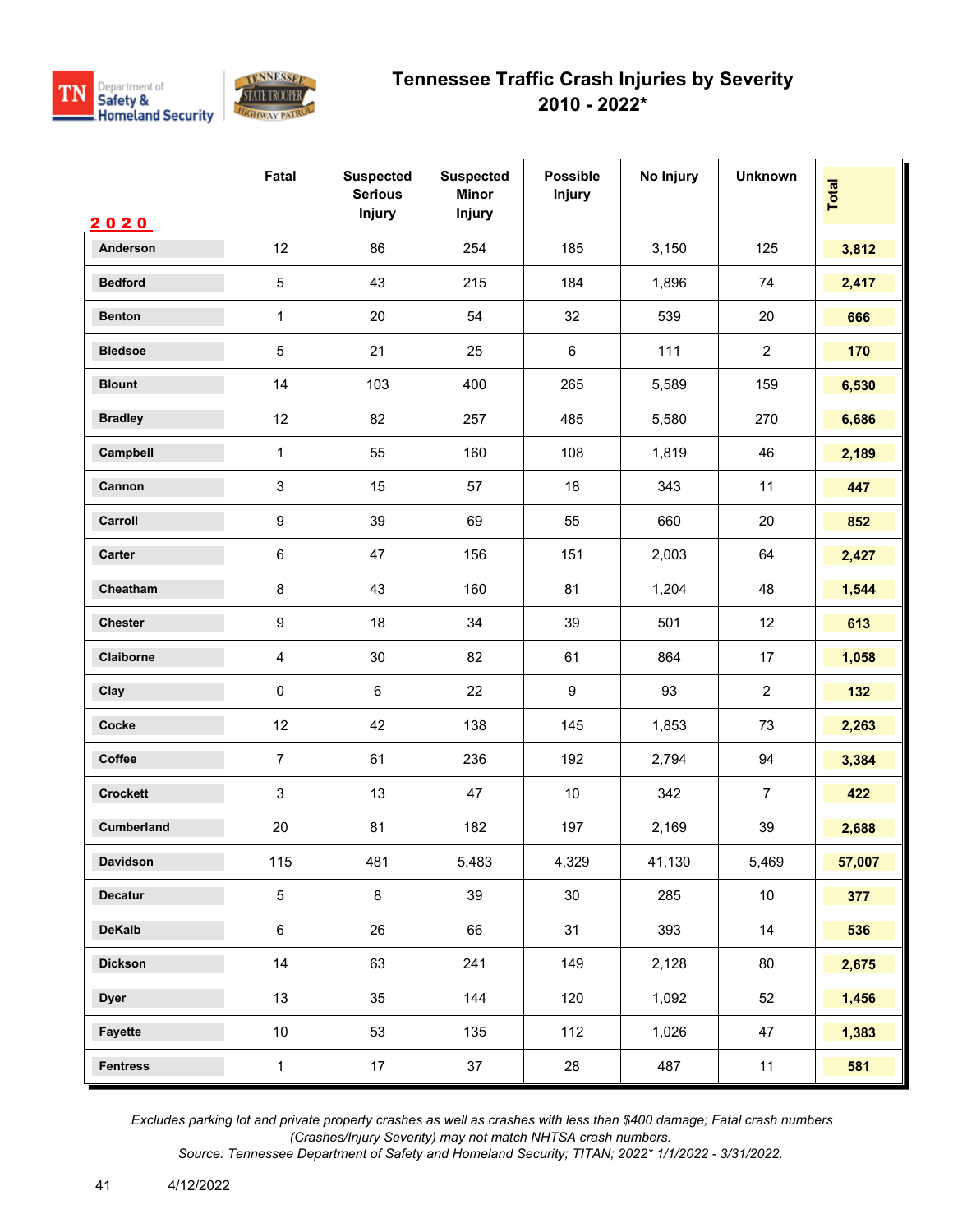# Tennessee Traffic Crash Injuries by Severity
## 2010 - 2022*

| 2020 | Fatal | Suspected Serious Injury | Suspected Minor Injury | Possible Injury | No Injury | Unknown | Total |
|---|---|---|---|---|---|---|---|
| Anderson | 12 | 86 | 254 | 185 | 3,150 | 125 | **3,812** |
| Bedford | 5 | 43 | 215 | 184 | 1,896 | 74 | **2,417** |
| Benton | 1 | 20 | 54 | 32 | 539 | 20 | **666** |
| Bledsoe | 5 | 21 | 25 | 6 | 111 | 2 | **170** |
| Blount | 14 | 103 | 400 | 265 | 5,589 | 159 | **6,530** |
| Bradley | 12 | 82 | 257 | 485 | 5,580 | 270 | **6,686** |
| Campbell | 1 | 55 | 160 | 108 | 1,819 | 46 | **2,189** |
| Cannon | 3 | 15 | 57 | 18 | 343 | 11 | **447** |
| Carroll | 9 | 39 | 69 | 55 | 660 | 20 | **852** |
| Carter | 6 | 47 | 156 | 151 | 2,003 | 64 | **2,427** |
| Cheatham | 8 | 43 | 160 | 81 | 1,204 | 48 | **1,544** |
| Chester | 9 | 18 | 34 | 39 | 501 | 12 | **613** |
| Claiborne | 4 | 30 | 82 | 61 | 864 | 17 | **1,058** |
| Clay | 0 | 6 | 22 | 9 | 93 | 2 | **132** |
| Cocke | 12 | 42 | 138 | 145 | 1,853 | 73 | **2,263** |
| Coffee | 7 | 61 | 236 | 192 | 2,794 | 94 | **3,384** |
| Crockett | 3 | 13 | 47 | 10 | 342 | 7 | **422** |
| Cumberland | 20 | 81 | 182 | 197 | 2,169 | 39 | **2,688** |
| Davidson | 115 | 481 | 5,483 | 4,329 | 41,130 | 5,469 | **57,007** |
| Decatur | 5 | 8 | 39 | 30 | 285 | 10 | **377** |
| DeKalb | 6 | 26 | 66 | 31 | 393 | 14 | **536** |
| Dickson | 14 | 63 | 241 | 149 | 2,128 | 80 | **2,675** |
| Dyer | 13 | 35 | 144 | 120 | 1,092 | 52 | **1,456** |
| Fayette | 10 | 53 | 135 | 112 | 1,026 | 47 | **1,383** |
| Fentress | 1 | 17 | 37 | 28 | 487 | 11 | **581** |

*Excludes parking lot and private property crashes as well as crashes with less than $400 damage; Fatal crash numbers (Crashes/Injury Severity) may not match NHTSA crash numbers.*
*Source: Tennessee Department of Safety and Homeland Security; TITAN; 2022* 1/1/2022 - 3/31/2022.*

4/12/2022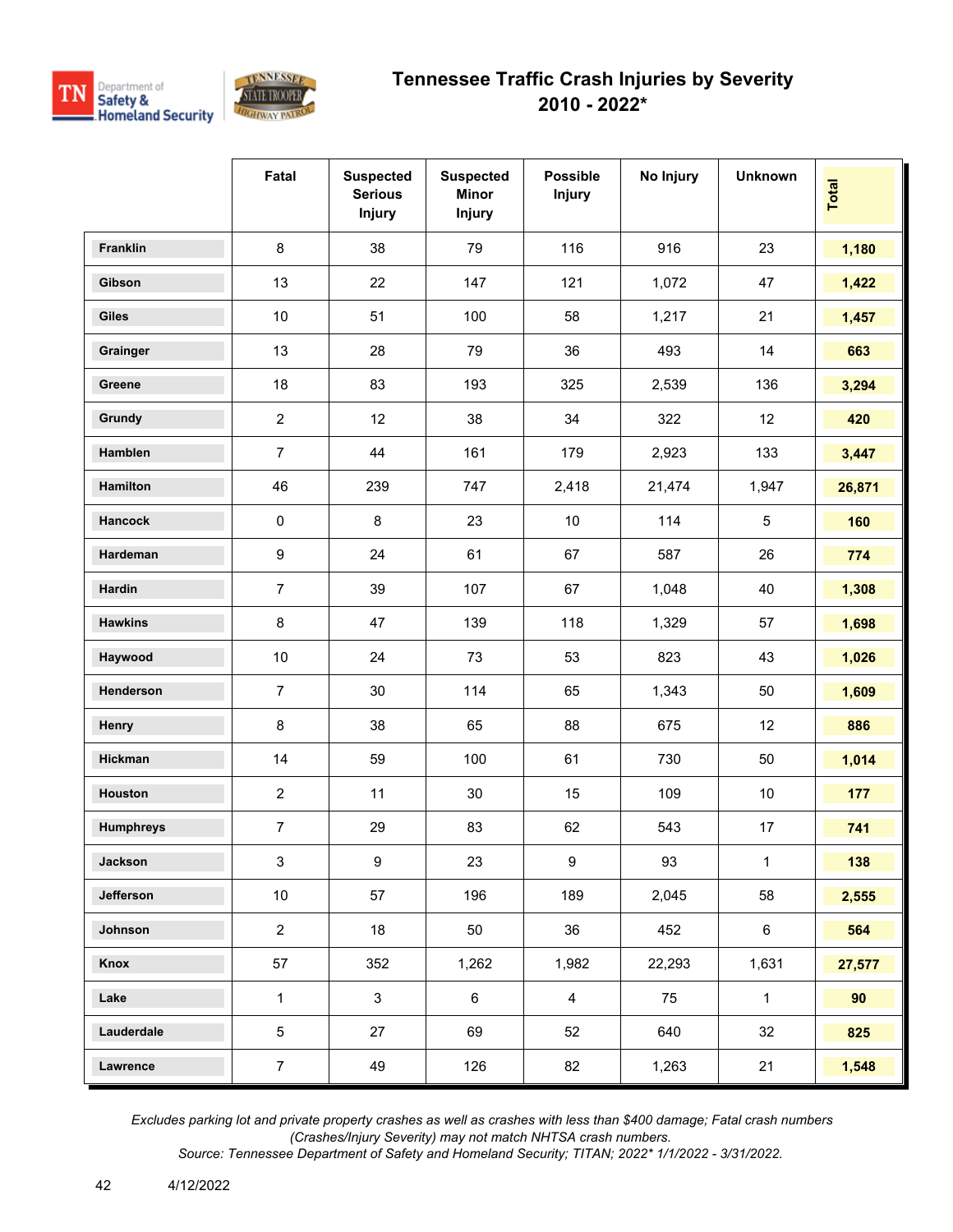# Tennessee Traffic Crash Injuries by Severity
## 2010 - 2022*

| | Fatal | Suspected Serious Injury | Suspected Minor Injury | Possible Injury | No Injury | Unknown | Total |
|---|---|---|---|---|---|---|---|
| Franklin | 8 | 38 | 79 | 116 | 916 | 23 | **1,180** |
| Gibson | 13 | 22 | 147 | 121 | 1,072 | 47 | **1,422** |
| Giles | 10 | 51 | 100 | 58 | 1,217 | 21 | **1,457** |
| Grainger | 13 | 28 | 79 | 36 | 493 | 14 | **663** |
| Greene | 18 | 83 | 193 | 325 | 2,539 | 136 | **3,294** |
| Grundy | 2 | 12 | 38 | 34 | 322 | 12 | **420** |
| Hamblen | 7 | 44 | 161 | 179 | 2,923 | 133 | **3,447** |
| Hamilton | 46 | 239 | 747 | 2,418 | 21,474 | 1,947 | **26,871** |
| Hancock | 0 | 8 | 23 | 10 | 114 | 5 | **160** |
| Hardeman | 9 | 24 | 61 | 67 | 587 | 26 | **774** |
| Hardin | 7 | 39 | 107 | 67 | 1,048 | 40 | **1,308** |
| Hawkins | 8 | 47 | 139 | 118 | 1,329 | 57 | **1,698** |
| Haywood | 10 | 24 | 73 | 53 | 823 | 43 | **1,026** |
| Henderson | 7 | 30 | 114 | 65 | 1,343 | 50 | **1,609** |
| Henry | 8 | 38 | 65 | 88 | 675 | 12 | **886** |
| Hickman | 14 | 59 | 100 | 61 | 730 | 50 | **1,014** |
| Houston | 2 | 11 | 30 | 15 | 109 | 10 | **177** |
| Humphreys | 7 | 29 | 83 | 62 | 543 | 17 | **741** |
| Jackson | 3 | 9 | 23 | 9 | 93 | 1 | **138** |
| Jefferson | 10 | 57 | 196 | 189 | 2,045 | 58 | **2,555** |
| Johnson | 2 | 18 | 50 | 36 | 452 | 6 | **564** |
| Knox | 57 | 352 | 1,262 | 1,982 | 22,293 | 1,631 | **27,577** |
| Lake | 1 | 3 | 6 | 4 | 75 | 1 | **90** |
| Lauderdale | 5 | 27 | 69 | 52 | 640 | 32 | **825** |
| Lawrence | 7 | 49 | 126 | 82 | 1,263 | 21 | **1,548** |

*Excludes parking lot and private property crashes as well as crashes with less than $400 damage; Fatal crash numbers (Crashes/Injury Severity) may not match NHTSA crash numbers.*
*Source: Tennessee Department of Safety and Homeland Security; TITAN; 2022* 1/1/2022 - 3/31/2022.*

4/12/2022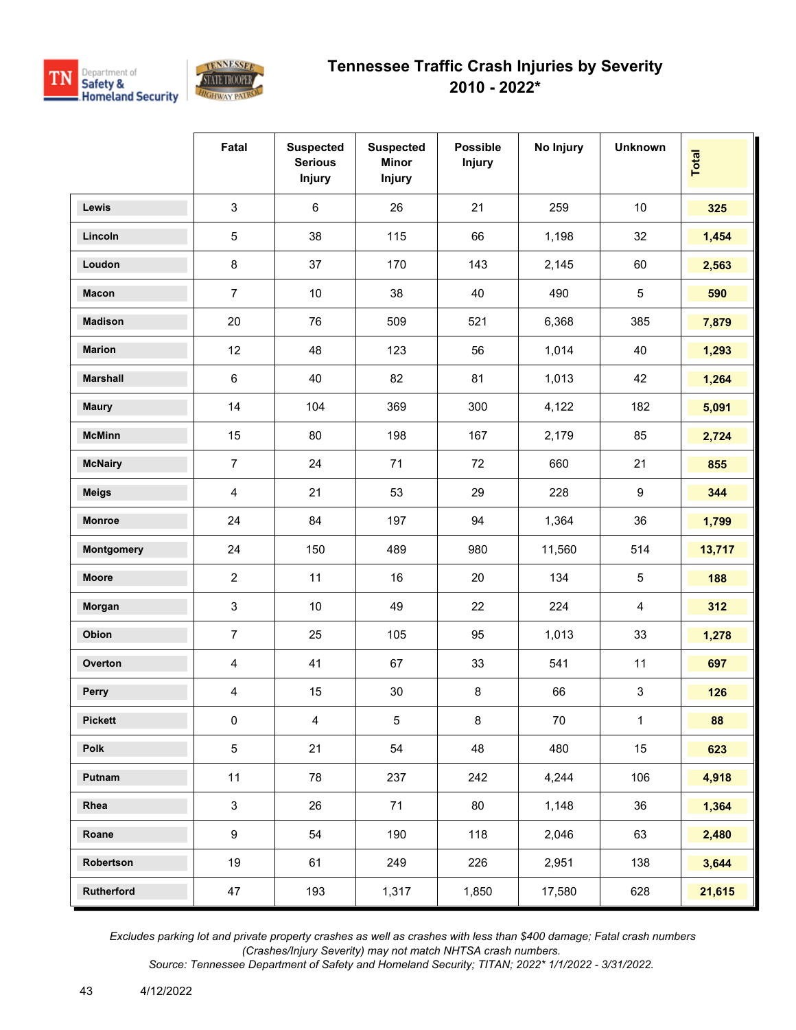# Tennessee Traffic Crash Injuries by Severity
## 2010 - 2022*

| | Fatal | Suspected Serious Injury | Suspected Minor Injury | Possible Injury | No Injury | Unknown | Total |
|---|---|---|---|---|---|---|---|
| **Lewis** | 3 | 6 | 26 | 21 | 259 | 10 | **325** |
| **Lincoln** | 5 | 38 | 115 | 66 | 1,198 | 32 | **1,454** |
| **Loudon** | 8 | 37 | 170 | 143 | 2,145 | 60 | **2,563** |
| **Macon** | 7 | 10 | 38 | 40 | 490 | 5 | **590** |
| **Madison** | 20 | 76 | 509 | 521 | 6,368 | 385 | **7,879** |
| **Marion** | 12 | 48 | 123 | 56 | 1,014 | 40 | **1,293** |
| **Marshall** | 6 | 40 | 82 | 81 | 1,013 | 42 | **1,264** |
| **Maury** | 14 | 104 | 369 | 300 | 4,122 | 182 | **5,091** |
| **McMinn** | 15 | 80 | 198 | 167 | 2,179 | 85 | **2,724** |
| **McNairy** | 7 | 24 | 71 | 72 | 660 | 21 | **855** |
| **Meigs** | 4 | 21 | 53 | 29 | 228 | 9 | **344** |
| **Monroe** | 24 | 84 | 197 | 94 | 1,364 | 36 | **1,799** |
| **Montgomery** | 24 | 150 | 489 | 980 | 11,560 | 514 | **13,717** |
| **Moore** | 2 | 11 | 16 | 20 | 134 | 5 | **188** |
| **Morgan** | 3 | 10 | 49 | 22 | 224 | 4 | **312** |
| **Obion** | 7 | 25 | 105 | 95 | 1,013 | 33 | **1,278** |
| **Overton** | 4 | 41 | 67 | 33 | 541 | 11 | **697** |
| **Perry** | 4 | 15 | 30 | 8 | 66 | 3 | **126** |
| **Pickett** | 0 | 4 | 5 | 8 | 70 | 1 | **88** |
| **Polk** | 5 | 21 | 54 | 48 | 480 | 15 | **623** |
| **Putnam** | 11 | 78 | 237 | 242 | 4,244 | 106 | **4,918** |
| **Rhea** | 3 | 26 | 71 | 80 | 1,148 | 36 | **1,364** |
| **Roane** | 9 | 54 | 190 | 118 | 2,046 | 63 | **2,480** |
| **Robertson** | 19 | 61 | 249 | 226 | 2,951 | 138 | **3,644** |
| **Rutherford** | 47 | 193 | 1,317 | 1,850 | 17,580 | 628 | **21,615** |

*Excludes parking lot and private property crashes as well as crashes with less than $400 damage; Fatal crash numbers (Crashes/Injury Severity) may not match NHTSA crash numbers.*
*Source: Tennessee Department of Safety and Homeland Security; TITAN; 2022* 1/1/2022 - 3/31/2022.*

4/12/2022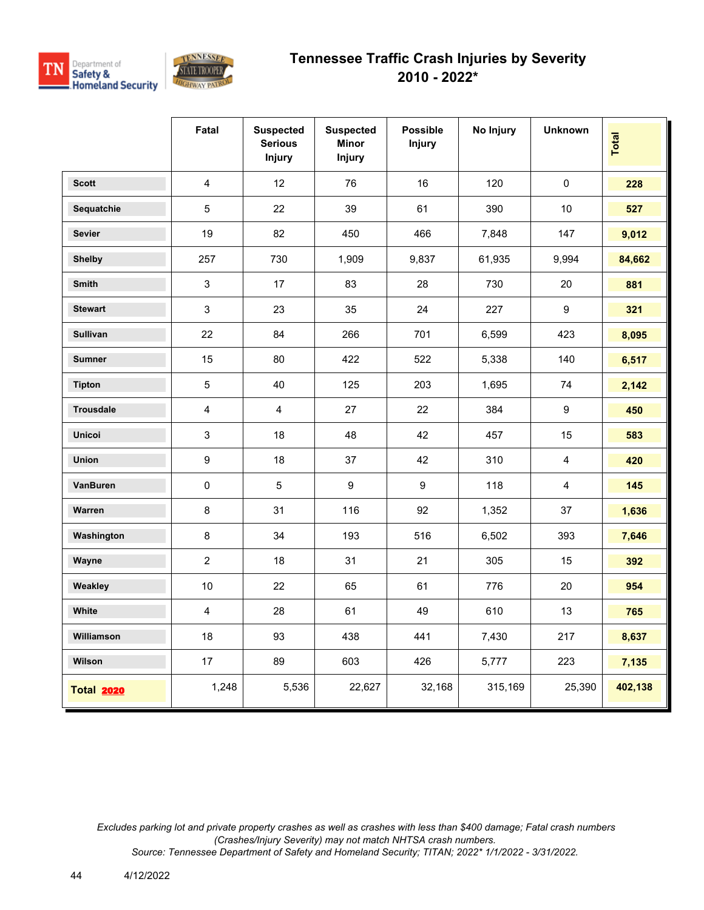# Tennessee Traffic Crash Injuries by Severity
## 2010 - 2022*

| | Fatal | Suspected Serious Injury | Suspected Minor Injury | Possible Injury | No Injury | Unknown | Total |
|---|---|---|---|---|---|---|---|
| **Scott** | 4 | 12 | 76 | 16 | 120 | 0 | **228** |
| **Sequatchie** | 5 | 22 | 39 | 61 | 390 | 10 | **527** |
| **Sevier** | 19 | 82 | 450 | 466 | 7,848 | 147 | **9,012** |
| **Shelby** | 257 | 730 | 1,909 | 9,837 | 61,935 | 9,994 | **84,662** |
| **Smith** | 3 | 17 | 83 | 28 | 730 | 20 | **881** |
| **Stewart** | 3 | 23 | 35 | 24 | 227 | 9 | **321** |
| **Sullivan** | 22 | 84 | 266 | 701 | 6,599 | 423 | **8,095** |
| **Sumner** | 15 | 80 | 422 | 522 | 5,338 | 140 | **6,517** |
| **Tipton** | 5 | 40 | 125 | 203 | 1,695 | 74 | **2,142** |
| **Trousdale** | 4 | 4 | 27 | 22 | 384 | 9 | **450** |
| **Unicoi** | 3 | 18 | 48 | 42 | 457 | 15 | **583** |
| **Union** | 9 | 18 | 37 | 42 | 310 | 4 | **420** |
| **VanBuren** | 0 | 5 | 9 | 9 | 118 | 4 | **145** |
| **Warren** | 8 | 31 | 116 | 92 | 1,352 | 37 | **1,636** |
| **Washington** | 8 | 34 | 193 | 516 | 6,502 | 393 | **7,646** |
| **Wayne** | 2 | 18 | 31 | 21 | 305 | 15 | **392** |
| **Weakley** | 10 | 22 | 65 | 61 | 776 | 20 | **954** |
| **White** | 4 | 28 | 61 | 49 | 610 | 13 | **765** |
| **Williamson** | 18 | 93 | 438 | 441 | 7,430 | 217 | **8,637** |
| **Wilson** | 17 | 89 | 603 | 426 | 5,777 | 223 | **7,135** |
| **Total 2020** | 1,248 | 5,536 | 22,627 | 32,168 | 315,169 | 25,390 | **402,138** |

*Excludes parking lot and private property crashes as well as crashes with less than $400 damage; Fatal crash numbers (Crashes/Injury Severity) may not match NHTSA crash numbers.*
*Source: Tennessee Department of Safety and Homeland Security; TITAN; 2022* 1/1/2022 - 3/31/2022.*

4/12/2022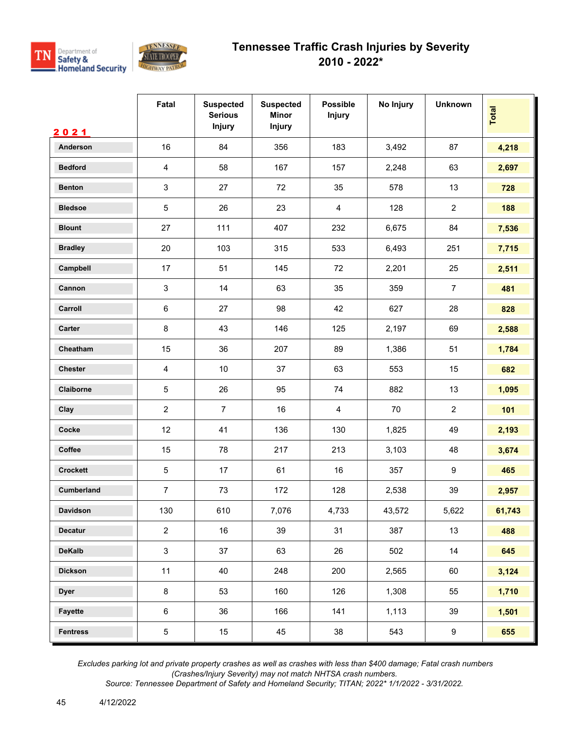# Tennessee Traffic Crash Injuries by Severity
## 2010 - 2022*

| 2021 | Fatal | Suspected Serious Injury | Suspected Minor Injury | Possible Injury | No Injury | Unknown | Total |
|---|---|---|---|---|---|---|---|
| Anderson | 16 | 84 | 356 | 183 | 3,492 | 87 | **4,218** |
| Bedford | 4 | 58 | 167 | 157 | 2,248 | 63 | **2,697** |
| Benton | 3 | 27 | 72 | 35 | 578 | 13 | **728** |
| Bledsoe | 5 | 26 | 23 | 4 | 128 | 2 | **188** |
| Blount | 27 | 111 | 407 | 232 | 6,675 | 84 | **7,536** |
| Bradley | 20 | 103 | 315 | 533 | 6,493 | 251 | **7,715** |
| Campbell | 17 | 51 | 145 | 72 | 2,201 | 25 | **2,511** |
| Cannon | 3 | 14 | 63 | 35 | 359 | 7 | **481** |
| Carroll | 6 | 27 | 98 | 42 | 627 | 28 | **828** |
| Carter | 8 | 43 | 146 | 125 | 2,197 | 69 | **2,588** |
| Cheatham | 15 | 36 | 207 | 89 | 1,386 | 51 | **1,784** |
| Chester | 4 | 10 | 37 | 63 | 553 | 15 | **682** |
| Claiborne | 5 | 26 | 95 | 74 | 882 | 13 | **1,095** |
| Clay | 2 | 7 | 16 | 4 | 70 | 2 | **101** |
| Cocke | 12 | 41 | 136 | 130 | 1,825 | 49 | **2,193** |
| Coffee | 15 | 78 | 217 | 213 | 3,103 | 48 | **3,674** |
| Crockett | 5 | 17 | 61 | 16 | 357 | 9 | **465** |
| Cumberland | 7 | 73 | 172 | 128 | 2,538 | 39 | **2,957** |
| Davidson | 130 | 610 | 7,076 | 4,733 | 43,572 | 5,622 | **61,743** |
| Decatur | 2 | 16 | 39 | 31 | 387 | 13 | **488** |
| DeKalb | 3 | 37 | 63 | 26 | 502 | 14 | **645** |
| Dickson | 11 | 40 | 248 | 200 | 2,565 | 60 | **3,124** |
| Dyer | 8 | 53 | 160 | 126 | 1,308 | 55 | **1,710** |
| Fayette | 6 | 36 | 166 | 141 | 1,113 | 39 | **1,501** |
| Fentress | 5 | 15 | 45 | 38 | 543 | 9 | **655** |

*Excludes parking lot and private property crashes as well as crashes with less than $400 damage; Fatal crash numbers (Crashes/Injury Severity) may not match NHTSA crash numbers.*
*Source: Tennessee Department of Safety and Homeland Security; TITAN; 2022* 1/1/2022 - 3/31/2022.*

4/12/2022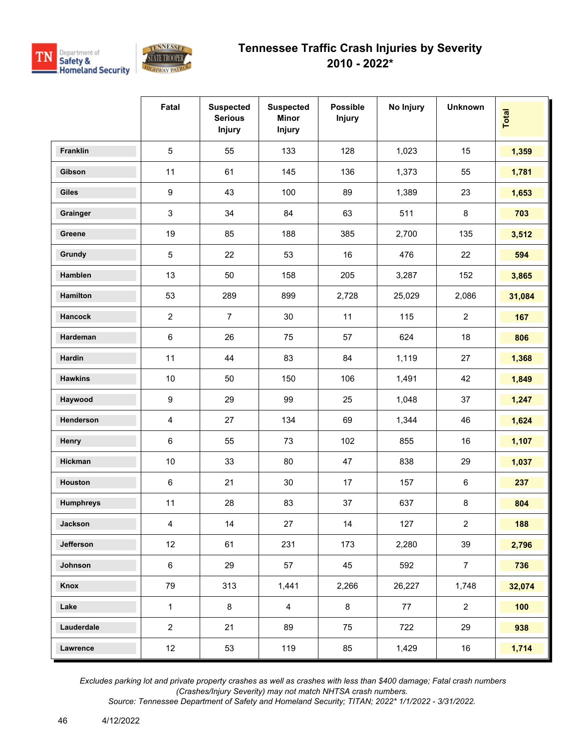# Tennessee Traffic Crash Injuries by Severity
## 2010 - 2022*

| | Fatal | Suspected Serious Injury | Suspected Minor Injury | Possible Injury | No Injury | Unknown | Total |
|---|---|---|---|---|---|---|---|
| Franklin | 5 | 55 | 133 | 128 | 1,023 | 15 | **1,359** |
| Gibson | 11 | 61 | 145 | 136 | 1,373 | 55 | **1,781** |
| Giles | 9 | 43 | 100 | 89 | 1,389 | 23 | **1,653** |
| Grainger | 3 | 34 | 84 | 63 | 511 | 8 | **703** |
| Greene | 19 | 85 | 188 | 385 | 2,700 | 135 | **3,512** |
| Grundy | 5 | 22 | 53 | 16 | 476 | 22 | **594** |
| Hamblen | 13 | 50 | 158 | 205 | 3,287 | 152 | **3,865** |
| Hamilton | 53 | 289 | 899 | 2,728 | 25,029 | 2,086 | **31,084** |
| Hancock | 2 | 7 | 30 | 11 | 115 | 2 | **167** |
| Hardeman | 6 | 26 | 75 | 57 | 624 | 18 | **806** |
| Hardin | 11 | 44 | 83 | 84 | 1,119 | 27 | **1,368** |
| Hawkins | 10 | 50 | 150 | 106 | 1,491 | 42 | **1,849** |
| Haywood | 9 | 29 | 99 | 25 | 1,048 | 37 | **1,247** |
| Henderson | 4 | 27 | 134 | 69 | 1,344 | 46 | **1,624** |
| Henry | 6 | 55 | 73 | 102 | 855 | 16 | **1,107** |
| Hickman | 10 | 33 | 80 | 47 | 838 | 29 | **1,037** |
| Houston | 6 | 21 | 30 | 17 | 157 | 6 | **237** |
| Humphreys | 11 | 28 | 83 | 37 | 637 | 8 | **804** |
| Jackson | 4 | 14 | 27 | 14 | 127 | 2 | **188** |
| Jefferson | 12 | 61 | 231 | 173 | 2,280 | 39 | **2,796** |
| Johnson | 6 | 29 | 57 | 45 | 592 | 7 | **736** |
| Knox | 79 | 313 | 1,441 | 2,266 | 26,227 | 1,748 | **32,074** |
| Lake | 1 | 8 | 4 | 8 | 77 | 2 | **100** |
| Lauderdale | 2 | 21 | 89 | 75 | 722 | 29 | **938** |
| Lawrence | 12 | 53 | 119 | 85 | 1,429 | 16 | **1,714** |

*Excludes parking lot and private property crashes as well as crashes with less than $400 damage; Fatal crash numbers (Crashes/Injury Severity) may not match NHTSA crash numbers.*
*Source: Tennessee Department of Safety and Homeland Security; TITAN; 2022* 1/1/2022 - 3/31/2022.*

4/12/2022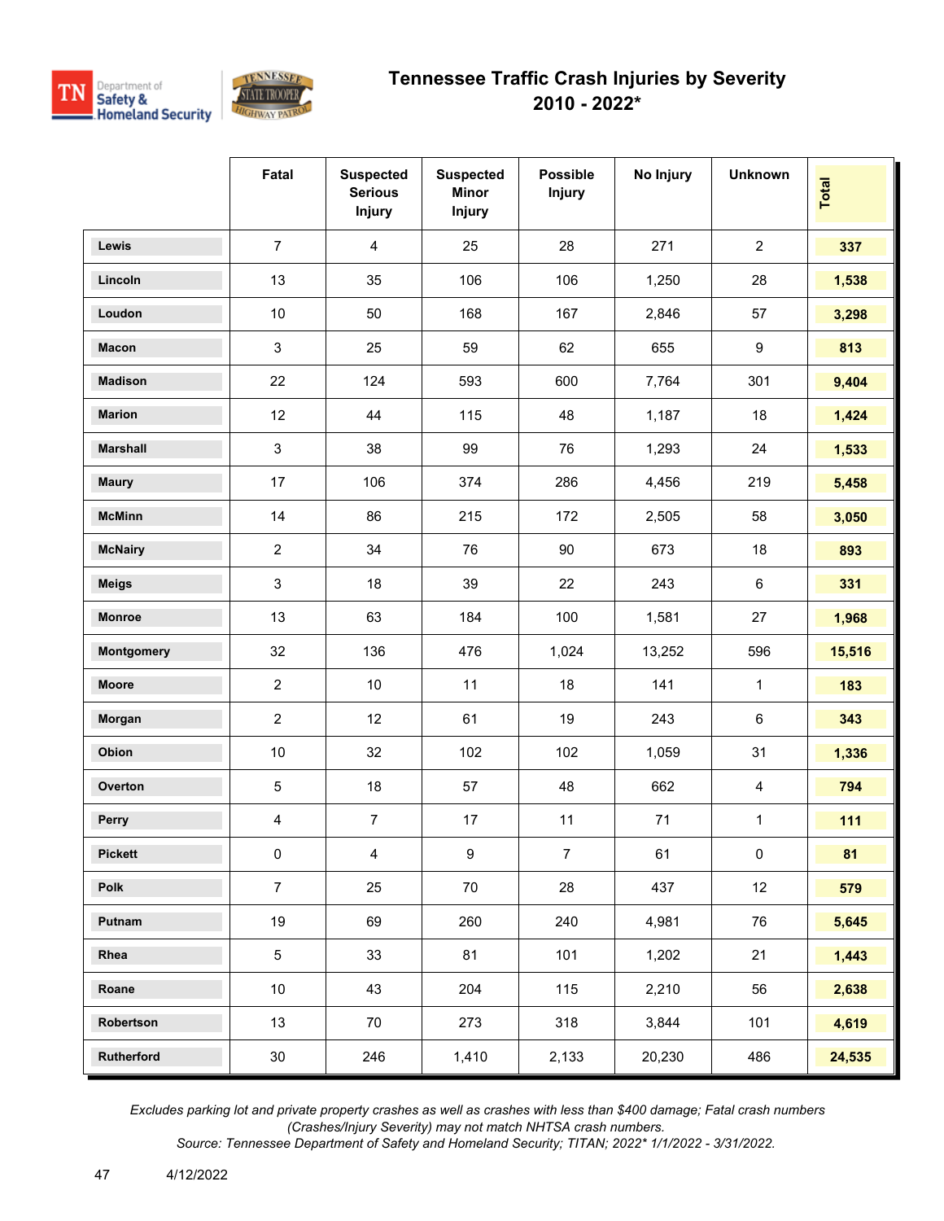# Tennessee Traffic Crash Injuries by Severity

## 2010 - 2022*

| | Fatal | Suspected Serious Injury | Suspected Minor Injury | Possible Injury | No Injury | Unknown | Total |
|---|---|---|---|---|---|---|---|
| **Lewis** | 7 | 4 | 25 | 28 | 271 | 2 | **337** |
| **Lincoln** | 13 | 35 | 106 | 106 | 1,250 | 28 | **1,538** |
| **Loudon** | 10 | 50 | 168 | 167 | 2,846 | 57 | **3,298** |
| **Macon** | 3 | 25 | 59 | 62 | 655 | 9 | **813** |
| **Madison** | 22 | 124 | 593 | 600 | 7,764 | 301 | **9,404** |
| **Marion** | 12 | 44 | 115 | 48 | 1,187 | 18 | **1,424** |
| **Marshall** | 3 | 38 | 99 | 76 | 1,293 | 24 | **1,533** |
| **Maury** | 17 | 106 | 374 | 286 | 4,456 | 219 | **5,458** |
| **McMinn** | 14 | 86 | 215 | 172 | 2,505 | 58 | **3,050** |
| **McNairy** | 2 | 34 | 76 | 90 | 673 | 18 | **893** |
| **Meigs** | 3 | 18 | 39 | 22 | 243 | 6 | **331** |
| **Monroe** | 13 | 63 | 184 | 100 | 1,581 | 27 | **1,968** |
| **Montgomery** | 32 | 136 | 476 | 1,024 | 13,252 | 596 | **15,516** |
| **Moore** | 2 | 10 | 11 | 18 | 141 | 1 | **183** |
| **Morgan** | 2 | 12 | 61 | 19 | 243 | 6 | **343** |
| **Obion** | 10 | 32 | 102 | 102 | 1,059 | 31 | **1,336** |
| **Overton** | 5 | 18 | 57 | 48 | 662 | 4 | **794** |
| **Perry** | 4 | 7 | 17 | 11 | 71 | 1 | **111** |
| **Pickett** | 0 | 4 | 9 | 7 | 61 | 0 | **81** |
| **Polk** | 7 | 25 | 70 | 28 | 437 | 12 | **579** |
| **Putnam** | 19 | 69 | 260 | 240 | 4,981 | 76 | **5,645** |
| **Rhea** | 5 | 33 | 81 | 101 | 1,202 | 21 | **1,443** |
| **Roane** | 10 | 43 | 204 | 115 | 2,210 | 56 | **2,638** |
| **Robertson** | 13 | 70 | 273 | 318 | 3,844 | 101 | **4,619** |
| **Rutherford** | 30 | 246 | 1,410 | 2,133 | 20,230 | 486 | **24,535** |

*Excludes parking lot and private property crashes as well as crashes with less than $400 damage; Fatal crash numbers (Crashes/Injury Severity) may not match NHTSA crash numbers.*
*Source: Tennessee Department of Safety and Homeland Security; TITAN; 2022* 1/1/2022 - 3/31/2022.*

4/12/2022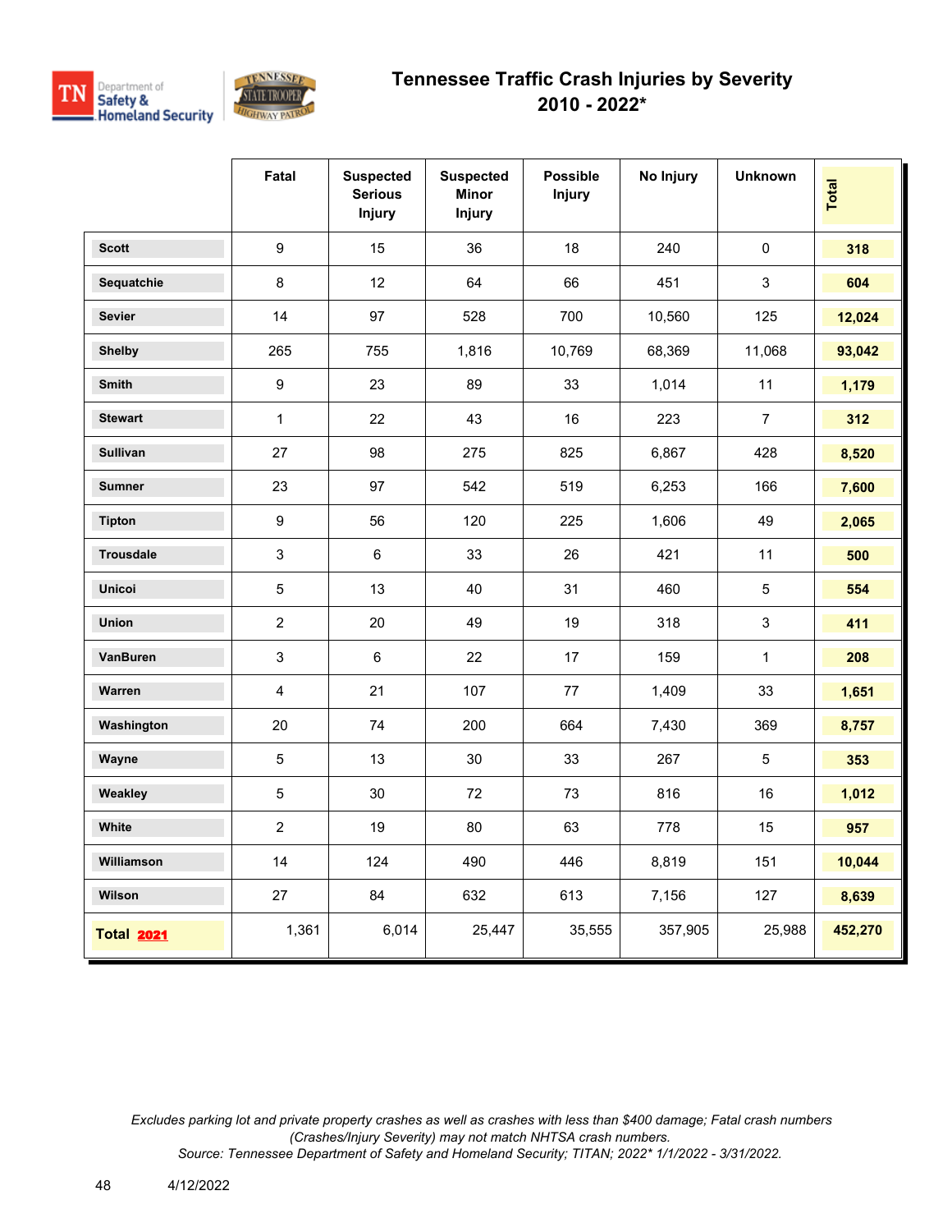## Tennessee Traffic Crash Injuries by Severity
## 2010 - 2022*

| | Fatal | Suspected Serious Injury | Suspected Minor Injury | Possible Injury | No Injury | Unknown | Total |
|---|---|---|---|---|---|---|---|
| **Scott** | 9 | 15 | 36 | 18 | 240 | 0 | **318** |
| **Sequatchie** | 8 | 12 | 64 | 66 | 451 | 3 | **604** |
| **Sevier** | 14 | 97 | 528 | 700 | 10,560 | 125 | **12,024** |
| **Shelby** | 265 | 755 | 1,816 | 10,769 | 68,369 | 11,068 | **93,042** |
| **Smith** | 9 | 23 | 89 | 33 | 1,014 | 11 | **1,179** |
| **Stewart** | 1 | 22 | 43 | 16 | 223 | 7 | **312** |
| **Sullivan** | 27 | 98 | 275 | 825 | 6,867 | 428 | **8,520** |
| **Sumner** | 23 | 97 | 542 | 519 | 6,253 | 166 | **7,600** |
| **Tipton** | 9 | 56 | 120 | 225 | 1,606 | 49 | **2,065** |
| **Trousdale** | 3 | 6 | 33 | 26 | 421 | 11 | **500** |
| **Unicoi** | 5 | 13 | 40 | 31 | 460 | 5 | **554** |
| **Union** | 2 | 20 | 49 | 19 | 318 | 3 | **411** |
| **VanBuren** | 3 | 6 | 22 | 17 | 159 | 1 | **208** |
| **Warren** | 4 | 21 | 107 | 77 | 1,409 | 33 | **1,651** |
| **Washington** | 20 | 74 | 200 | 664 | 7,430 | 369 | **8,757** |
| **Wayne** | 5 | 13 | 30 | 33 | 267 | 5 | **353** |
| **Weakley** | 5 | 30 | 72 | 73 | 816 | 16 | **1,012** |
| **White** | 2 | 19 | 80 | 63 | 778 | 15 | **957** |
| **Williamson** | 14 | 124 | 490 | 446 | 8,819 | 151 | **10,044** |
| **Wilson** | 27 | 84 | 632 | 613 | 7,156 | 127 | **8,639** |
| **Total 2021** | 1,361 | 6,014 | 25,447 | 35,555 | 357,905 | 25,988 | **452,270** |

*Excludes parking lot and private property crashes as well as crashes with less than $400 damage; Fatal crash numbers (Crashes/Injury Severity) may not match NHTSA crash numbers.*
*Source: Tennessee Department of Safety and Homeland Security; TITAN; 2022* 1/1/2022 - 3/31/2022.*

4/12/2022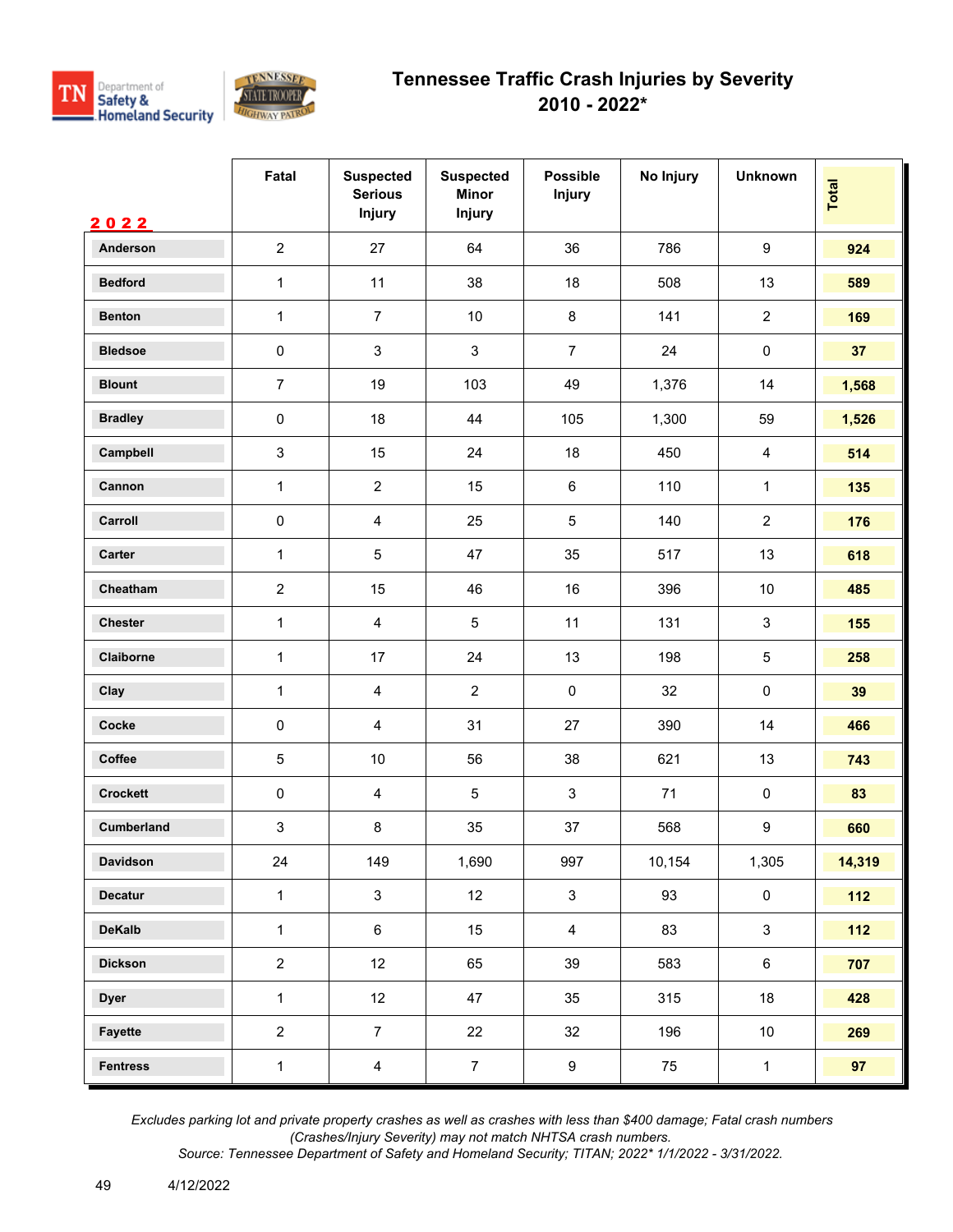# Tennessee Traffic Crash Injuries by Severity
## 2010 - 2022*

| 2022 | Fatal | Suspected Serious Injury | Suspected Minor Injury | Possible Injury | No Injury | Unknown | Total |
|---|---|---|---|---|---|---|---|
| Anderson | 2 | 27 | 64 | 36 | 786 | 9 | 924 |
| Bedford | 1 | 11 | 38 | 18 | 508 | 13 | 589 |
| Benton | 1 | 7 | 10 | 8 | 141 | 2 | 169 |
| Bledsoe | 0 | 3 | 3 | 7 | 24 | 0 | 37 |
| Blount | 7 | 19 | 103 | 49 | 1,376 | 14 | 1,568 |
| Bradley | 0 | 18 | 44 | 105 | 1,300 | 59 | 1,526 |
| Campbell | 3 | 15 | 24 | 18 | 450 | 4 | 514 |
| Cannon | 1 | 2 | 15 | 6 | 110 | 1 | 135 |
| Carroll | 0 | 4 | 25 | 5 | 140 | 2 | 176 |
| Carter | 1 | 5 | 47 | 35 | 517 | 13 | 618 |
| Cheatham | 2 | 15 | 46 | 16 | 396 | 10 | 485 |
| Chester | 1 | 4 | 5 | 11 | 131 | 3 | 155 |
| Claiborne | 1 | 17 | 24 | 13 | 198 | 5 | 258 |
| Clay | 1 | 4 | 2 | 0 | 32 | 0 | 39 |
| Cocke | 0 | 4 | 31 | 27 | 390 | 14 | 466 |
| Coffee | 5 | 10 | 56 | 38 | 621 | 13 | 743 |
| Crockett | 0 | 4 | 5 | 3 | 71 | 0 | 83 |
| Cumberland | 3 | 8 | 35 | 37 | 568 | 9 | 660 |
| Davidson | 24 | 149 | 1,690 | 997 | 10,154 | 1,305 | 14,319 |
| Decatur | 1 | 3 | 12 | 3 | 93 | 0 | 112 |
| DeKalb | 1 | 6 | 15 | 4 | 83 | 3 | 112 |
| Dickson | 2 | 12 | 65 | 39 | 583 | 6 | 707 |
| Dyer | 1 | 12 | 47 | 35 | 315 | 18 | 428 |
| Fayette | 2 | 7 | 22 | 32 | 196 | 10 | 269 |
| Fentress | 1 | 4 | 7 | 9 | 75 | 1 | 97 |

*Excludes parking lot and private property crashes as well as crashes with less than $400 damage; Fatal crash numbers (Crashes/Injury Severity) may not match NHTSA crash numbers.*
*Source: Tennessee Department of Safety and Homeland Security; TITAN; 2022* 1/1/2022 - 3/31/2022.*

4/12/2022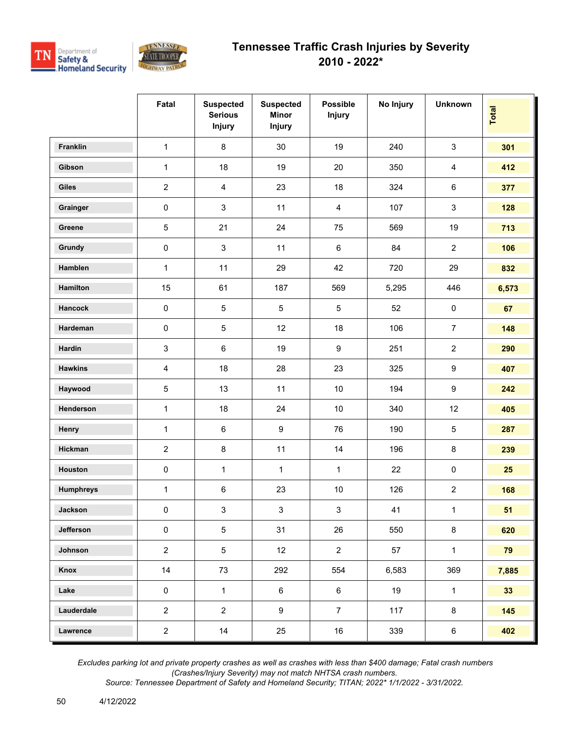# Tennessee Traffic Crash Injuries by Severity
## 2010 - 2022*

| | Fatal | Suspected Serious Injury | Suspected Minor Injury | Possible Injury | No Injury | Unknown | Total |
|---|---|---|---|---|---|---|---|
| Franklin | 1 | 8 | 30 | 19 | 240 | 3 | **301** |
| Gibson | 1 | 18 | 19 | 20 | 350 | 4 | **412** |
| Giles | 2 | 4 | 23 | 18 | 324 | 6 | **377** |
| Grainger | 0 | 3 | 11 | 4 | 107 | 3 | **128** |
| Greene | 5 | 21 | 24 | 75 | 569 | 19 | **713** |
| Grundy | 0 | 3 | 11 | 6 | 84 | 2 | **106** |
| Hamblen | 1 | 11 | 29 | 42 | 720 | 29 | **832** |
| Hamilton | 15 | 61 | 187 | 569 | 5,295 | 446 | **6,573** |
| Hancock | 0 | 5 | 5 | 5 | 52 | 0 | **67** |
| Hardeman | 0 | 5 | 12 | 18 | 106 | 7 | **148** |
| Hardin | 3 | 6 | 19 | 9 | 251 | 2 | **290** |
| Hawkins | 4 | 18 | 28 | 23 | 325 | 9 | **407** |
| Haywood | 5 | 13 | 11 | 10 | 194 | 9 | **242** |
| Henderson | 1 | 18 | 24 | 10 | 340 | 12 | **405** |
| Henry | 1 | 6 | 9 | 76 | 190 | 5 | **287** |
| Hickman | 2 | 8 | 11 | 14 | 196 | 8 | **239** |
| Houston | 0 | 1 | 1 | 1 | 22 | 0 | **25** |
| Humphreys | 1 | 6 | 23 | 10 | 126 | 2 | **168** |
| Jackson | 0 | 3 | 3 | 3 | 41 | 1 | **51** |
| Jefferson | 0 | 5 | 31 | 26 | 550 | 8 | **620** |
| Johnson | 2 | 5 | 12 | 2 | 57 | 1 | **79** |
| Knox | 14 | 73 | 292 | 554 | 6,583 | 369 | **7,885** |
| Lake | 0 | 1 | 6 | 6 | 19 | 1 | **33** |
| Lauderdale | 2 | 2 | 9 | 7 | 117 | 8 | **145** |
| Lawrence | 2 | 14 | 25 | 16 | 339 | 6 | **402** |

*Excludes parking lot and private property crashes as well as crashes with less than $400 damage; Fatal crash numbers (Crashes/Injury Severity) may not match NHTSA crash numbers.*
*Source: Tennessee Department of Safety and Homeland Security; TITAN; 2022* 1/1/2022 - 3/31/2022.*

4/12/2022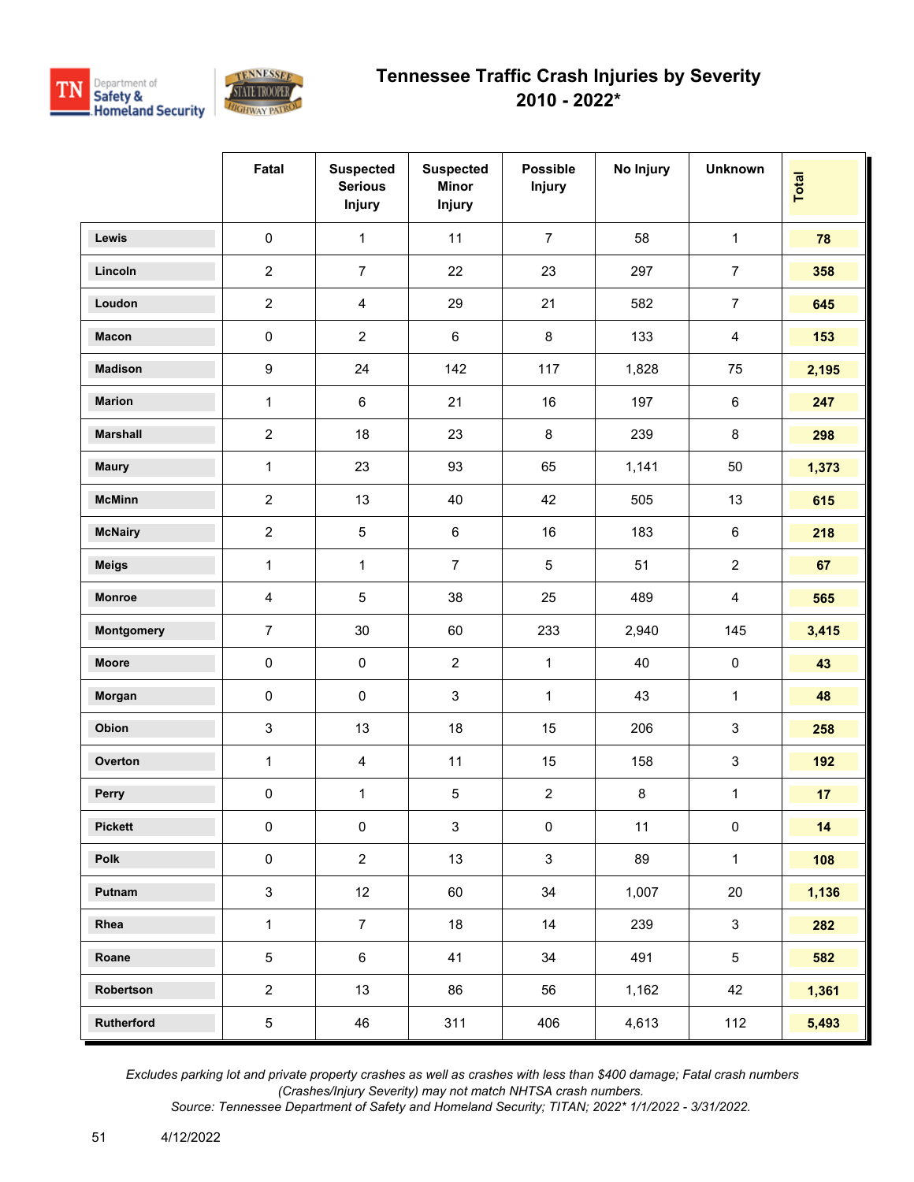# Tennessee Traffic Crash Injuries by Severity
## 2010 - 2022*

| | Fatal | Suspected Serious Injury | Suspected Minor Injury | Possible Injury | No Injury | Unknown | Total |
|---|---|---|---|---|---|---|---|
| Lewis | 0 | 1 | 11 | 7 | 58 | 1 | 78 |
| Lincoln | 2 | 7 | 22 | 23 | 297 | 7 | 358 |
| Loudon | 2 | 4 | 29 | 21 | 582 | 7 | 645 |
| Macon | 0 | 2 | 6 | 8 | 133 | 4 | 153 |
| Madison | 9 | 24 | 142 | 117 | 1,828 | 75 | 2,195 |
| Marion | 1 | 6 | 21 | 16 | 197 | 6 | 247 |
| Marshall | 2 | 18 | 23 | 8 | 239 | 8 | 298 |
| Maury | 1 | 23 | 93 | 65 | 1,141 | 50 | 1,373 |
| McMinn | 2 | 13 | 40 | 42 | 505 | 13 | 615 |
| McNairy | 2 | 5 | 6 | 16 | 183 | 6 | 218 |
| Meigs | 1 | 1 | 7 | 5 | 51 | 2 | 67 |
| Monroe | 4 | 5 | 38 | 25 | 489 | 4 | 565 |
| Montgomery | 7 | 30 | 60 | 233 | 2,940 | 145 | 3,415 |
| Moore | 0 | 0 | 2 | 1 | 40 | 0 | 43 |
| Morgan | 0 | 0 | 3 | 1 | 43 | 1 | 48 |
| Obion | 3 | 13 | 18 | 15 | 206 | 3 | 258 |
| Overton | 1 | 4 | 11 | 15 | 158 | 3 | 192 |
| Perry | 0 | 1 | 5 | 2 | 8 | 1 | 17 |
| Pickett | 0 | 0 | 3 | 0 | 11 | 0 | 14 |
| Polk | 0 | 2 | 13 | 3 | 89 | 1 | 108 |
| Putnam | 3 | 12 | 60 | 34 | 1,007 | 20 | 1,136 |
| Rhea | 1 | 7 | 18 | 14 | 239 | 3 | 282 |
| Roane | 5 | 6 | 41 | 34 | 491 | 5 | 582 |
| Robertson | 2 | 13 | 86 | 56 | 1,162 | 42 | 1,361 |
| Rutherford | 5 | 46 | 311 | 406 | 4,613 | 112 | 5,493 |

*Excludes parking lot and private property crashes as well as crashes with less than $400 damage; Fatal crash numbers (Crashes/Injury Severity) may not match NHTSA crash numbers.*
*Source: Tennessee Department of Safety and Homeland Security; TITAN; 2022* 1/1/2022 - 3/31/2022.*

4/12/2022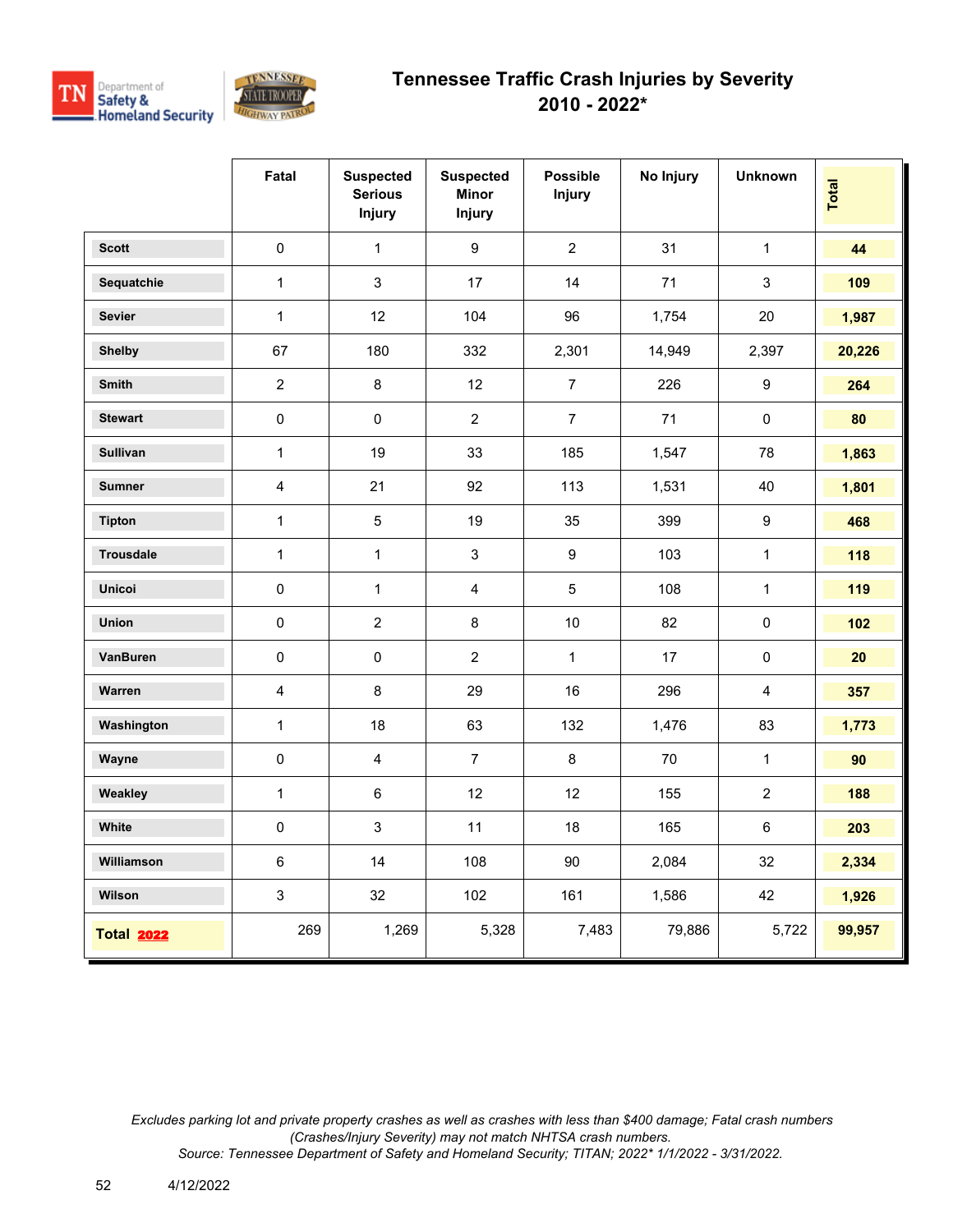# Tennessee Traffic Crash Injuries by Severity
## 2010 - 2022*

| | Fatal | Suspected Serious Injury | Suspected Minor Injury | Possible Injury | No Injury | Unknown | Total |
|---|---|---|---|---|---|---|---|
| Scott | 0 | 1 | 9 | 2 | 31 | 1 | **44** |
| Sequatchie | 1 | 3 | 17 | 14 | 71 | 3 | **109** |
| Sevier | 1 | 12 | 104 | 96 | 1,754 | 20 | **1,987** |
| Shelby | 67 | 180 | 332 | 2,301 | 14,949 | 2,397 | **20,226** |
| Smith | 2 | 8 | 12 | 7 | 226 | 9 | **264** |
| Stewart | 0 | 0 | 2 | 7 | 71 | 0 | **80** |
| Sullivan | 1 | 19 | 33 | 185 | 1,547 | 78 | **1,863** |
| Sumner | 4 | 21 | 92 | 113 | 1,531 | 40 | **1,801** |
| Tipton | 1 | 5 | 19 | 35 | 399 | 9 | **468** |
| Trousdale | 1 | 1 | 3 | 9 | 103 | 1 | **118** |
| Unicoi | 0 | 1 | 4 | 5 | 108 | 1 | **119** |
| Union | 0 | 2 | 8 | 10 | 82 | 0 | **102** |
| VanBuren | 0 | 0 | 2 | 1 | 17 | 0 | **20** |
| Warren | 4 | 8 | 29 | 16 | 296 | 4 | **357** |
| Washington | 1 | 18 | 63 | 132 | 1,476 | 83 | **1,773** |
| Wayne | 0 | 4 | 7 | 8 | 70 | 1 | **90** |
| Weakley | 1 | 6 | 12 | 12 | 155 | 2 | **188** |
| White | 0 | 3 | 11 | 18 | 165 | 6 | **203** |
| Williamson | 6 | 14 | 108 | 90 | 2,084 | 32 | **2,334** |
| Wilson | 3 | 32 | 102 | 161 | 1,586 | 42 | **1,926** |
| **Total 2022** | 269 | 1,269 | 5,328 | 7,483 | 79,886 | 5,722 | **99,957** |

*Excludes parking lot and private property crashes as well as crashes with less than $400 damage; Fatal crash numbers (Crashes/Injury Severity) may not match NHTSA crash numbers.*
*Source: Tennessee Department of Safety and Homeland Security; TITAN; 2022* 1/1/2022 - 3/31/2022.*

4/12/2022